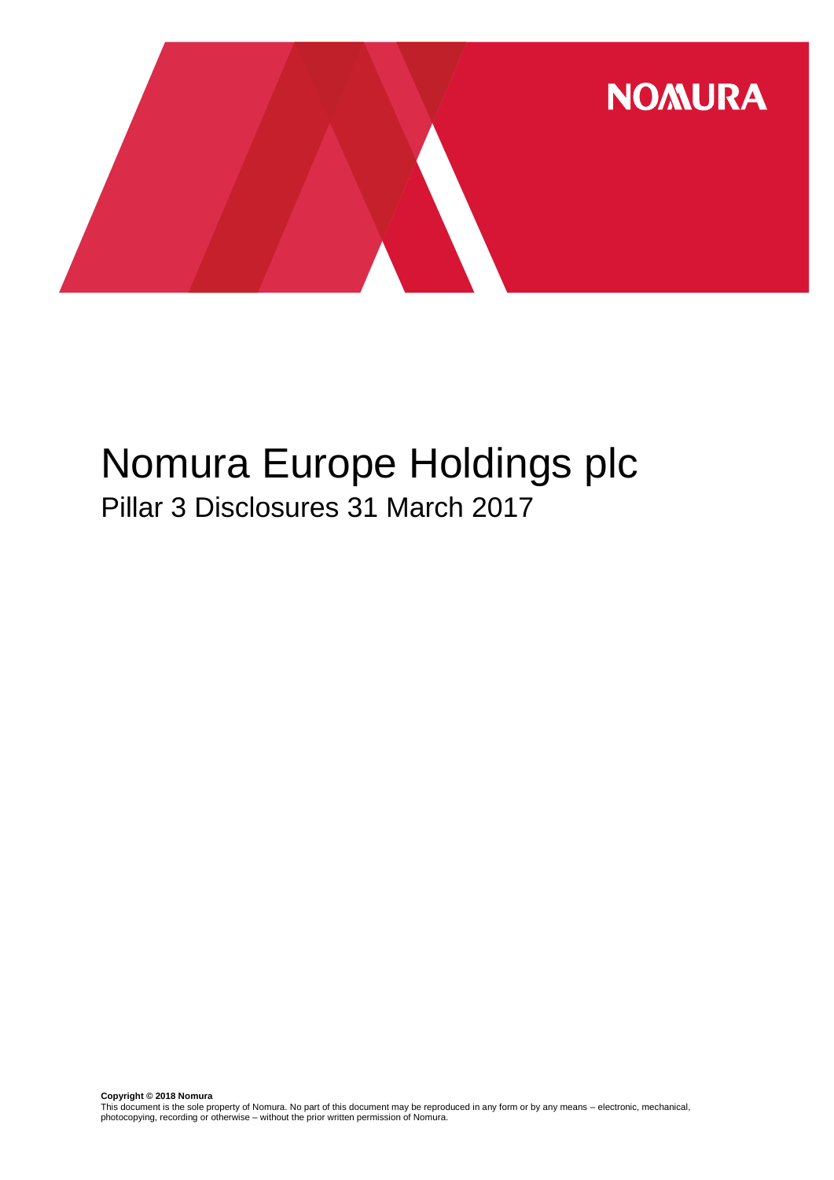NOMURA

# Nomura Europe Holdings plc

## Pillar 3 Disclosures 31 March 2017

**Copyright © 2018 Nomura**

This document is the sole property of Nomura. No part of this document may be reproduced in any form or by any means – electronic, mechanical, photocopying, recording or otherwise – without the prior written permission of Nomura.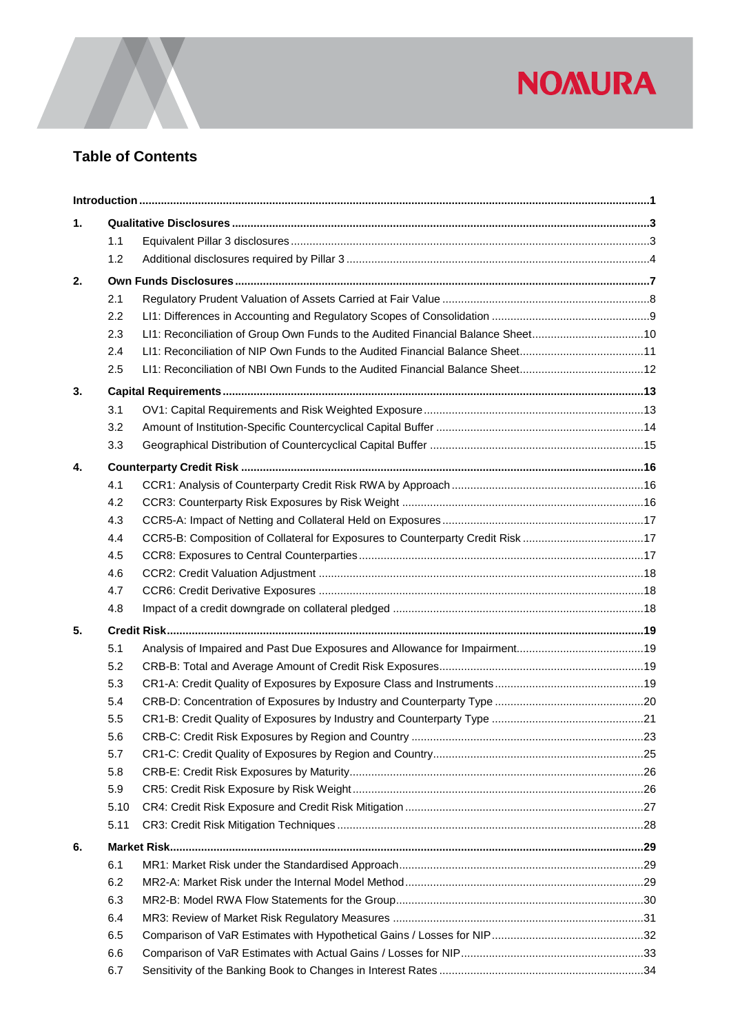# Table of Contents

| | | | |
|---|---|---|---|
| **Introduction** | | | **1** |
| **1.** | **Qualitative Disclosures** | | **3** |
| | 1.1 | Equivalent Pillar 3 disclosures | 3 |
| | 1.2 | Additional disclosures required by Pillar 3 | 4 |
| **2.** | **Own Funds Disclosures** | | **7** |
| | 2.1 | Regulatory Prudent Valuation of Assets Carried at Fair Value | 8 |
| | 2.2 | LI1: Differences in Accounting and Regulatory Scopes of Consolidation | 9 |
| | 2.3 | LI1: Reconciliation of Group Own Funds to the Audited Financial Balance Sheet | 10 |
| | 2.4 | LI1: Reconciliation of NIP Own Funds to the Audited Financial Balance Sheet | 11 |
| | 2.5 | LI1: Reconciliation of NBI Own Funds to the Audited Financial Balance Sheet | 12 |
| **3.** | **Capital Requirements** | | **13** |
| | 3.1 | OV1: Capital Requirements and Risk Weighted Exposure | 13 |
| | 3.2 | Amount of Institution-Specific Countercyclical Capital Buffer | 14 |
| | 3.3 | Geographical Distribution of Countercyclical Capital Buffer | 15 |
| **4.** | **Counterparty Credit Risk** | | **16** |
| | 4.1 | CCR1: Analysis of Counterparty Credit Risk RWA by Approach | 16 |
| | 4.2 | CCR3: Counterparty Risk Exposures by Risk Weight | 16 |
| | 4.3 | CCR5-A: Impact of Netting and Collateral Held on Exposures | 17 |
| | 4.4 | CCR5-B: Composition of Collateral for Exposures to Counterparty Credit Risk | 17 |
| | 4.5 | CCR8: Exposures to Central Counterparties | 17 |
| | 4.6 | CCR2: Credit Valuation Adjustment | 18 |
| | 4.7 | CCR6: Credit Derivative Exposures | 18 |
| | 4.8 | Impact of a credit downgrade on collateral pledged | 18 |
| **5.** | **Credit Risk** | | **19** |
| | 5.1 | Analysis of Impaired and Past Due Exposures and Allowance for Impairment | 19 |
| | 5.2 | CRB-B: Total and Average Amount of Credit Risk Exposures | 19 |
| | 5.3 | CR1-A: Credit Quality of Exposures by Exposure Class and Instruments | 19 |
| | 5.4 | CRB-D: Concentration of Exposures by Industry and Counterparty Type | 20 |
| | 5.5 | CR1-B: Credit Quality of Exposures by Industry and Counterparty Type | 21 |
| | 5.6 | CRB-C: Credit Risk Exposures by Region and Country | 23 |
| | 5.7 | CR1-C: Credit Quality of Exposures by Region and Country | 25 |
| | 5.8 | CRB-E: Credit Risk Exposures by Maturity | 26 |
| | 5.9 | CR5: Credit Risk Exposure by Risk Weight | 26 |
| | 5.10 | CR4: Credit Risk Exposure and Credit Risk Mitigation | 27 |
| | 5.11 | CR3: Credit Risk Mitigation Techniques | 28 |
| **6.** | **Market Risk** | | **29** |
| | 6.1 | MR1: Market Risk under the Standardised Approach | 29 |
| | 6.2 | MR2-A: Market Risk under the Internal Model Method | 29 |
| | 6.3 | MR2-B: Model RWA Flow Statements for the Group | 30 |
| | 6.4 | MR3: Review of Market Risk Regulatory Measures | 31 |
| | 6.5 | Comparison of VaR Estimates with Hypothetical Gains / Losses for NIP | 32 |
| | 6.6 | Comparison of VaR Estimates with Actual Gains / Losses for NIP | 33 |
| | 6.7 | Sensitivity of the Banking Book to Changes in Interest Rates | 34 |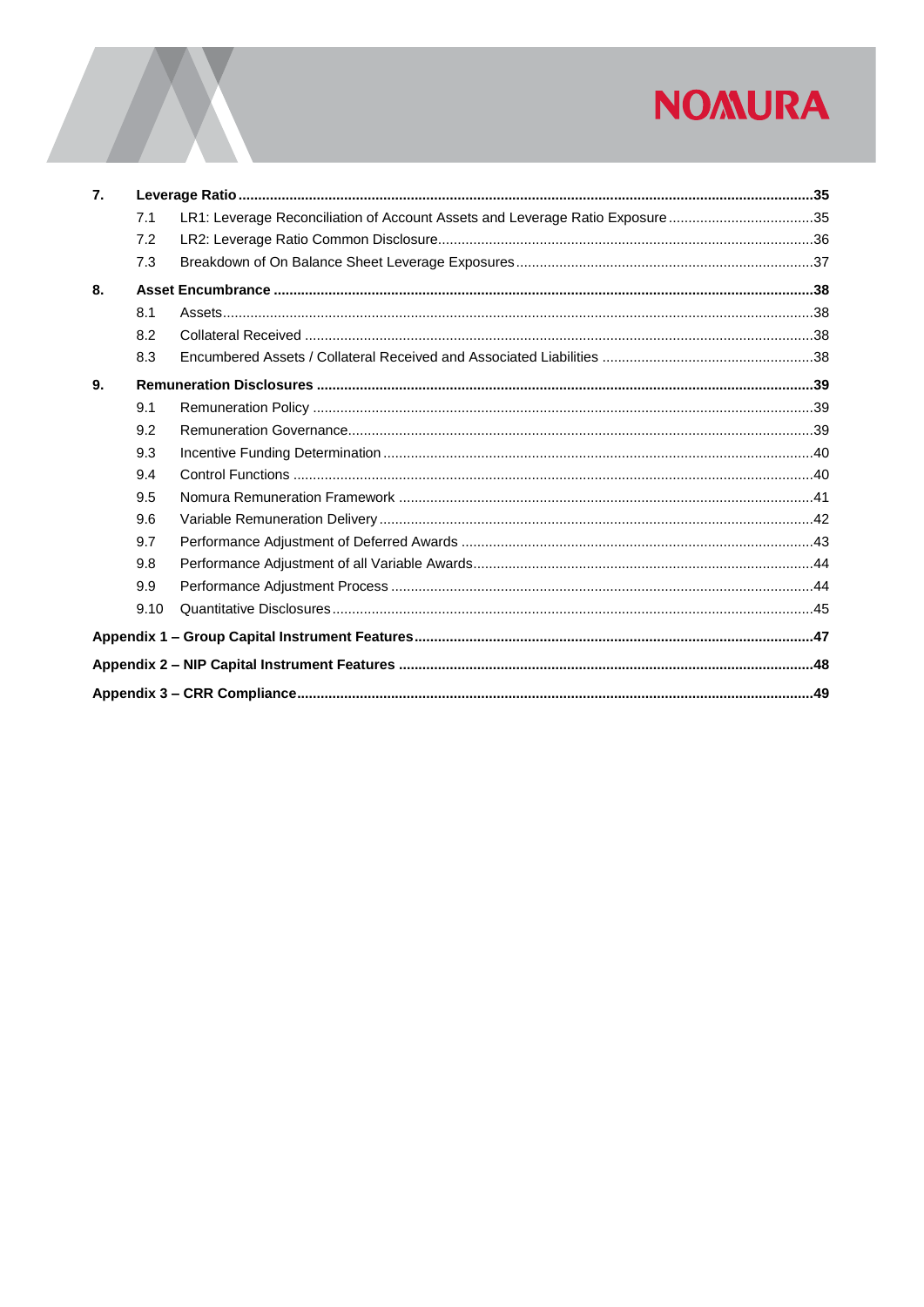| | | |
|---|---|---|
| **7.** | **Leverage Ratio** | **35** |
| 7.1 | LR1: Leverage Reconciliation of Account Assets and Leverage Ratio Exposure | 35 |
| 7.2 | LR2: Leverage Ratio Common Disclosure | 36 |
| 7.3 | Breakdown of On Balance Sheet Leverage Exposures | 37 |
| **8.** | **Asset Encumbrance** | **38** |
| 8.1 | Assets | 38 |
| 8.2 | Collateral Received | 38 |
| 8.3 | Encumbered Assets / Collateral Received and Associated Liabilities | 38 |
| **9.** | **Remuneration Disclosures** | **39** |
| 9.1 | Remuneration Policy | 39 |
| 9.2 | Remuneration Governance | 39 |
| 9.3 | Incentive Funding Determination | 40 |
| 9.4 | Control Functions | 40 |
| 9.5 | Nomura Remuneration Framework | 41 |
| 9.6 | Variable Remuneration Delivery | 42 |
| 9.7 | Performance Adjustment of Deferred Awards | 43 |
| 9.8 | Performance Adjustment of all Variable Awards | 44 |
| 9.9 | Performance Adjustment Process | 44 |
| 9.10 | Quantitative Disclosures | 45 |
| **Appendix 1 – Group Capital Instrument Features** | | **47** |
| **Appendix 2 – NIP Capital Instrument Features** | | **48** |
| **Appendix 3 – CRR Compliance** | | **49** |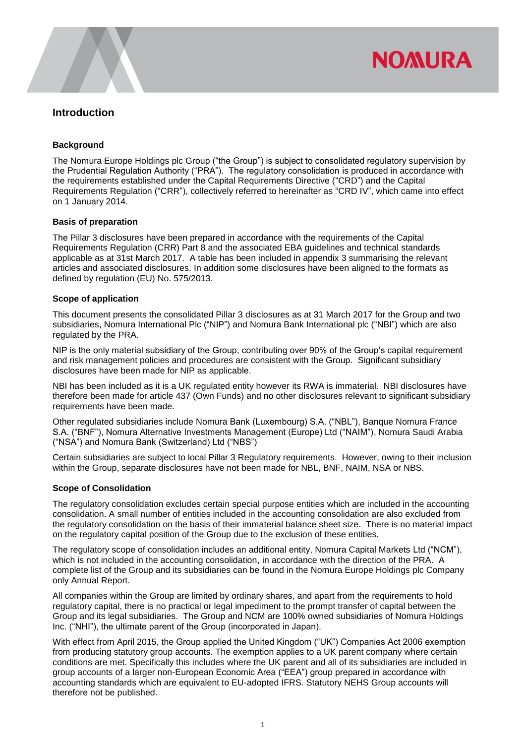## Introduction

### Background

The Nomura Europe Holdings plc Group ("the Group") is subject to consolidated regulatory supervision by the Prudential Regulation Authority ("PRA"). The regulatory consolidation is produced in accordance with the requirements established under the Capital Requirements Directive ("CRD") and the Capital Requirements Regulation ("CRR"), collectively referred to hereinafter as "CRD IV", which came into effect on 1 January 2014.

### Basis of preparation

The Pillar 3 disclosures have been prepared in accordance with the requirements of the Capital Requirements Regulation (CRR) Part 8 and the associated EBA guidelines and technical standards applicable as at 31st March 2017. A table has been included in appendix 3 summarising the relevant articles and associated disclosures. In addition some disclosures have been aligned to the formats as defined by regulation (EU) No. 575/2013.

### Scope of application

This document presents the consolidated Pillar 3 disclosures as at 31 March 2017 for the Group and two subsidiaries, Nomura International Plc ("NIP") and Nomura Bank International plc ("NBI") which are also regulated by the PRA.

NIP is the only material subsidiary of the Group, contributing over 90% of the Group's capital requirement and risk management policies and procedures are consistent with the Group. Significant subsidiary disclosures have been made for NIP as applicable.

NBI has been included as it is a UK regulated entity however its RWA is immaterial. NBI disclosures have therefore been made for article 437 (Own Funds) and no other disclosures relevant to significant subsidiary requirements have been made.

Other regulated subsidiaries include Nomura Bank (Luxembourg) S.A. ("NBL"), Banque Nomura France S.A. ("BNF"), Nomura Alternative Investments Management (Europe) Ltd ("NAIM"), Nomura Saudi Arabia ("NSA") and Nomura Bank (Switzerland) Ltd ("NBS")

Certain subsidiaries are subject to local Pillar 3 Regulatory requirements. However, owing to their inclusion within the Group, separate disclosures have not been made for NBL, BNF, NAIM, NSA or NBS.

### Scope of Consolidation

The regulatory consolidation excludes certain special purpose entities which are included in the accounting consolidation. A small number of entities included in the accounting consolidation are also excluded from the regulatory consolidation on the basis of their immaterial balance sheet size. There is no material impact on the regulatory capital position of the Group due to the exclusion of these entities.

The regulatory scope of consolidation includes an additional entity, Nomura Capital Markets Ltd ("NCM"), which is not included in the accounting consolidation, in accordance with the direction of the PRA. A complete list of the Group and its subsidiaries can be found in the Nomura Europe Holdings plc Company only Annual Report.

All companies within the Group are limited by ordinary shares, and apart from the requirements to hold regulatory capital, there is no practical or legal impediment to the prompt transfer of capital between the Group and its legal subsidiaries. The Group and NCM are 100% owned subsidiaries of Nomura Holdings Inc. ("NHI"), the ultimate parent of the Group (incorporated in Japan).

With effect from April 2015, the Group applied the United Kingdom ("UK") Companies Act 2006 exemption from producing statutory group accounts. The exemption applies to a UK parent company where certain conditions are met. Specifically this includes where the UK parent and all of its subsidiaries are included in group accounts of a larger non-European Economic Area ("EEA") group prepared in accordance with accounting standards which are equivalent to EU-adopted IFRS. Statutory NEHS Group accounts will therefore not be published.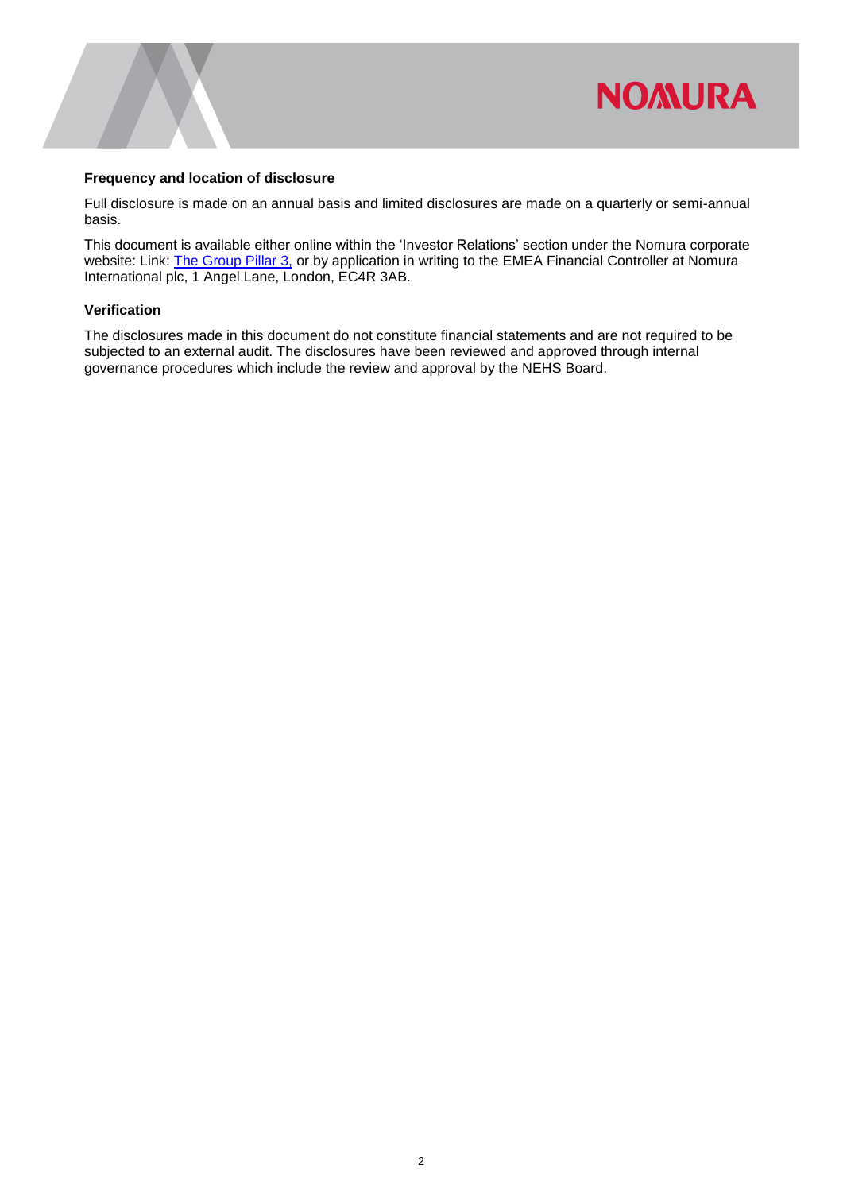### Frequency and location of disclosure

Full disclosure is made on an annual basis and limited disclosures are made on a quarterly or semi-annual basis.

This document is available either online within the 'Investor Relations' section under the Nomura corporate website: Link: The Group Pillar 3, or by application in writing to the EMEA Financial Controller at Nomura International plc, 1 Angel Lane, London, EC4R 3AB.

### Verification

The disclosures made in this document do not constitute financial statements and are not required to be subjected to an external audit. The disclosures have been reviewed and approved through internal governance procedures which include the review and approval by the NEHS Board.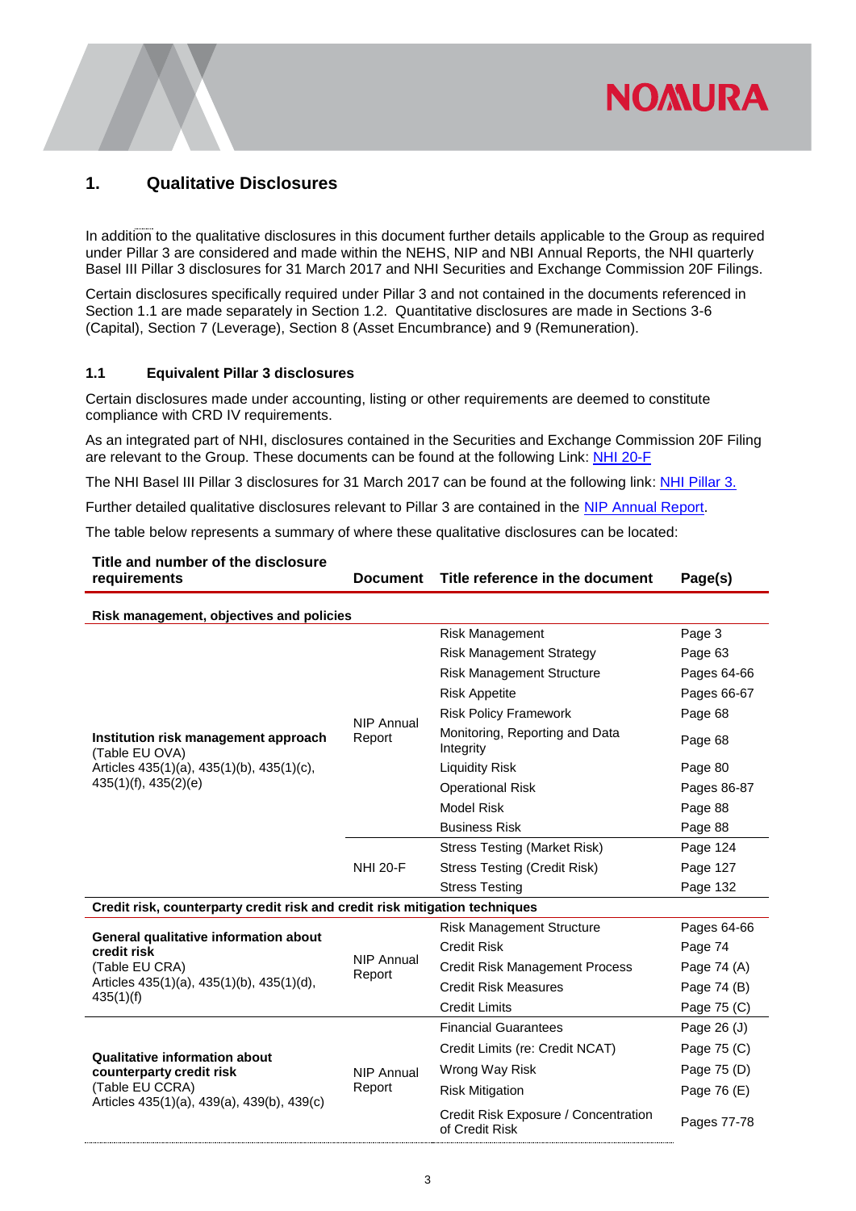## 1. Qualitative Disclosures

In addition to the qualitative disclosures in this document further details applicable to the Group as required under Pillar 3 are considered and made within the NEHS, NIP and NBI Annual Reports, the NHI quarterly Basel III Pillar 3 disclosures for 31 March 2017 and NHI Securities and Exchange Commission 20F Filings.

Certain disclosures specifically required under Pillar 3 and not contained in the documents referenced in Section 1.1 are made separately in Section 1.2. Quantitative disclosures are made in Sections 3-6 (Capital), Section 7 (Leverage), Section 8 (Asset Encumbrance) and 9 (Remuneration).

### 1.1 Equivalent Pillar 3 disclosures

Certain disclosures made under accounting, listing or other requirements are deemed to constitute compliance with CRD IV requirements.

As an integrated part of NHI, disclosures contained in the Securities and Exchange Commission 20F Filing are relevant to the Group. These documents can be found at the following Link: NHI 20-F

The NHI Basel III Pillar 3 disclosures for 31 March 2017 can be found at the following link: NHI Pillar 3.

Further detailed qualitative disclosures relevant to Pillar 3 are contained in the NIP Annual Report.

The table below represents a summary of where these qualitative disclosures can be located:

| Title and number of the disclosure requirements | Document | Title reference in the document | Page(s) |
|---|---|---|---|
| **Risk management, objectives and policies** | | | |
| **Institution risk management approach** (Table EU OVA) Articles 435(1)(a), 435(1)(b), 435(1)(c), 435(1)(f), 435(2)(e) | NIP Annual Report | Risk Management | Page 3 |
| | | Risk Management Strategy | Page 63 |
| | | Risk Management Structure | Pages 64-66 |
| | | Risk Appetite | Pages 66-67 |
| | | Risk Policy Framework | Page 68 |
| | | Monitoring, Reporting and Data Integrity | Page 68 |
| | | Liquidity Risk | Page 80 |
| | | Operational Risk | Pages 86-87 |
| | | Model Risk | Page 88 |
| | | Business Risk | Page 88 |
| | NHI 20-F | Stress Testing (Market Risk) | Page 124 |
| | | Stress Testing (Credit Risk) | Page 127 |
| | | Stress Testing | Page 132 |
| **Credit risk, counterparty credit risk and credit risk mitigation techniques** | | | |
| **General qualitative information about credit risk** (Table EU CRA) Articles 435(1)(a), 435(1)(b), 435(1)(d), 435(1)(f) | NIP Annual Report | Risk Management Structure | Pages 64-66 |
| | | Credit Risk | Page 74 |
| | | Credit Risk Management Process | Page 74 (A) |
| | | Credit Risk Measures | Page 74 (B) |
| | | Credit Limits | Page 75 (C) |
| **Qualitative information about counterparty credit risk** (Table EU CCRA) Articles 435(1)(a), 439(a), 439(b), 439(c) | NIP Annual Report | Financial Guarantees | Page 26 (J) |
| | | Credit Limits (re: Credit NCAT) | Page 75 (C) |
| | | Wrong Way Risk | Page 75 (D) |
| | | Risk Mitigation | Page 76 (E) |
| | | Credit Risk Exposure / Concentration of Credit Risk | Pages 77-78 |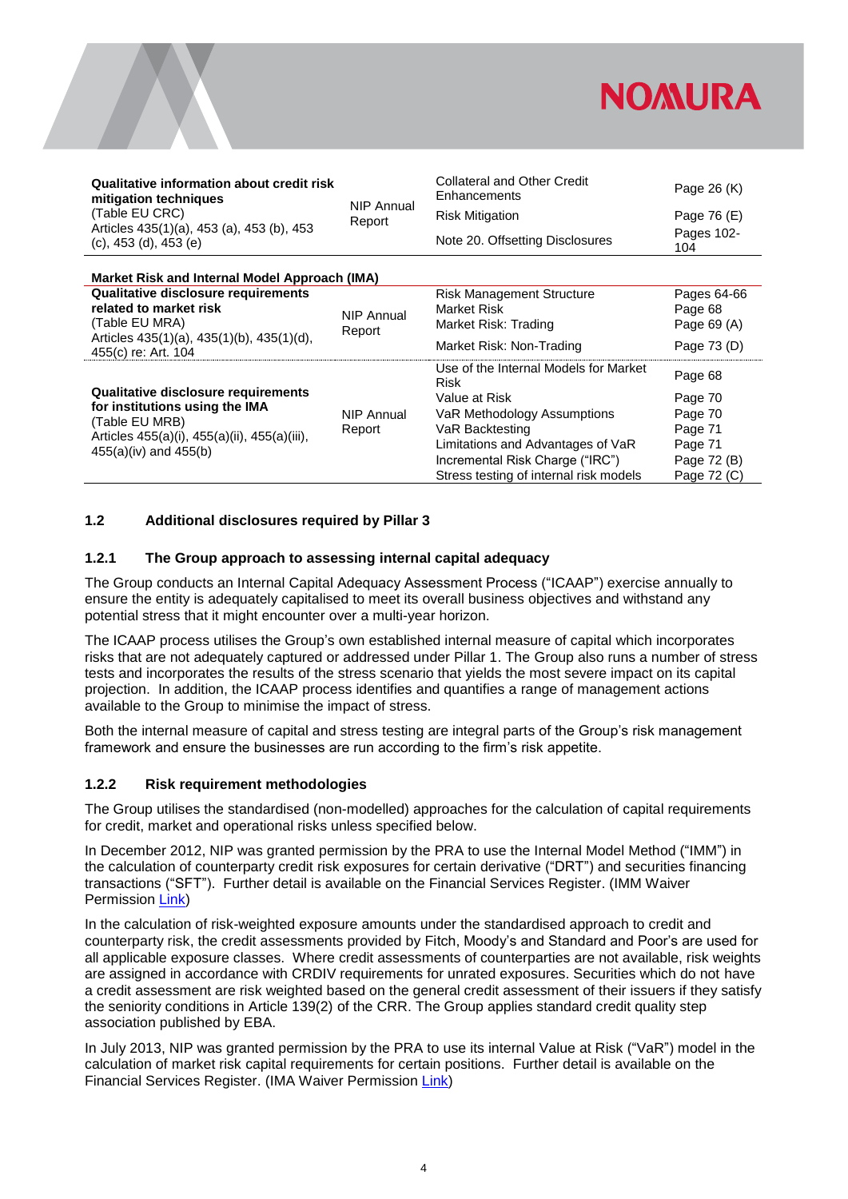| | | | |
|---|---|---|---|
| **Qualitative information about credit risk mitigation techniques** (Table EU CRC) Articles 435(1)(a), 453 (a), 453 (b), 453 (c), 453 (d), 453 (e) | NIP Annual Report | Collateral and Other Credit Enhancements | Page 26 (K) |
| | | Risk Mitigation | Page 76 (E) |
| | | Note 20. Offsetting Disclosures | Pages 102-104 |
| **Market Risk and Internal Model Approach (IMA)** | | | |
| **Qualitative disclosure requirements related to market risk** (Table EU MRA) Articles 435(1)(a), 435(1)(b), 435(1)(d), 455(c) re: Art. 104 | NIP Annual Report | Risk Management Structure | Pages 64-66 |
| | | Market Risk | Page 68 |
| | | Market Risk: Trading | Page 69 (A) |
| | | Market Risk: Non-Trading | Page 73 (D) |
| **Qualitative disclosure requirements for institutions using the IMA** (Table EU MRB) Articles 455(a)(i), 455(a)(ii), 455(a)(iii), 455(a)(iv) and 455(b) | NIP Annual Report | Use of the Internal Models for Market Risk | Page 68 |
| | | Value at Risk | Page 70 |
| | | VaR Methodology Assumptions | Page 70 |
| | | VaR Backtesting | Page 71 |
| | | Limitations and Advantages of VaR | Page 71 |
| | | Incremental Risk Charge ("IRC") | Page 72 (B) |
| | | Stress testing of internal risk models | Page 72 (C) |

## 1.2 Additional disclosures required by Pillar 3

### 1.2.1 The Group approach to assessing internal capital adequacy

The Group conducts an Internal Capital Adequacy Assessment Process ("ICAAP") exercise annually to ensure the entity is adequately capitalised to meet its overall business objectives and withstand any potential stress that it might encounter over a multi-year horizon.

The ICAAP process utilises the Group's own established internal measure of capital which incorporates risks that are not adequately captured or addressed under Pillar 1. The Group also runs a number of stress tests and incorporates the results of the stress scenario that yields the most severe impact on its capital projection. In addition, the ICAAP process identifies and quantifies a range of management actions available to the Group to minimise the impact of stress.

Both the internal measure of capital and stress testing are integral parts of the Group's risk management framework and ensure the businesses are run according to the firm's risk appetite.

### 1.2.2 Risk requirement methodologies

The Group utilises the standardised (non-modelled) approaches for the calculation of capital requirements for credit, market and operational risks unless specified below.

In December 2012, NIP was granted permission by the PRA to use the Internal Model Method ("IMM") in the calculation of counterparty credit risk exposures for certain derivative ("DRT") and securities financing transactions ("SFT"). Further detail is available on the Financial Services Register. (IMM Waiver Permission Link)

In the calculation of risk-weighted exposure amounts under the standardised approach to credit and counterparty risk, the credit assessments provided by Fitch, Moody's and Standard and Poor's are used for all applicable exposure classes. Where credit assessments of counterparties are not available, risk weights are assigned in accordance with CRDIV requirements for unrated exposures. Securities which do not have a credit assessment are risk weighted based on the general credit assessment of their issuers if they satisfy the seniority conditions in Article 139(2) of the CRR. The Group applies standard credit quality step association published by EBA.

In July 2013, NIP was granted permission by the PRA to use its internal Value at Risk ("VaR") model in the calculation of market risk capital requirements for certain positions. Further detail is available on the Financial Services Register. (IMA Waiver Permission Link)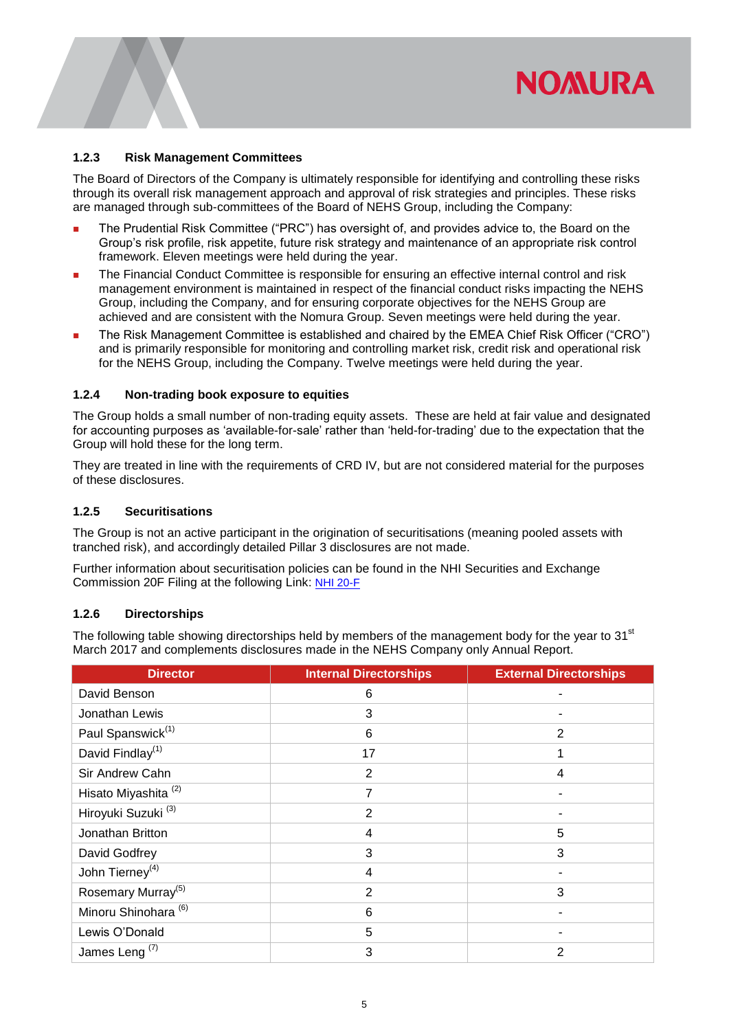### 1.2.3 Risk Management Committees

The Board of Directors of the Company is ultimately responsible for identifying and controlling these risks through its overall risk management approach and approval of risk strategies and principles. These risks are managed through sub-committees of the Board of NEHS Group, including the Company:

- The Prudential Risk Committee ("PRC") has oversight of, and provides advice to, the Board on the Group's risk profile, risk appetite, future risk strategy and maintenance of an appropriate risk control framework. Eleven meetings were held during the year.
- The Financial Conduct Committee is responsible for ensuring an effective internal control and risk management environment is maintained in respect of the financial conduct risks impacting the NEHS Group, including the Company, and for ensuring corporate objectives for the NEHS Group are achieved and are consistent with the Nomura Group. Seven meetings were held during the year.
- The Risk Management Committee is established and chaired by the EMEA Chief Risk Officer ("CRO") and is primarily responsible for monitoring and controlling market risk, credit risk and operational risk for the NEHS Group, including the Company. Twelve meetings were held during the year.

### 1.2.4 Non-trading book exposure to equities

The Group holds a small number of non-trading equity assets. These are held at fair value and designated for accounting purposes as 'available-for-sale' rather than 'held-for-trading' due to the expectation that the Group will hold these for the long term.

They are treated in line with the requirements of CRD IV, but are not considered material for the purposes of these disclosures.

### 1.2.5 Securitisations

The Group is not an active participant in the origination of securitisations (meaning pooled assets with tranched risk), and accordingly detailed Pillar 3 disclosures are not made.

Further information about securitisation policies can be found in the NHI Securities and Exchange Commission 20F Filing at the following Link: NHI 20-F

### 1.2.6 Directorships

The following table showing directorships held by members of the management body for the year to 31st March 2017 and complements disclosures made in the NEHS Company only Annual Report.

| Director | Internal Directorships | External Directorships |
|---|---|---|
| David Benson | 6 | - |
| Jonathan Lewis | 3 | - |
| Paul Spanswick[(1)] | 6 | 2 |
| David Findlay[(1)] | 17 | 1 |
| Sir Andrew Cahn | 2 | 4 |
| Hisato Miyashita [(2)] | 7 | - |
| Hiroyuki Suzuki [(3)] | 2 | - |
| Jonathan Britton | 4 | 5 |
| David Godfrey | 3 | 3 |
| John Tierney[(4)] | 4 | - |
| Rosemary Murray[(5)] | 2 | 3 |
| Minoru Shinohara [(6)] | 6 | - |
| Lewis O'Donald | 5 | - |
| James Leng [(7)] | 3 | 2 |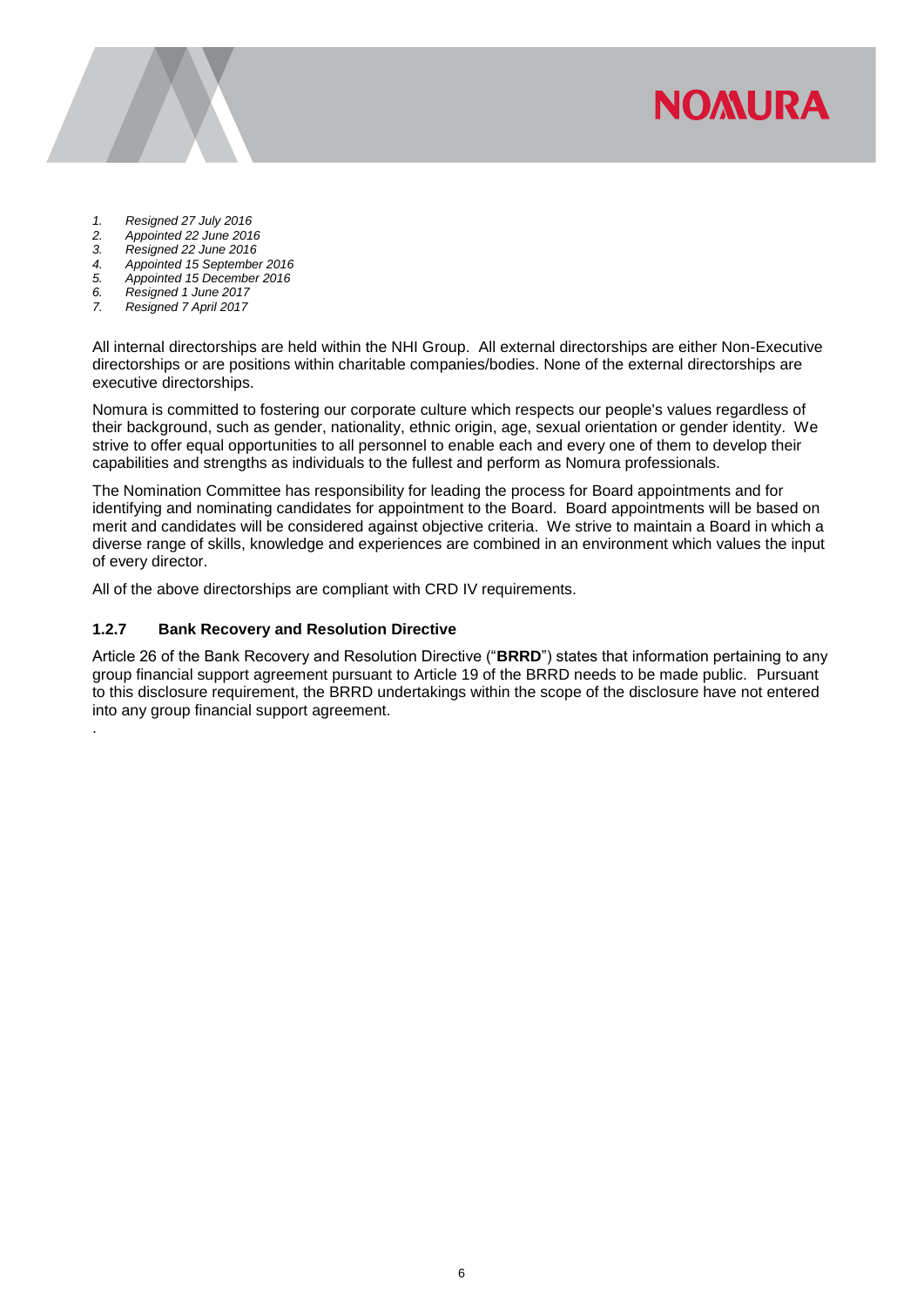1. *Resigned 27 July 2016*
2. *Appointed 22 June 2016*
3. *Resigned 22 June 2016*
4. *Appointed 15 September 2016*
5. *Appointed 15 December 2016*
6. *Resigned 1 June 2017*
7. *Resigned 7 April 2017*

All internal directorships are held within the NHI Group. All external directorships are either Non-Executive directorships or are positions within charitable companies/bodies. None of the external directorships are executive directorships.

Nomura is committed to fostering our corporate culture which respects our people's values regardless of their background, such as gender, nationality, ethnic origin, age, sexual orientation or gender identity. We strive to offer equal opportunities to all personnel to enable each and every one of them to develop their capabilities and strengths as individuals to the fullest and perform as Nomura professionals.

The Nomination Committee has responsibility for leading the process for Board appointments and for identifying and nominating candidates for appointment to the Board. Board appointments will be based on merit and candidates will be considered against objective criteria. We strive to maintain a Board in which a diverse range of skills, knowledge and experiences are combined in an environment which values the input of every director.

All of the above directorships are compliant with CRD IV requirements.

### 1.2.7 Bank Recovery and Resolution Directive

Article 26 of the Bank Recovery and Resolution Directive ("**BRRD**") states that information pertaining to any group financial support agreement pursuant to Article 19 of the BRRD needs to be made public. Pursuant to this disclosure requirement, the BRRD undertakings within the scope of the disclosure have not entered into any group financial support agreement.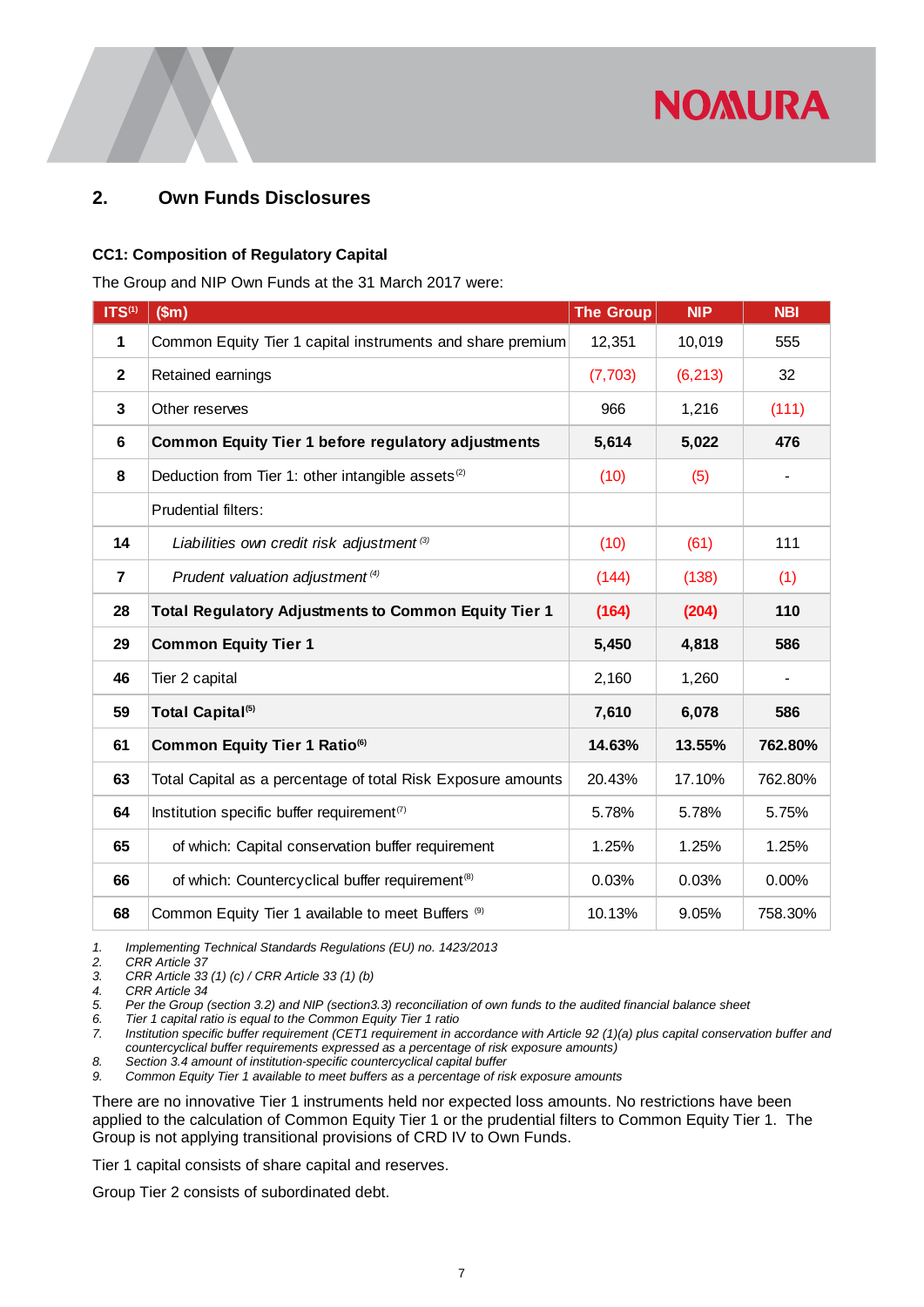## 2. Own Funds Disclosures

### CC1: Composition of Regulatory Capital

The Group and NIP Own Funds at the 31 March 2017 were:

| ITS[1] | ($m) | The Group | NIP | NBI |
|---|---|---|---|---|
| 1 | Common Equity Tier 1 capital instruments and share premium | 12,351 | 10,019 | 555 |
| 2 | Retained earnings | (7,703) | (6,213) | 32 |
| 3 | Other reserves | 966 | 1,216 | (111) |
| 6 | **Common Equity Tier 1 before regulatory adjustments** | **5,614** | **5,022** | **476** |
| 8 | Deduction from Tier 1: other intangible assets[2] | (10) | (5) | - |
| | Prudential filters: | | | |
| 14 | *Liabilities own credit risk adjustment*[3] | (10) | (61) | 111 |
| 7 | *Prudent valuation adjustment*[4] | (144) | (138) | (1) |
| 28 | **Total Regulatory Adjustments to Common Equity Tier 1** | **(164)** | **(204)** | **110** |
| 29 | **Common Equity Tier 1** | **5,450** | **4,818** | **586** |
| 46 | Tier 2 capital | 2,160 | 1,260 | - |
| 59 | **Total Capital[5]** | **7,610** | **6,078** | **586** |
| 61 | **Common Equity Tier 1 Ratio[6]** | **14.63%** | **13.55%** | **762.80%** |
| 63 | Total Capital as a percentage of total Risk Exposure amounts | 20.43% | 17.10% | 762.80% |
| 64 | Institution specific buffer requirement[7] | 5.78% | 5.78% | 5.75% |
| 65 | of which: Capital conservation buffer requirement | 1.25% | 1.25% | 1.25% |
| 66 | of which: Countercyclical buffer requirement[8] | 0.03% | 0.03% | 0.00% |
| 68 | Common Equity Tier 1 available to meet Buffers[9] | 10.13% | 9.05% | 758.30% |

1. *Implementing Technical Standards Regulations (EU) no. 1423/2013*
2. *CRR Article 37*
3. *CRR Article 33 (1) (c) / CRR Article 33 (1) (b)*
4. *CRR Article 34*
5. *Per the Group (section 3.2) and NIP (section3.3) reconciliation of own funds to the audited financial balance sheet*
6. *Tier 1 capital ratio is equal to the Common Equity Tier 1 ratio*
7. *Institution specific buffer requirement (CET1 requirement in accordance with Article 92 (1)(a) plus capital conservation buffer and countercyclical buffer requirements expressed as a percentage of risk exposure amounts)*
8. *Section 3.4 amount of institution-specific countercyclical capital buffer*
9. *Common Equity Tier 1 available to meet buffers as a percentage of risk exposure amounts*

There are no innovative Tier 1 instruments held nor expected loss amounts. No restrictions have been applied to the calculation of Common Equity Tier 1 or the prudential filters to Common Equity Tier 1. The Group is not applying transitional provisions of CRD IV to Own Funds.

Tier 1 capital consists of share capital and reserves.

Group Tier 2 consists of subordinated debt.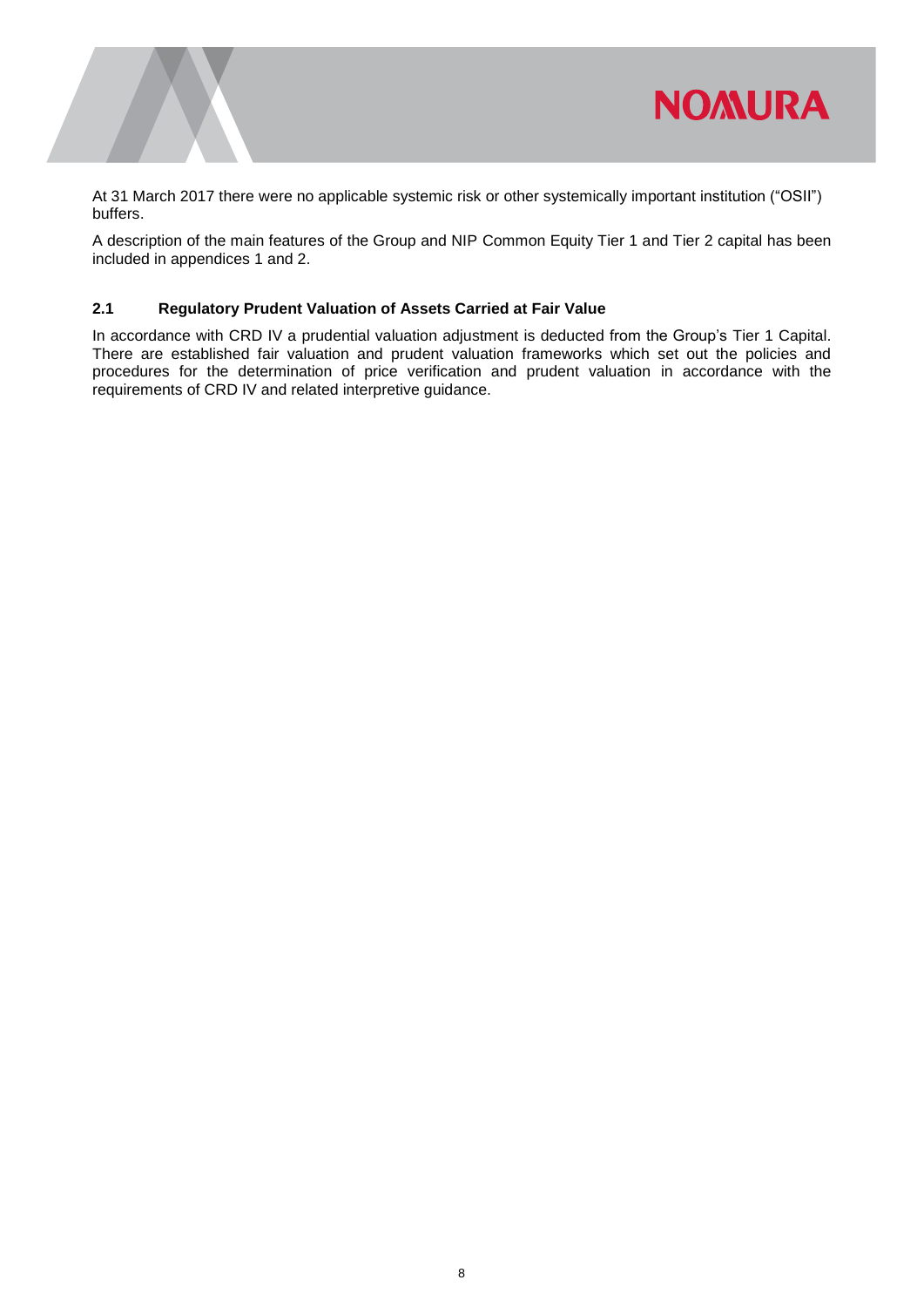At 31 March 2017 there were no applicable systemic risk or other systemically important institution ("OSII") buffers.

A description of the main features of the Group and NIP Common Equity Tier 1 and Tier 2 capital has been included in appendices 1 and 2.

### 2.1 Regulatory Prudent Valuation of Assets Carried at Fair Value

In accordance with CRD IV a prudential valuation adjustment is deducted from the Group's Tier 1 Capital. There are established fair valuation and prudent valuation frameworks which set out the policies and procedures for the determination of price verification and prudent valuation in accordance with the requirements of CRD IV and related interpretive guidance.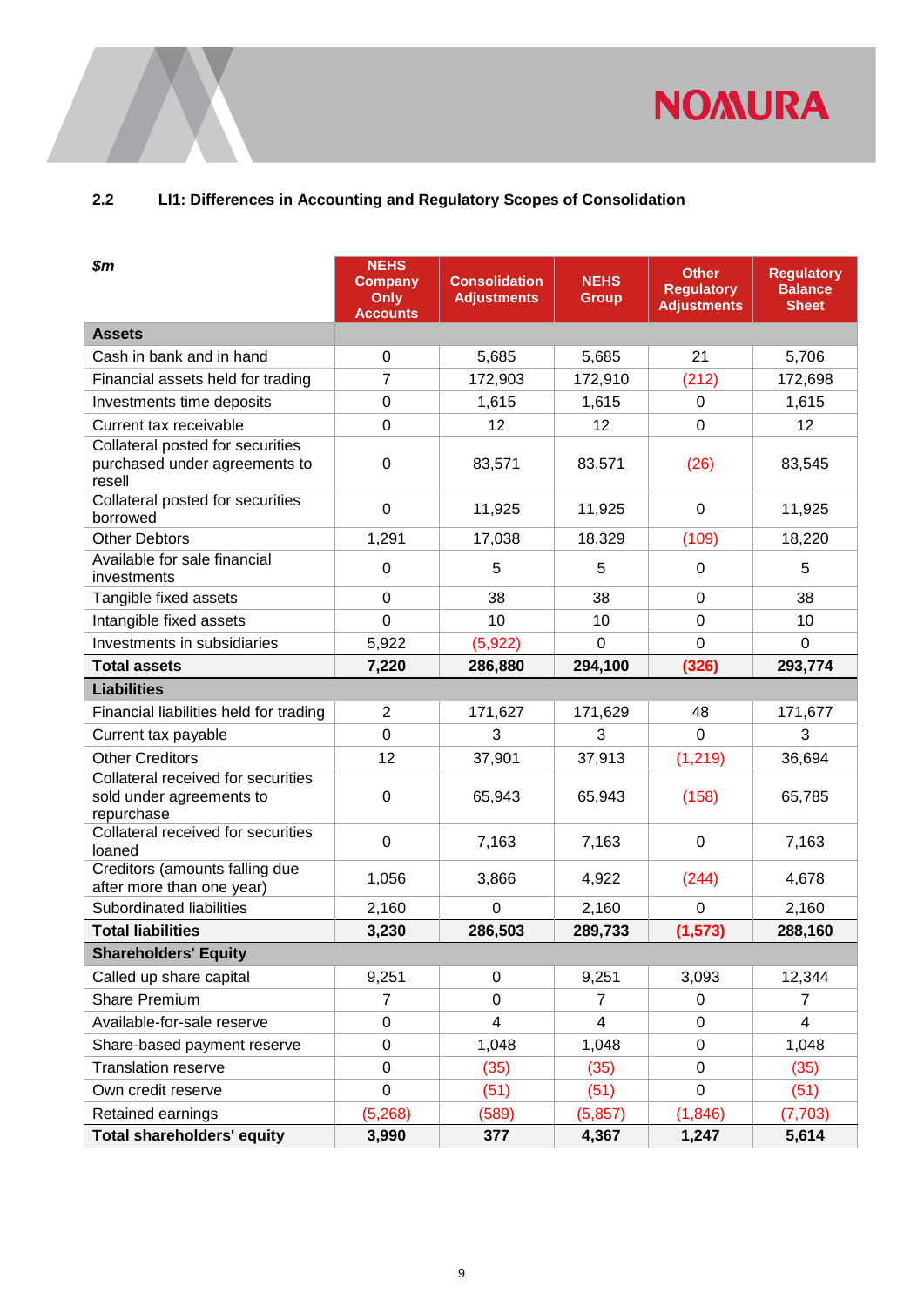## 2.2 LI1: Differences in Accounting and Regulatory Scopes of Consolidation

| *$m* | NEHS Company Only Accounts | Consolidation Adjustments | NEHS Group | Other Regulatory Adjustments | Regulatory Balance Sheet |
|---|---|---|---|---|---|
| **Assets** | | | | | |
| Cash in bank and in hand | 0 | 5,685 | 5,685 | 21 | 5,706 |
| Financial assets held for trading | 7 | 172,903 | 172,910 | (212) | 172,698 |
| Investments time deposits | 0 | 1,615 | 1,615 | 0 | 1,615 |
| Current tax receivable | 0 | 12 | 12 | 0 | 12 |
| Collateral posted for securities purchased under agreements to resell | 0 | 83,571 | 83,571 | (26) | 83,545 |
| Collateral posted for securities borrowed | 0 | 11,925 | 11,925 | 0 | 11,925 |
| Other Debtors | 1,291 | 17,038 | 18,329 | (109) | 18,220 |
| Available for sale financial investments | 0 | 5 | 5 | 0 | 5 |
| Tangible fixed assets | 0 | 38 | 38 | 0 | 38 |
| Intangible fixed assets | 0 | 10 | 10 | 0 | 10 |
| Investments in subsidiaries | 5,922 | (5,922) | 0 | 0 | 0 |
| **Total assets** | **7,220** | **286,880** | **294,100** | **(326)** | **293,774** |
| **Liabilities** | | | | | |
| Financial liabilities held for trading | 2 | 171,627 | 171,629 | 48 | 171,677 |
| Current tax payable | 0 | 3 | 3 | 0 | 3 |
| Other Creditors | 12 | 37,901 | 37,913 | (1,219) | 36,694 |
| Collateral received for securities sold under agreements to repurchase | 0 | 65,943 | 65,943 | (158) | 65,785 |
| Collateral received for securities loaned | 0 | 7,163 | 7,163 | 0 | 7,163 |
| Creditors (amounts falling due after more than one year) | 1,056 | 3,866 | 4,922 | (244) | 4,678 |
| Subordinated liabilities | 2,160 | 0 | 2,160 | 0 | 2,160 |
| **Total liabilities** | **3,230** | **286,503** | **289,733** | **(1,573)** | **288,160** |
| **Shareholders' Equity** | | | | | |
| Called up share capital | 9,251 | 0 | 9,251 | 3,093 | 12,344 |
| Share Premium | 7 | 0 | 7 | 0 | 7 |
| Available-for-sale reserve | 0 | 4 | 4 | 0 | 4 |
| Share-based payment reserve | 0 | 1,048 | 1,048 | 0 | 1,048 |
| Translation reserve | 0 | (35) | (35) | 0 | (35) |
| Own credit reserve | 0 | (51) | (51) | 0 | (51) |
| Retained earnings | (5,268) | (589) | (5,857) | (1,846) | (7,703) |
| **Total shareholders' equity** | **3,990** | **377** | **4,367** | **1,247** | **5,614** |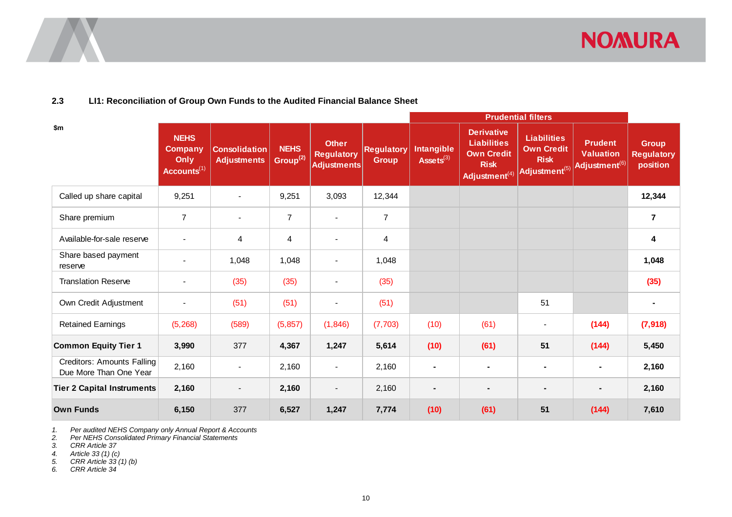## 2.3 LI1: Reconciliation of Group Own Funds to the Audited Financial Balance Sheet

| $m | NEHS Company Only Accounts[1] | Consolidation Adjustments | NEHS Group[2] | Other Regulatory Adjustments | Regulatory Group | Prudential filters | | | | Group Regulatory position |
|---|---|---|---|---|---|---|---|---|---|---|
| | | | | | | Intangible Assets[3] | Derivative Liabilities Own Credit Risk Adjustment[4] | Liabilities Own Credit Risk Adjustment[5] | Prudent Valuation Adjustment[6] | |
| Called up share capital | 9,251 | - | 9,251 | 3,093 | 12,344 | | | | | **12,344** |
| Share premium | 7 | - | 7 | - | 7 | | | | | **7** |
| Available-for-sale reserve | - | 4 | 4 | - | 4 | | | | | **4** |
| Share based payment reserve | - | 1,048 | 1,048 | - | 1,048 | | | | | **1,048** |
| Translation Reserve | - | (35) | (35) | - | (35) | | | | | **(35)** |
| Own Credit Adjustment | - | (51) | (51) | - | (51) | | | 51 | | **-** |
| Retained Earnings | (5,268) | (589) | (5,857) | (1,846) | (7,703) | (10) | (61) | - | **(144)** | **(7,918)** |
| **Common Equity Tier 1** | **3,990** | 377 | **4,367** | **1,247** | **5,614** | **(10)** | **(61)** | **51** | **(144)** | 5,450 |
| Creditors: Amounts Falling Due More Than One Year | 2,160 | - | 2,160 | - | 2,160 | **-** | **-** | **-** | **-** | **2,160** |
| **Tier 2 Capital Instruments** | **2,160** | - | **2,160** | - | 2,160 | **-** | **-** | **-** | **-** | **2,160** |
| **Own Funds** | **6,150** | 377 | **6,527** | **1,247** | **7,774** | **(10)** | **(61)** | **51** | **(144)** | **7,610** |

1. *Per audited NEHS Company only Annual Report & Accounts*
2. *Per NEHS Consolidated Primary Financial Statements*
3. *CRR Article 37*
4. *Article 33 (1) (c)*
5. *CRR Article 33 (1) (b)*
6. *CRR Article 34*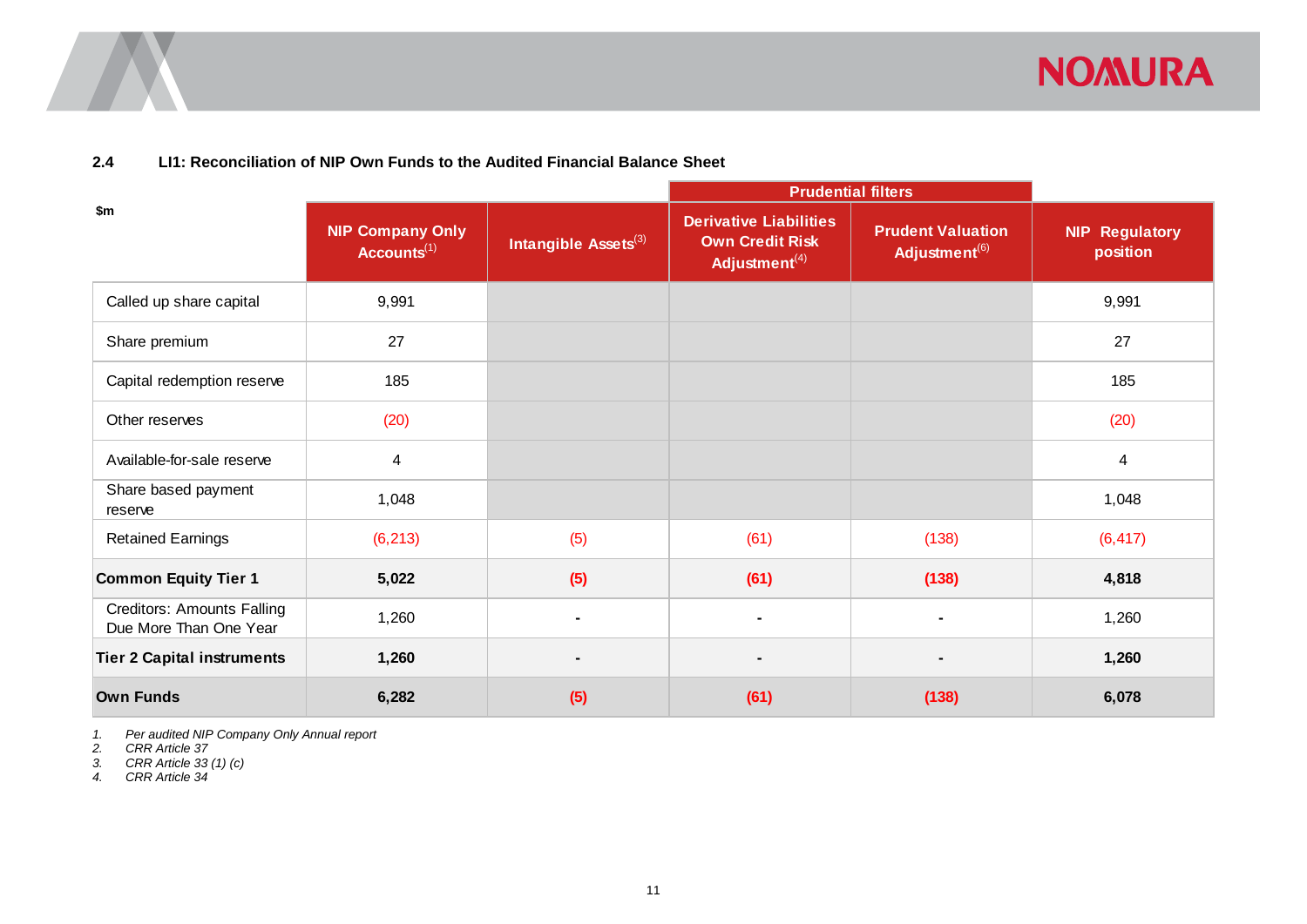## 2.4 LI1: Reconciliation of NIP Own Funds to the Audited Financial Balance Sheet

| $m | NIP Company Only Accounts[(1)] | Intangible Assets[(3)] | Prudential filters | | NIP Regulatory position |
|---|---|---|---|---|---|
| | | | Derivative Liabilities Own Credit Risk Adjustment[(4)] | Prudent Valuation Adjustment[(6)] | |
| Called up share capital | 9,991 | | | | 9,991 |
| Share premium | 27 | | | | 27 |
| Capital redemption reserve | 185 | | | | 185 |
| Other reserves | (20) | | | | (20) |
| Available-for-sale reserve | 4 | | | | 4 |
| Share based payment reserve | 1,048 | | | | 1,048 |
| Retained Earnings | (6,213) | (5) | (61) | (138) | (6,417) |
| **Common Equity Tier 1** | **5,022** | **(5)** | **(61)** | **(138)** | **4,818** |
| Creditors: Amounts Falling Due More Than One Year | 1,260 | - | - | - | 1,260 |
| **Tier 2 Capital instruments** | **1,260** | **-** | **-** | **-** | **1,260** |
| **Own Funds** | **6,282** | **(5)** | **(61)** | **(138)** | **6,078** |

1. *Per audited NIP Company Only Annual report*
2. *CRR Article 37*
3. *CRR Article 33 (1) (c)*
4. *CRR Article 34*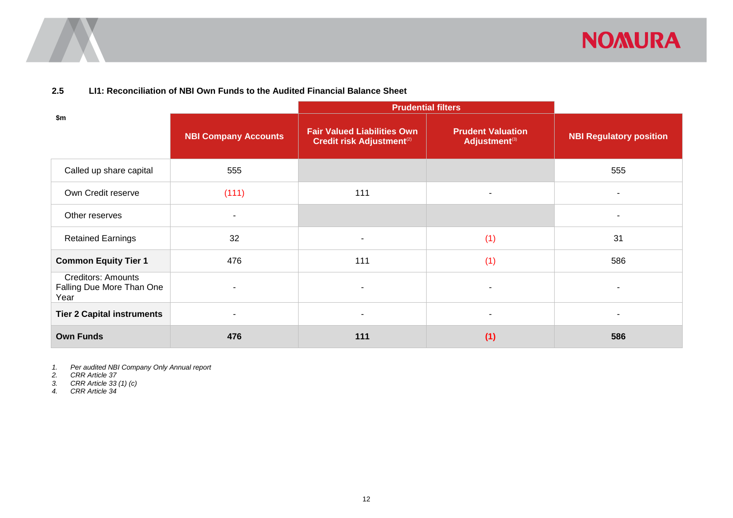### 2.5 LI1: Reconciliation of NBI Own Funds to the Audited Financial Balance Sheet

| $m | | Prudential filters | | |
|---|---|---|---|---|
| | NBI Company Accounts | Fair Valued Liabilities Own Credit risk Adjustment[(2)] | Prudent Valuation Adjustment[(3)] | NBI Regulatory position |
| Called up share capital | 555 | | | 555 |
| Own Credit reserve | (111) | 111 | - | - |
| Other reserves | - | | | - |
| Retained Earnings | 32 | - | (1) | 31 |
| **Common Equity Tier 1** | 476 | 111 | (1) | 586 |
| Creditors: Amounts Falling Due More Than One Year | - | - | - | - |
| **Tier 2 Capital instruments** | - | - | - | - |
| **Own Funds** | **476** | **111** | **(1)** | **586** |

1. *Per audited NBI Company Only Annual report*
2. *CRR Article 37*
3. *CRR Article 33 (1) (c)*
4. *CRR Article 34*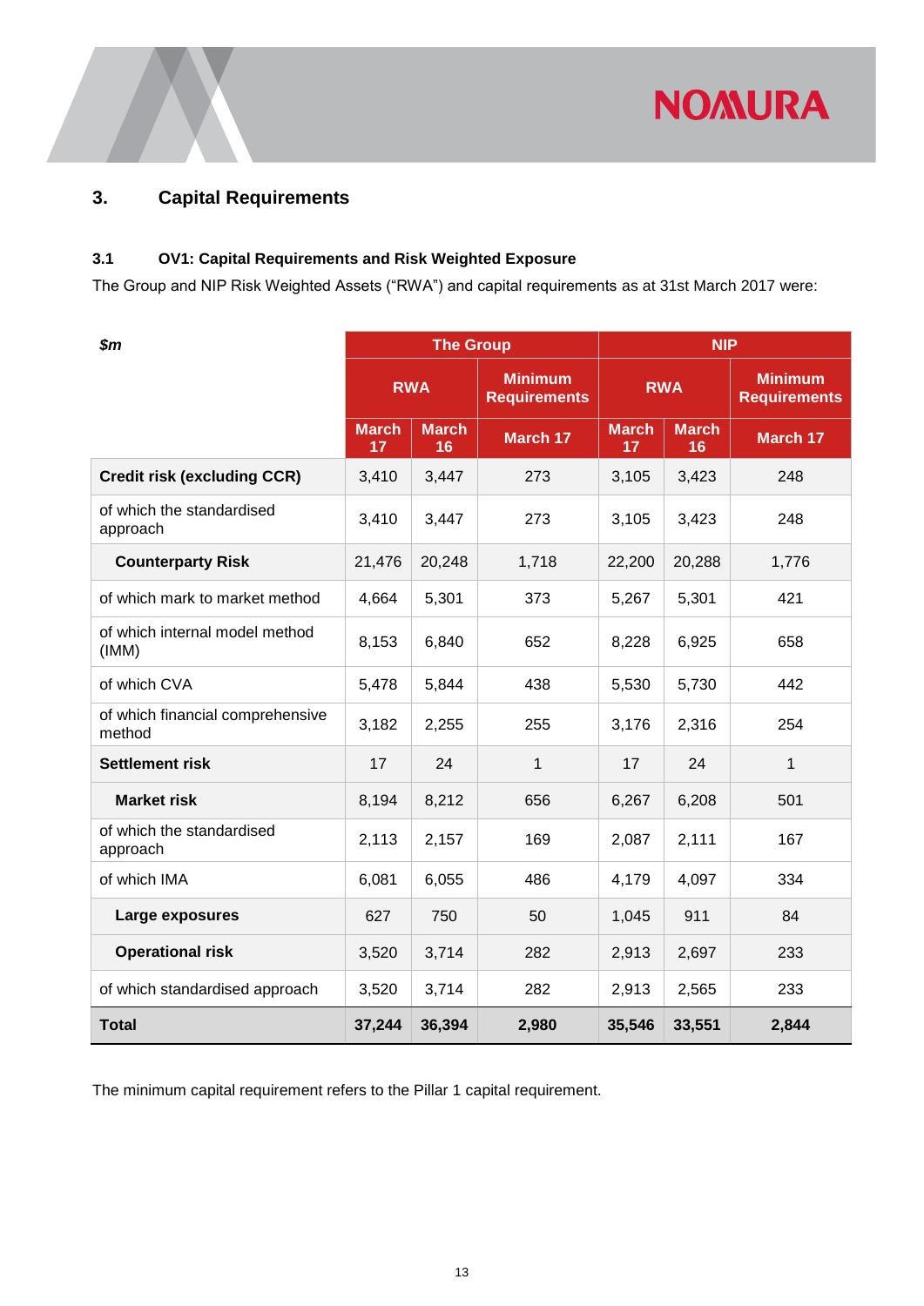## 3. Capital Requirements

### 3.1 OV1: Capital Requirements and Risk Weighted Exposure

The Group and NIP Risk Weighted Assets ("RWA") and capital requirements as at 31st March 2017 were:

| *$m* | The Group | | | NIP | | |
|---|---|---|---|---|---|---|
| | RWA | | Minimum Requirements | RWA | | Minimum Requirements |
| | March 17 | March 16 | March 17 | March 17 | March 16 | March 17 |
| **Credit risk (excluding CCR)** | 3,410 | 3,447 | 273 | 3,105 | 3,423 | 248 |
| of which the standardised approach | 3,410 | 3,447 | 273 | 3,105 | 3,423 | 248 |
| **Counterparty Risk** | 21,476 | 20,248 | 1,718 | 22,200 | 20,288 | 1,776 |
| of which mark to market method | 4,664 | 5,301 | 373 | 5,267 | 5,301 | 421 |
| of which internal model method (IMM) | 8,153 | 6,840 | 652 | 8,228 | 6,925 | 658 |
| of which CVA | 5,478 | 5,844 | 438 | 5,530 | 5,730 | 442 |
| of which financial comprehensive method | 3,182 | 2,255 | 255 | 3,176 | 2,316 | 254 |
| **Settlement risk** | 17 | 24 | 1 | 17 | 24 | 1 |
| **Market risk** | 8,194 | 8,212 | 656 | 6,267 | 6,208 | 501 |
| of which the standardised approach | 2,113 | 2,157 | 169 | 2,087 | 2,111 | 167 |
| of which IMA | 6,081 | 6,055 | 486 | 4,179 | 4,097 | 334 |
| **Large exposures** | 627 | 750 | 50 | 1,045 | 911 | 84 |
| **Operational risk** | 3,520 | 3,714 | 282 | 2,913 | 2,697 | 233 |
| of which standardised approach | 3,520 | 3,714 | 282 | 2,913 | 2,565 | 233 |
| **Total** | **37,244** | **36,394** | **2,980** | **35,546** | **33,551** | **2,844** |

The minimum capital requirement refers to the Pillar 1 capital requirement.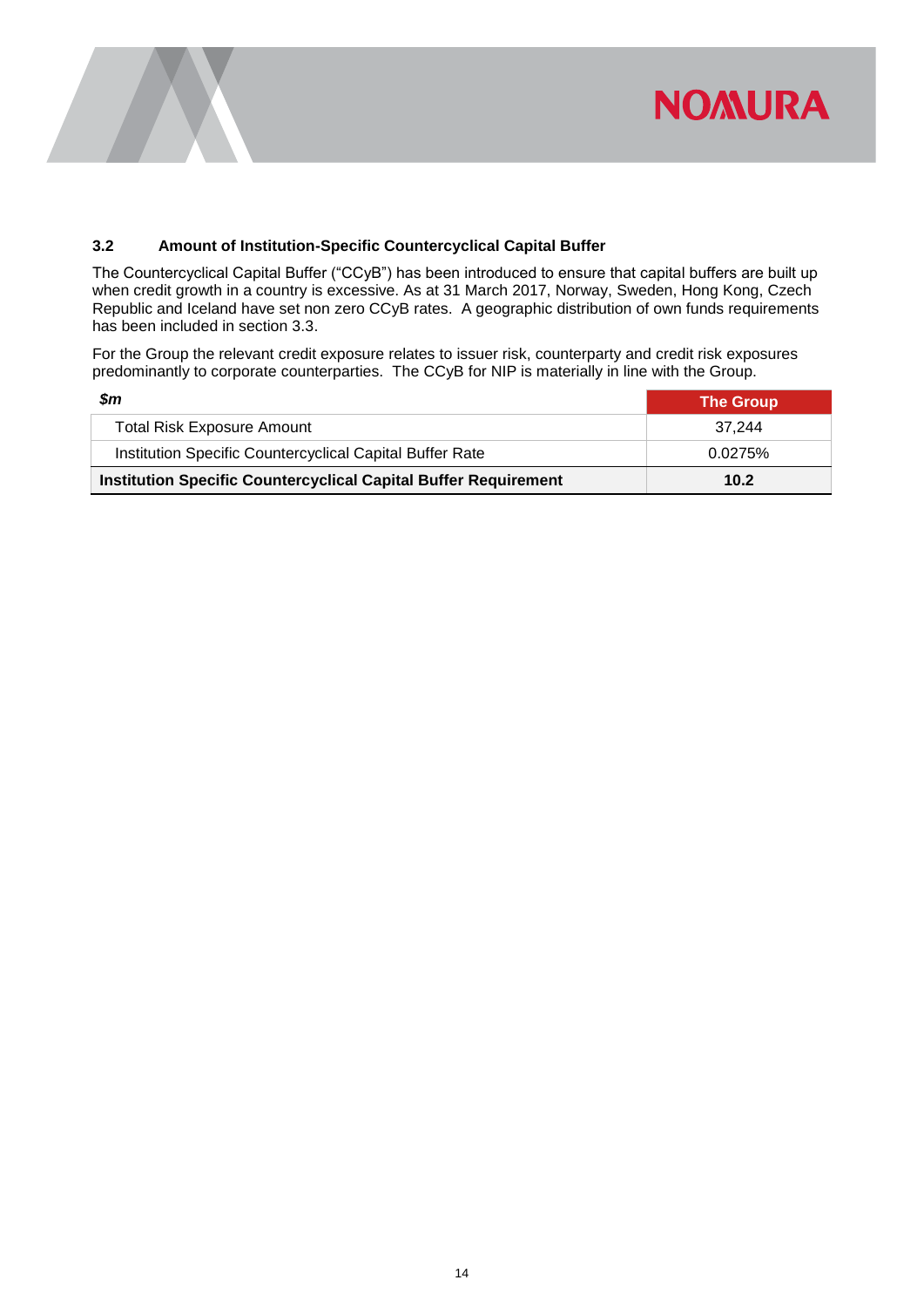### 3.2 Amount of Institution-Specific Countercyclical Capital Buffer

The Countercyclical Capital Buffer ("CCyB") has been introduced to ensure that capital buffers are built up when credit growth in a country is excessive. As at 31 March 2017, Norway, Sweden, Hong Kong, Czech Republic and Iceland have set non zero CCyB rates. A geographic distribution of own funds requirements has been included in section 3.3.

For the Group the relevant credit exposure relates to issuer risk, counterparty and credit risk exposures predominantly to corporate counterparties. The CCyB for NIP is materially in line with the Group.

| *$m* | The Group |
|---|---|
| Total Risk Exposure Amount | 37,244 |
| Institution Specific Countercyclical Capital Buffer Rate | 0.0275% |
| **Institution Specific Countercyclical Capital Buffer Requirement** | **10.2** |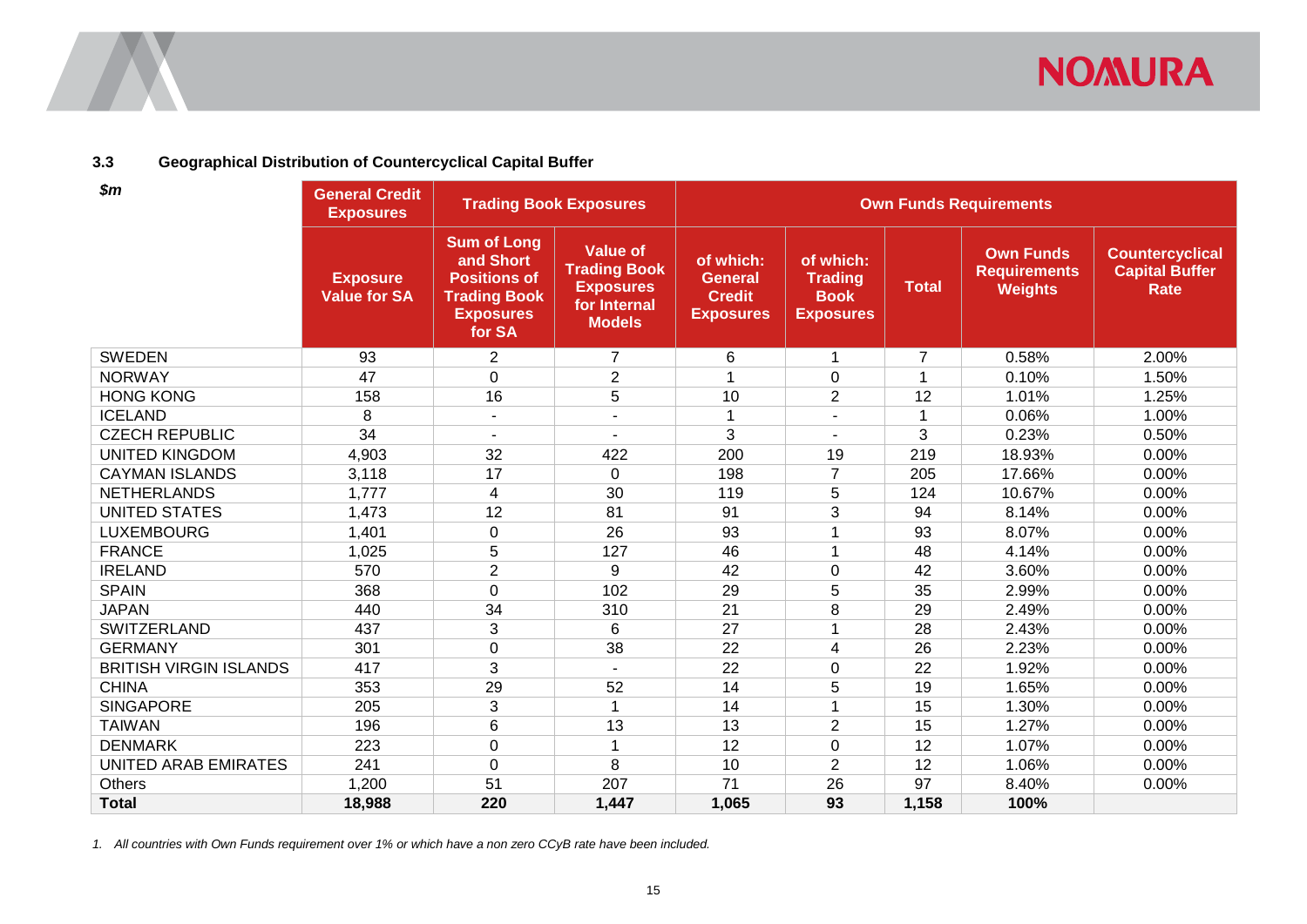### 3.3 Geographical Distribution of Countercyclical Capital Buffer

| *$m* | General Credit Exposures | Trading Book Exposures | | Own Funds Requirements | | | | |
|---|---|---|---|---|---|---|---|---|
| | Exposure Value for SA | Sum of Long and Short Positions of Trading Book Exposures for SA | Value of Trading Book Exposures for Internal Models | of which: General Credit Exposures | of which: Trading Book Exposures | Total | Own Funds Requirements Weights | Countercyclical Capital Buffer Rate |
| SWEDEN | 93 | 2 | 7 | 6 | 1 | 7 | 0.58% | 2.00% |
| NORWAY | 47 | 0 | 2 | 1 | 0 | 1 | 0.10% | 1.50% |
| HONG KONG | 158 | 16 | 5 | 10 | 2 | 12 | 1.01% | 1.25% |
| ICELAND | 8 | - | - | 1 | - | 1 | 0.06% | 1.00% |
| CZECH REPUBLIC | 34 | - | - | 3 | - | 3 | 0.23% | 0.50% |
| UNITED KINGDOM | 4,903 | 32 | 422 | 200 | 19 | 219 | 18.93% | 0.00% |
| CAYMAN ISLANDS | 3,118 | 17 | 0 | 198 | 7 | 205 | 17.66% | 0.00% |
| NETHERLANDS | 1,777 | 4 | 30 | 119 | 5 | 124 | 10.67% | 0.00% |
| UNITED STATES | 1,473 | 12 | 81 | 91 | 3 | 94 | 8.14% | 0.00% |
| LUXEMBOURG | 1,401 | 0 | 26 | 93 | 1 | 93 | 8.07% | 0.00% |
| FRANCE | 1,025 | 5 | 127 | 46 | 1 | 48 | 4.14% | 0.00% |
| IRELAND | 570 | 2 | 9 | 42 | 0 | 42 | 3.60% | 0.00% |
| SPAIN | 368 | 0 | 102 | 29 | 5 | 35 | 2.99% | 0.00% |
| JAPAN | 440 | 34 | 310 | 21 | 8 | 29 | 2.49% | 0.00% |
| SWITZERLAND | 437 | 3 | 6 | 27 | 1 | 28 | 2.43% | 0.00% |
| GERMANY | 301 | 0 | 38 | 22 | 4 | 26 | 2.23% | 0.00% |
| BRITISH VIRGIN ISLANDS | 417 | 3 | - | 22 | 0 | 22 | 1.92% | 0.00% |
| CHINA | 353 | 29 | 52 | 14 | 5 | 19 | 1.65% | 0.00% |
| SINGAPORE | 205 | 3 | 1 | 14 | 1 | 15 | 1.30% | 0.00% |
| TAIWAN | 196 | 6 | 13 | 13 | 2 | 15 | 1.27% | 0.00% |
| DENMARK | 223 | 0 | 1 | 12 | 0 | 12 | 1.07% | 0.00% |
| UNITED ARAB EMIRATES | 241 | 0 | 8 | 10 | 2 | 12 | 1.06% | 0.00% |
| Others | 1,200 | 51 | 207 | 71 | 26 | 97 | 8.40% | 0.00% |
| **Total** | **18,988** | **220** | **1,447** | **1,065** | **93** | **1,158** | **100%** | |

*1. All countries with Own Funds requirement over 1% or which have a non zero CCyB rate have been included.*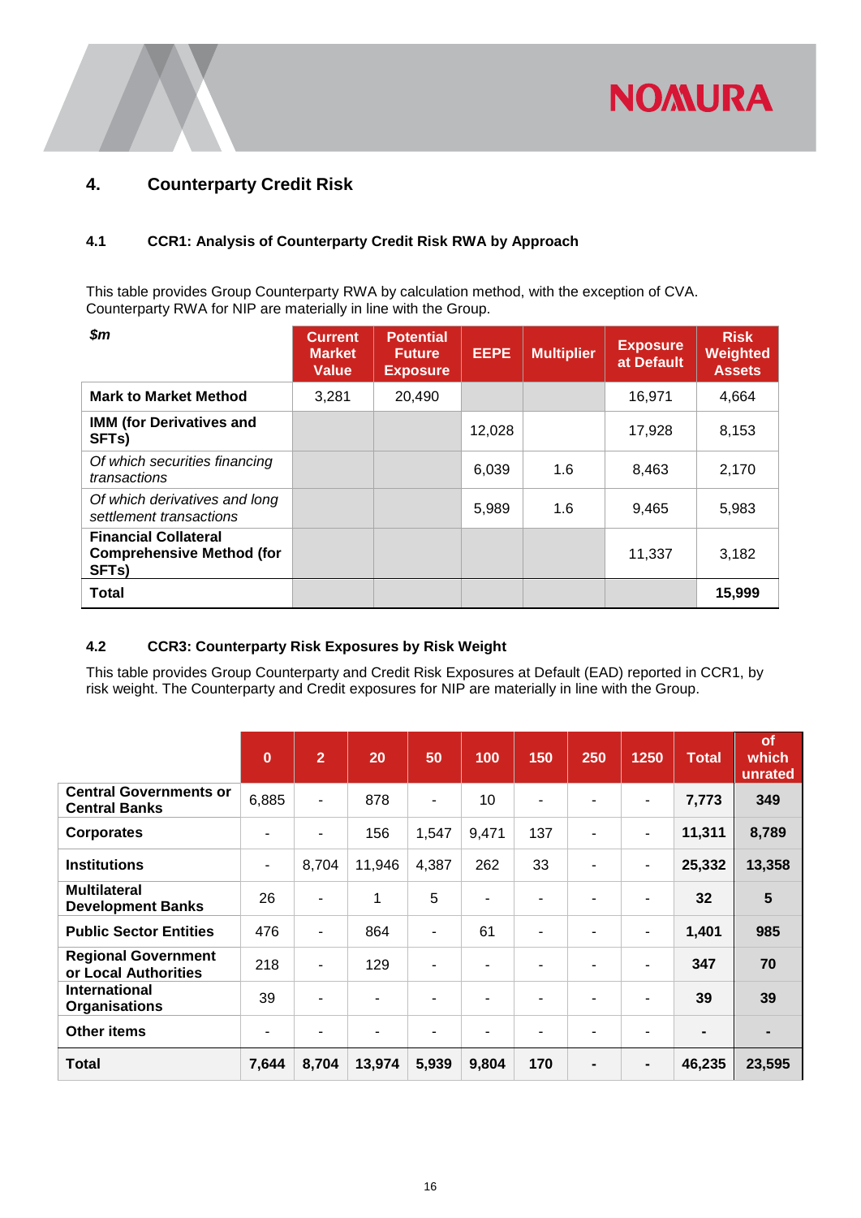# 4. Counterparty Credit Risk

## 4.1 CCR1: Analysis of Counterparty Credit Risk RWA by Approach

This table provides Group Counterparty RWA by calculation method, with the exception of CVA. Counterparty RWA for NIP are materially in line with the Group.

| *$m* | Current Market Value | Potential Future Exposure | EEPE | Multiplier | Exposure at Default | Risk Weighted Assets |
|---|---|---|---|---|---|---|
| **Mark to Market Method** | 3,281 | 20,490 | | | 16,971 | 4,664 |
| **IMM (for Derivatives and SFTs)** | | | 12,028 | | 17,928 | 8,153 |
| *Of which securities financing transactions* | | | 6,039 | 1.6 | 8,463 | 2,170 |
| *Of which derivatives and long settlement transactions* | | | 5,989 | 1.6 | 9,465 | 5,983 |
| **Financial Collateral Comprehensive Method (for SFTs)** | | | | | 11,337 | 3,182 |
| **Total** | | | | | | **15,999** |

## 4.2 CCR3: Counterparty Risk Exposures by Risk Weight

This table provides Group Counterparty and Credit Risk Exposures at Default (EAD) reported in CCR1, by risk weight. The Counterparty and Credit exposures for NIP are materially in line with the Group.

| | 0 | 2 | 20 | 50 | 100 | 150 | 250 | 1250 | Total | of which unrated |
|---|---|---|---|---|---|---|---|---|---|---|
| **Central Governments or Central Banks** | 6,885 | - | 878 | - | 10 | - | - | - | **7,773** | **349** |
| **Corporates** | - | - | 156 | 1,547 | 9,471 | 137 | - | - | **11,311** | **8,789** |
| **Institutions** | - | 8,704 | 11,946 | 4,387 | 262 | 33 | - | - | **25,332** | **13,358** |
| **Multilateral Development Banks** | 26 | - | 1 | 5 | - | - | - | - | **32** | **5** |
| **Public Sector Entities** | 476 | - | 864 | - | 61 | - | - | - | **1,401** | **985** |
| **Regional Government or Local Authorities** | 218 | - | 129 | - | - | - | - | - | **347** | **70** |
| **International Organisations** | 39 | - | - | - | - | - | - | - | **39** | **39** |
| **Other items** | - | - | - | - | - | - | - | - | **-** | **-** |
| **Total** | **7,644** | **8,704** | **13,974** | **5,939** | **9,804** | **170** | **-** | **-** | **46,235** | **23,595** |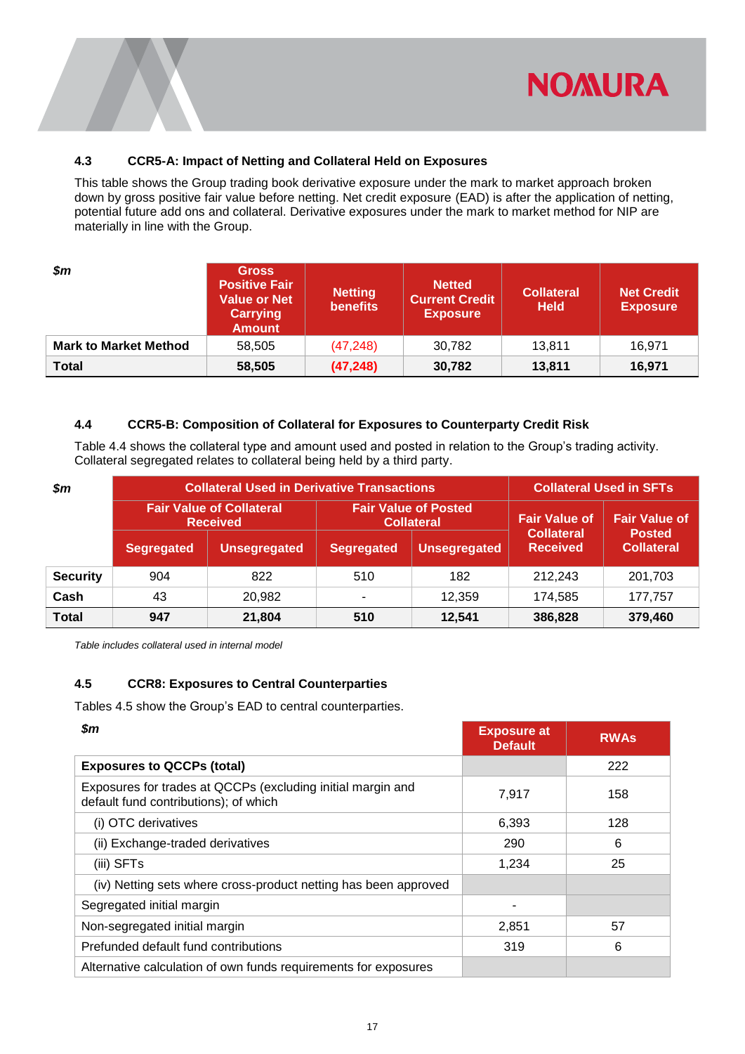### 4.3 CCR5-A: Impact of Netting and Collateral Held on Exposures

This table shows the Group trading book derivative exposure under the mark to market approach broken down by gross positive fair value before netting. Net credit exposure (EAD) is after the application of netting, potential future add ons and collateral. Derivative exposures under the mark to market method for NIP are materially in line with the Group.

| *$m* | Gross Positive Fair Value or Net Carrying Amount | Netting benefits | Netted Current Credit Exposure | Collateral Held | Net Credit Exposure |
|---|---|---|---|---|---|
| **Mark to Market Method** | 58,505 | (47,248) | 30,782 | 13,811 | 16,971 |
| **Total** | **58,505** | **(47,248)** | **30,782** | **13,811** | **16,971** |

### 4.4 CCR5-B: Composition of Collateral for Exposures to Counterparty Credit Risk

Table 4.4 shows the collateral type and amount used and posted in relation to the Group's trading activity. Collateral segregated relates to collateral being held by a third party.

| *$m* | Collateral Used in Derivative Transactions | | | | Collateral Used in SFTs | |
|---|---|---|---|---|---|---|
| | Fair Value of Collateral Received | | Fair Value of Posted Collateral | | Fair Value of Collateral Received | Fair Value of Posted Collateral |
| | Segregated | Unsegregated | Segregated | Unsegregated | | |
| **Security** | 904 | 822 | 510 | 182 | 212,243 | 201,703 |
| **Cash** | 43 | 20,982 | - | 12,359 | 174,585 | 177,757 |
| **Total** | **947** | **21,804** | **510** | **12,541** | **386,828** | **379,460** |

*Table includes collateral used in internal model*

### 4.5 CCR8: Exposures to Central Counterparties

Tables 4.5 show the Group's EAD to central counterparties.

| *$m* | Exposure at Default | RWAs |
|---|---|---|
| **Exposures to QCCPs (total)** | | 222 |
| Exposures for trades at QCCPs (excluding initial margin and default fund contributions); of which | 7,917 | 158 |
| (i) OTC derivatives | 6,393 | 128 |
| (ii) Exchange-traded derivatives | 290 | 6 |
| (iii) SFTs | 1,234 | 25 |
| (iv) Netting sets where cross-product netting has been approved | | |
| Segregated initial margin | - | |
| Non-segregated initial margin | 2,851 | 57 |
| Prefunded default fund contributions | 319 | 6 |
| Alternative calculation of own funds requirements for exposures | | |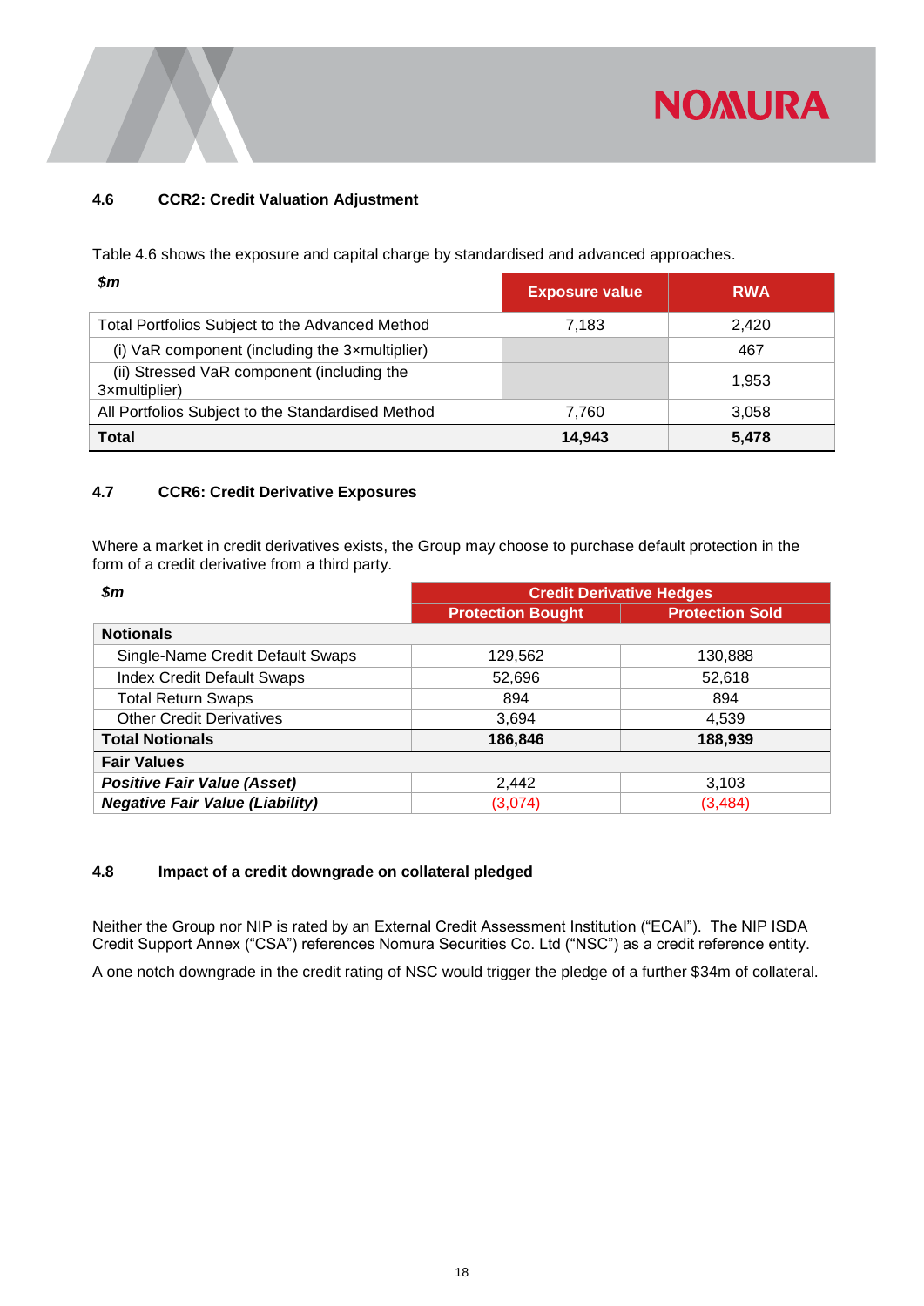## 4.6 CCR2: Credit Valuation Adjustment

Table 4.6 shows the exposure and capital charge by standardised and advanced approaches.

| *$m* | Exposure value | RWA |
|---|---|---|
| Total Portfolios Subject to the Advanced Method | 7,183 | 2,420 |
| (i) VaR component (including the 3×multiplier) | | 467 |
| (ii) Stressed VaR component (including the 3×multiplier) | | 1,953 |
| All Portfolios Subject to the Standardised Method | 7,760 | 3,058 |
| **Total** | **14,943** | **5,478** |

## 4.7 CCR6: Credit Derivative Exposures

Where a market in credit derivatives exists, the Group may choose to purchase default protection in the form of a credit derivative from a third party.

| *$m* | Credit Derivative Hedges | |
|---|---|---|
| | Protection Bought | Protection Sold |
| **Notionals** | | |
| Single-Name Credit Default Swaps | 129,562 | 130,888 |
| Index Credit Default Swaps | 52,696 | 52,618 |
| Total Return Swaps | 894 | 894 |
| Other Credit Derivatives | 3,694 | 4,539 |
| **Total Notionals** | **186,846** | **188,939** |
| **Fair Values** | | |
| ***Positive Fair Value (Asset)*** | 2,442 | 3,103 |
| ***Negative Fair Value (Liability)*** | (3,074) | (3,484) |

## 4.8 Impact of a credit downgrade on collateral pledged

Neither the Group nor NIP is rated by an External Credit Assessment Institution ("ECAI"). The NIP ISDA Credit Support Annex ("CSA") references Nomura Securities Co. Ltd ("NSC") as a credit reference entity.

A one notch downgrade in the credit rating of NSC would trigger the pledge of a further $34m of collateral.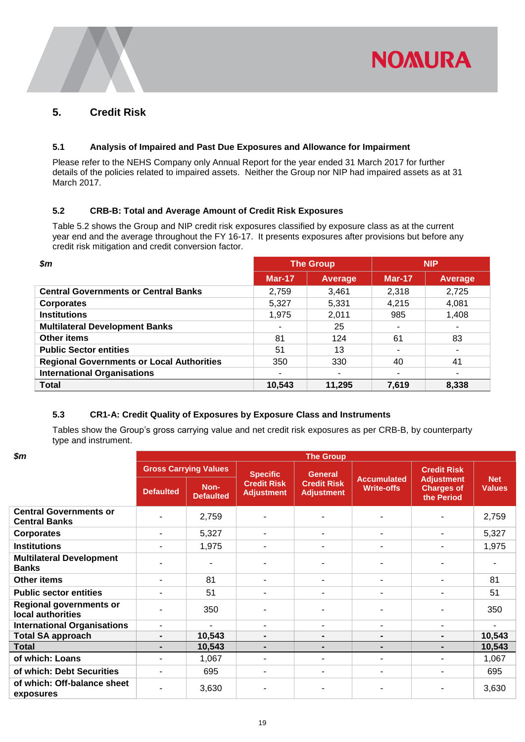## 5. Credit Risk

### 5.1 Analysis of Impaired and Past Due Exposures and Allowance for Impairment

Please refer to the NEHS Company only Annual Report for the year ended 31 March 2017 for further details of the policies related to impaired assets. Neither the Group nor NIP had impaired assets as at 31 March 2017.

### 5.2 CRB-B: Total and Average Amount of Credit Risk Exposures

Table 5.2 shows the Group and NIP credit risk exposures classified by exposure class as at the current year end and the average throughout the FY 16-17. It presents exposures after provisions but before any credit risk mitigation and credit conversion factor.

| *$m* | The Group | | NIP | |
|---|---|---|---|---|
| | Mar-17 | Average | Mar-17 | Average |
| **Central Governments or Central Banks** | 2,759 | 3,461 | 2,318 | 2,725 |
| **Corporates** | 5,327 | 5,331 | 4,215 | 4,081 |
| **Institutions** | 1,975 | 2,011 | 985 | 1,408 |
| **Multilateral Development Banks** | - | 25 | - | - |
| **Other items** | 81 | 124 | 61 | 83 |
| **Public Sector entities** | 51 | 13 | - | - |
| **Regional Governments or Local Authorities** | 350 | 330 | 40 | 41 |
| **International Organisations** | - | - | - | - |
| **Total** | **10,543** | **11,295** | **7,619** | **8,338** |

### 5.3 CR1-A: Credit Quality of Exposures by Exposure Class and Instruments

Tables show the Group's gross carrying value and net credit risk exposures as per CRB-B, by counterparty type and instrument.

| *$m* | The Group | | | | | | |
|---|---|---|---|---|---|---|---|
| | Gross Carrying Values | | Specific Credit Risk Adjustment | General Credit Risk Adjustment | Accumulated Write-offs | Credit Risk Adjustment Charges of the Period | Net Values |
| | Defaulted | Non-Defaulted | | | | | |
| **Central Governments or Central Banks** | - | 2,759 | - | - | - | - | 2,759 |
| **Corporates** | - | 5,327 | - | - | - | - | 5,327 |
| **Institutions** | - | 1,975 | - | - | - | - | 1,975 |
| **Multilateral Development Banks** | - | - | - | - | - | - | - |
| **Other items** | - | 81 | - | - | - | - | 81 |
| **Public sector entities** | - | 51 | - | - | - | - | 51 |
| **Regional governments or local authorities** | - | 350 | - | - | - | - | 350 |
| **International Organisations** | - | - | - | - | - | - | - |
| **Total SA approach** | **-** | **10,543** | **-** | **-** | **-** | **-** | **10,543** |
| **Total** | **-** | **10,543** | **-** | **-** | **-** | **-** | **10,543** |
| **of which: Loans** | - | 1,067 | - | - | - | - | 1,067 |
| **of which: Debt Securities** | - | 695 | - | - | - | - | 695 |
| **of which: Off-balance sheet exposures** | - | 3,630 | - | - | - | - | 3,630 |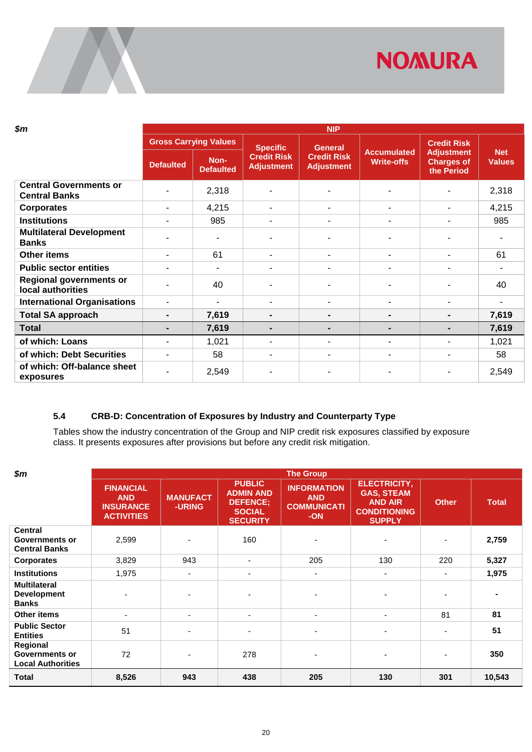| $m | NIP | | | | | | |
|---|---|---|---|---|---|---|---|
| | Gross Carrying Values | | Specific Credit Risk Adjustment | General Credit Risk Adjustment | Accumulated Write-offs | Credit Risk Adjustment Charges of the Period | Net Values |
| | Defaulted | Non-Defaulted | | | | | |
| Central Governments or Central Banks | - | 2,318 | - | - | - | - | 2,318 |
| Corporates | - | 4,215 | - | - | - | - | 4,215 |
| Institutions | - | 985 | - | - | - | - | 985 |
| Multilateral Development Banks | - | - | - | - | - | - | - |
| Other items | - | 61 | - | - | - | - | 61 |
| Public sector entities | - | - | - | - | - | - | - |
| Regional governments or local authorities | - | 40 | - | - | - | - | 40 |
| International Organisations | - | - | - | - | - | - | - |
| **Total SA approach** | **-** | **7,619** | **-** | **-** | **-** | **-** | **7,619** |
| **Total** | **-** | **7,619** | **-** | **-** | **-** | **-** | **7,619** |
| of which: Loans | - | 1,021 | - | - | - | - | 1,021 |
| of which: Debt Securities | - | 58 | - | - | - | - | 58 |
| of which: Off-balance sheet exposures | - | 2,549 | - | - | - | - | 2,549 |

### 5.4 CRB-D: Concentration of Exposures by Industry and Counterparty Type

Tables show the industry concentration of the Group and NIP credit risk exposures classified by exposure class. It presents exposures after provisions but before any credit risk mitigation.

| $m | The Group | | | | | | |
|---|---|---|---|---|---|---|---|
| | FINANCIAL AND INSURANCE ACTIVITIES | MANUFACT-URING | PUBLIC ADMIN AND DEFENCE; SOCIAL SECURITY | INFORMATION AND COMMUNICATI-ON | ELECTRICITY, GAS, STEAM AND AIR CONDITIONING SUPPLY | Other | Total |
| Central Governments or Central Banks | 2,599 | - | 160 | - | - | - | **2,759** |
| Corporates | 3,829 | 943 | - | 205 | 130 | 220 | **5,327** |
| Institutions | 1,975 | - | - | - | - | - | **1,975** |
| Multilateral Development Banks | - | - | - | - | - | - | **-** |
| Other items | - | - | - | - | - | 81 | **81** |
| Public Sector Entities | 51 | - | - | - | - | - | **51** |
| Regional Governments or Local Authorities | 72 | - | 278 | - | - | - | **350** |
| **Total** | **8,526** | **943** | **438** | **205** | **130** | **301** | **10,543** |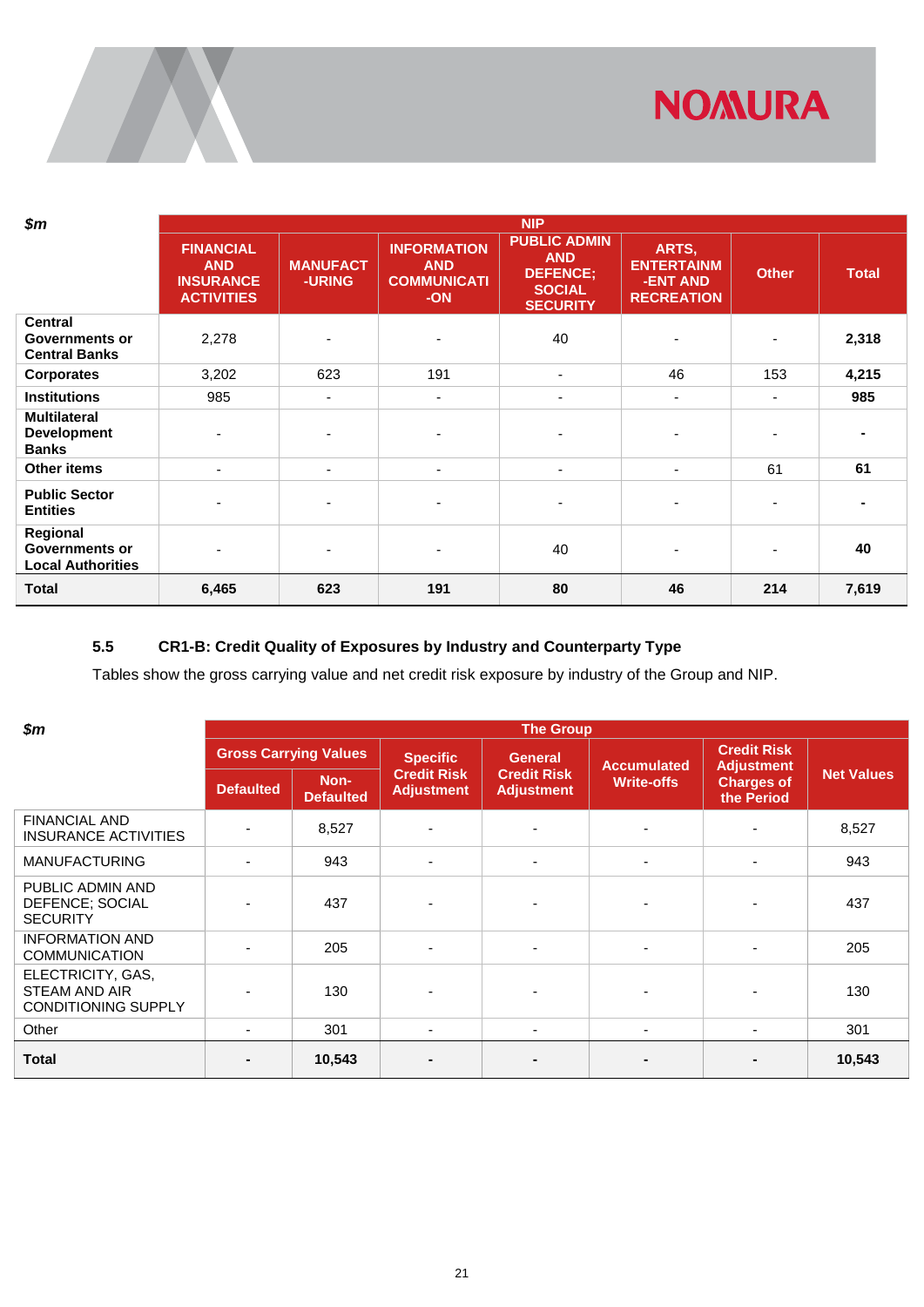| $m | NIP | | | | | | |
|---|---|---|---|---|---|---|---|
| | FINANCIAL AND INSURANCE ACTIVITIES | MANUFACT-URING | INFORMATION AND COMMUNICATI-ON | PUBLIC ADMIN AND DEFENCE; SOCIAL SECURITY | ARTS, ENTERTAINM-ENT AND RECREATION | Other | Total |
| **Central Governments or Central Banks** | 2,278 | - | - | 40 | - | - | **2,318** |
| **Corporates** | 3,202 | 623 | 191 | - | 46 | 153 | **4,215** |
| **Institutions** | 985 | - | - | - | - | - | **985** |
| **Multilateral Development Banks** | - | - | - | - | - | - | **-** |
| **Other items** | - | - | - | - | - | 61 | **61** |
| **Public Sector Entities** | - | - | - | - | - | - | **-** |
| **Regional Governments or Local Authorities** | - | - | - | 40 | - | - | **40** |
| **Total** | **6,465** | **623** | **191** | **80** | **46** | **214** | **7,619** |

### 5.5 CR1-B: Credit Quality of Exposures by Industry and Counterparty Type

Tables show the gross carrying value and net credit risk exposure by industry of the Group and NIP.

| $m | The Group | | | | | | |
|---|---|---|---|---|---|---|---|
| | Gross Carrying Values | | Specific Credit Risk Adjustment | General Credit Risk Adjustment | Accumulated Write-offs | Credit Risk Adjustment Charges of the Period | Net Values |
| | Defaulted | Non-Defaulted | | | | | |
| FINANCIAL AND INSURANCE ACTIVITIES | - | 8,527 | - | - | - | - | 8,527 |
| MANUFACTURING | - | 943 | - | - | - | - | 943 |
| PUBLIC ADMIN AND DEFENCE; SOCIAL SECURITY | - | 437 | - | - | - | - | 437 |
| INFORMATION AND COMMUNICATION | - | 205 | - | - | - | - | 205 |
| ELECTRICITY, GAS, STEAM AND AIR CONDITIONING SUPPLY | - | 130 | - | - | - | - | 130 |
| Other | - | 301 | - | - | - | - | 301 |
| **Total** | **-** | **10,543** | **-** | **-** | **-** | **-** | **10,543** |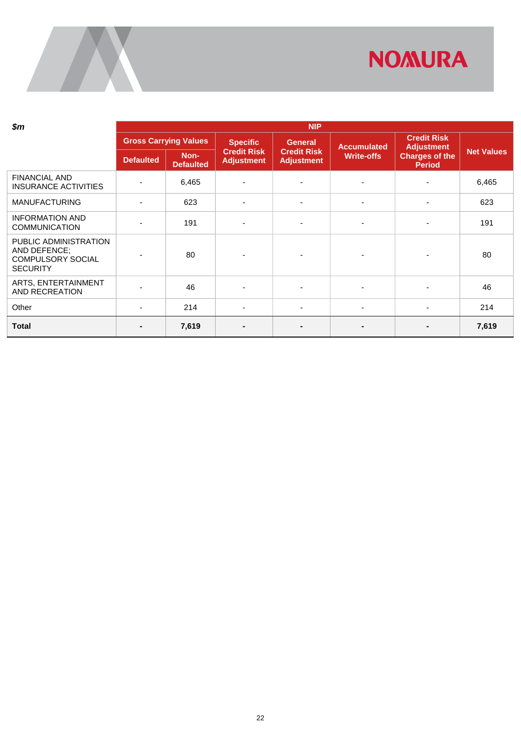| *$m* | NIP | | | | | | |
|---|---|---|---|---|---|---|---|
| | Gross Carrying Values | | Specific Credit Risk Adjustment | General Credit Risk Adjustment | Accumulated Write-offs | Credit Risk Adjustment Charges of the Period | Net Values |
| | Defaulted | Non-Defaulted | | | | | |
| FINANCIAL AND INSURANCE ACTIVITIES | - | 6,465 | - | - | - | - | 6,465 |
| MANUFACTURING | - | 623 | - | - | - | - | 623 |
| INFORMATION AND COMMUNICATION | - | 191 | - | - | - | - | 191 |
| PUBLIC ADMINISTRATION AND DEFENCE; COMPULSORY SOCIAL SECURITY | - | 80 | - | - | - | - | 80 |
| ARTS, ENTERTAINMENT AND RECREATION | - | 46 | - | - | - | - | 46 |
| Other | - | 214 | - | - | - | - | 214 |
| **Total** | **-** | **7,619** | **-** | **-** | **-** | **-** | **7,619** |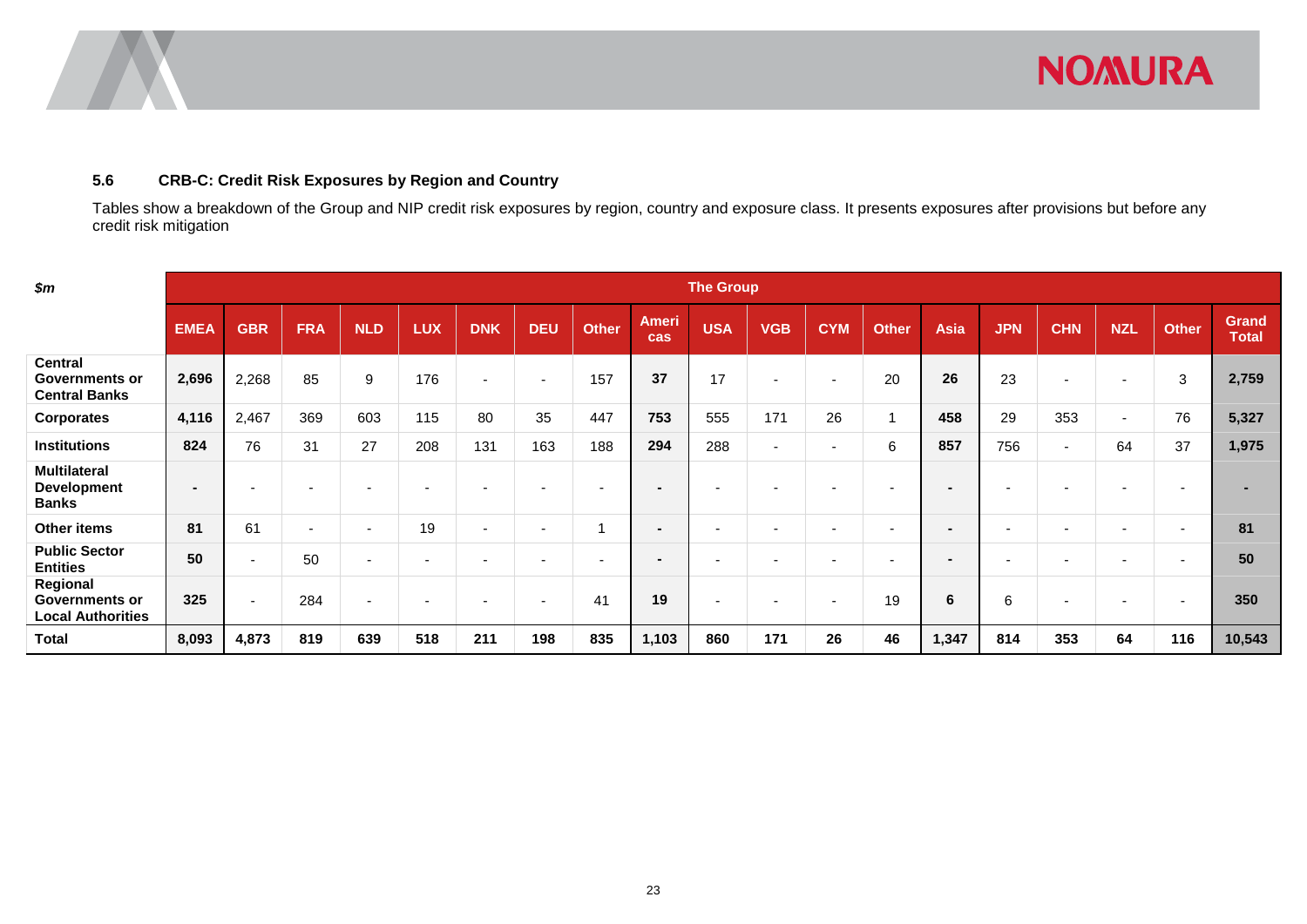### 5.6 CRB-C: Credit Risk Exposures by Region and Country

Tables show a breakdown of the Group and NIP credit risk exposures by region, country and exposure class. It presents exposures after provisions but before any credit risk mitigation

| *$m* | The Group | | | | | | | | | | | | | | | | | | |
|---|---|---|---|---|---|---|---|---|---|---|---|---|---|---|---|---|---|---|---|
| | **EMEA** | **GBR** | **FRA** | **NLD** | **LUX** | **DNK** | **DEU** | **Other** | **Americas** | **USA** | **VGB** | **CYM** | **Other** | **Asia** | **JPN** | **CHN** | **NZL** | **Other** | **Grand Total** |
| **Central Governments or Central Banks** | **2,696** | 2,268 | 85 | 9 | 176 | - | - | 157 | **37** | 17 | - | - | 20 | **26** | 23 | - | - | 3 | **2,759** |
| **Corporates** | **4,116** | 2,467 | 369 | 603 | 115 | 80 | 35 | 447 | **753** | 555 | 171 | 26 | 1 | **458** | 29 | 353 | - | 76 | **5,327** |
| **Institutions** | **824** | 76 | 31 | 27 | 208 | 131 | 163 | 188 | **294** | 288 | - | - | 6 | **857** | 756 | - | 64 | 37 | **1,975** |
| **Multilateral Development Banks** | **-** | - | - | - | - | - | - | - | **-** | - | - | - | - | **-** | - | - | - | - | **-** |
| **Other items** | **81** | 61 | - | - | 19 | - | - | 1 | **-** | - | - | - | - | **-** | - | - | - | - | **81** |
| **Public Sector Entities** | **50** | - | 50 | - | - | - | - | - | **-** | - | - | - | - | **-** | - | - | - | - | **50** |
| **Regional Governments or Local Authorities** | **325** | - | 284 | - | - | - | - | 41 | **19** | - | - | - | 19 | **6** | 6 | - | - | - | **350** |
| **Total** | **8,093** | **4,873** | **819** | **639** | **518** | **211** | **198** | **835** | **1,103** | **860** | **171** | **26** | **46** | **1,347** | **814** | **353** | **64** | **116** | **10,543** |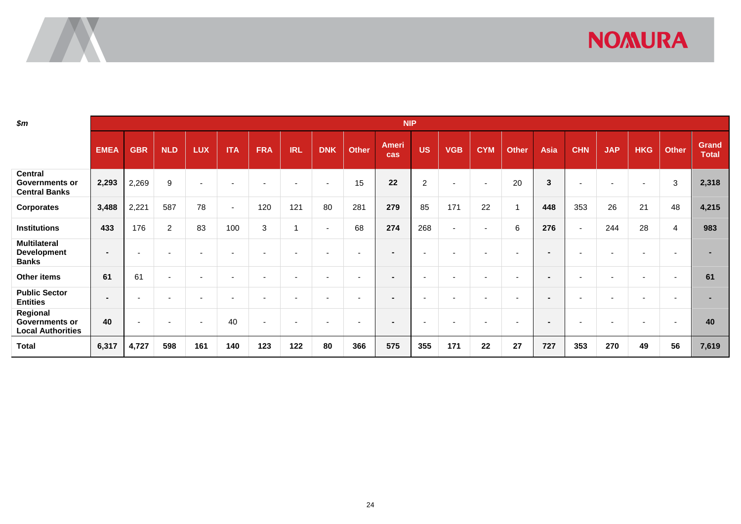| *$m* | NIP | | | | | | | | | | | | | | | | | | |
|---|---|---|---|---|---|---|---|---|---|---|---|---|---|---|---|---|---|---|---|
| | EMEA | GBR | NLD | LUX | ITA | FRA | IRL | DNK | Other | Americas | US | VGB | CYM | Other | Asia | CHN | JAP | HKG | Other | Grand Total |
| **Central Governments or Central Banks** | **2,293** | 2,269 | 9 | - | - | - | - | - | 15 | **22** | 2 | - | - | 20 | **3** | - | - | - | 3 | **2,318** |
| **Corporates** | **3,488** | 2,221 | 587 | 78 | - | 120 | 121 | 80 | 281 | **279** | 85 | 171 | 22 | 1 | **448** | 353 | 26 | 21 | 48 | **4,215** |
| **Institutions** | **433** | 176 | 2 | 83 | 100 | 3 | 1 | - | 68 | **274** | 268 | - | - | 6 | **276** | - | 244 | 28 | 4 | **983** |
| **Multilateral Development Banks** | **-** | - | - | - | - | - | - | - | - | **-** | - | - | - | - | **-** | - | - | - | - | **-** |
| **Other items** | **61** | 61 | - | - | - | - | - | - | - | **-** | - | - | - | - | **-** | - | - | - | - | **61** |
| **Public Sector Entities** | **-** | - | - | - | - | - | - | - | - | **-** | - | - | - | - | **-** | - | - | - | - | **-** |
| **Regional Governments or Local Authorities** | **40** | - | - | - | 40 | - | - | - | - | **-** | - | - | - | - | **-** | - | - | - | - | **40** |
| **Total** | **6,317** | **4,727** | **598** | **161** | **140** | **123** | **122** | **80** | **366** | **575** | **355** | **171** | **22** | **27** | **727** | **353** | **270** | **49** | **56** | **7,619** |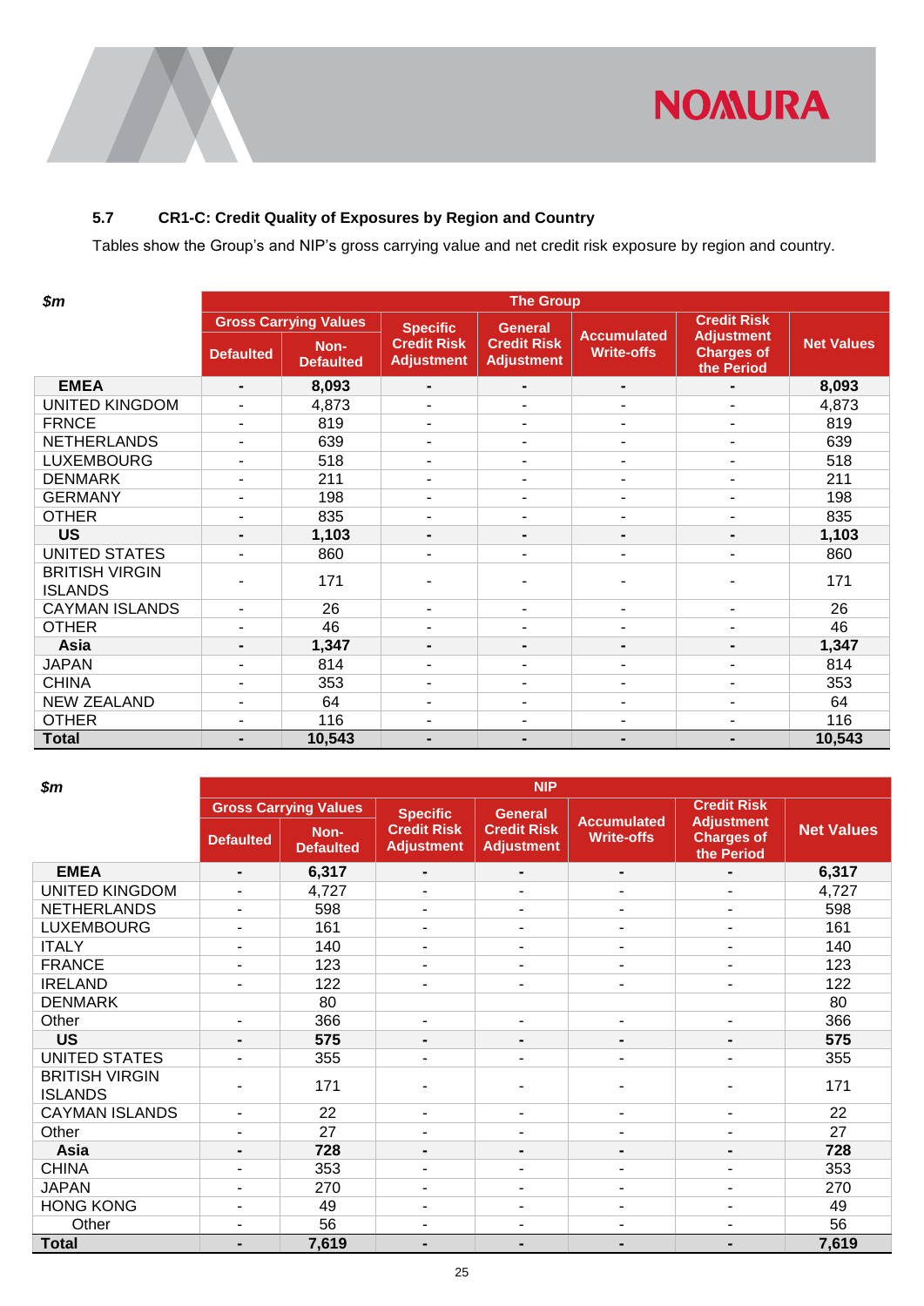## 5.7 CR1-C: Credit Quality of Exposures by Region and Country

Tables show the Group's and NIP's gross carrying value and net credit risk exposure by region and country.

| *$m* | The Group | | | | | | |
|---|---|---|---|---|---|---|---|
| | Gross Carrying Values | | Specific Credit Risk Adjustment | General Credit Risk Adjustment | Accumulated Write-offs | Credit Risk Adjustment Charges of the Period | Net Values |
| | Defaulted | Non-Defaulted | | | | | |
| **EMEA** | **-** | **8,093** | **-** | **-** | **-** | **-** | **8,093** |
| UNITED KINGDOM | - | 4,873 | - | - | - | - | 4,873 |
| FRNCE | - | 819 | - | - | - | - | 819 |
| NETHERLANDS | - | 639 | - | - | - | - | 639 |
| LUXEMBOURG | - | 518 | - | - | - | - | 518 |
| DENMARK | - | 211 | - | - | - | - | 211 |
| GERMANY | - | 198 | - | - | - | - | 198 |
| OTHER | - | 835 | - | - | - | - | 835 |
| **US** | **-** | **1,103** | **-** | **-** | **-** | **-** | **1,103** |
| UNITED STATES | - | 860 | - | - | - | - | 860 |
| BRITISH VIRGIN ISLANDS | - | 171 | - | - | - | - | 171 |
| CAYMAN ISLANDS | - | 26 | - | - | - | - | 26 |
| OTHER | - | 46 | - | - | - | - | 46 |
| **Asia** | **-** | **1,347** | **-** | **-** | **-** | **-** | **1,347** |
| JAPAN | - | 814 | - | - | - | - | 814 |
| CHINA | - | 353 | - | - | - | - | 353 |
| NEW ZEALAND | - | 64 | - | - | - | - | 64 |
| OTHER | - | 116 | - | - | - | - | 116 |
| **Total** | **-** | **10,543** | **-** | **-** | **-** | **-** | **10,543** |

| *$m* | NIP | | | | | | |
|---|---|---|---|---|---|---|---|
| | Gross Carrying Values | | Specific Credit Risk Adjustment | General Credit Risk Adjustment | Accumulated Write-offs | Credit Risk Adjustment Charges of the Period | Net Values |
| | Defaulted | Non-Defaulted | | | | | |
| **EMEA** | **-** | **6,317** | **-** | **-** | **-** | **-** | **6,317** |
| UNITED KINGDOM | - | 4,727 | - | - | - | - | 4,727 |
| NETHERLANDS | - | 598 | - | - | - | - | 598 |
| LUXEMBOURG | - | 161 | - | - | - | - | 161 |
| ITALY | - | 140 | - | - | - | - | 140 |
| FRANCE | - | 123 | - | - | - | - | 123 |
| IRELAND | - | 122 | - | - | - | - | 122 |
| DENMARK | | 80 | | | | | 80 |
| Other | - | 366 | - | - | - | - | 366 |
| **US** | **-** | **575** | **-** | **-** | **-** | **-** | **575** |
| UNITED STATES | - | 355 | - | - | - | - | 355 |
| BRITISH VIRGIN ISLANDS | - | 171 | - | - | - | - | 171 |
| CAYMAN ISLANDS | - | 22 | - | - | - | - | 22 |
| Other | - | 27 | - | - | - | - | 27 |
| **Asia** | **-** | **728** | **-** | **-** | **-** | **-** | **728** |
| CHINA | - | 353 | - | - | - | - | 353 |
| JAPAN | - | 270 | - | - | - | - | 270 |
| HONG KONG | - | 49 | - | - | - | - | 49 |
| Other | - | 56 | - | - | - | - | 56 |
| **Total** | **-** | **7,619** | **-** | **-** | **-** | **-** | **7,619** |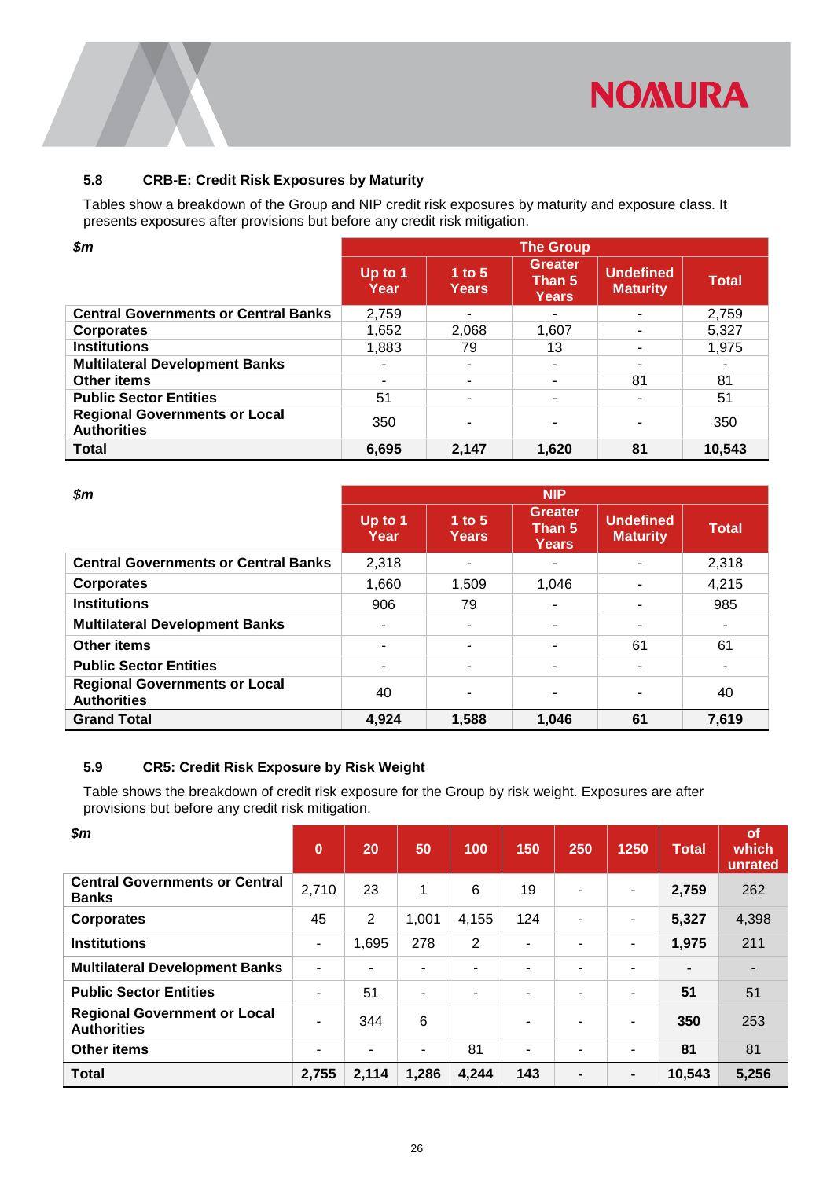### 5.8 CRB-E: Credit Risk Exposures by Maturity

Tables show a breakdown of the Group and NIP credit risk exposures by maturity and exposure class. It presents exposures after provisions but before any credit risk mitigation.

| *$m* | The Group | | | | |
|---|---|---|---|---|---|
| | Up to 1 Year | 1 to 5 Years | Greater Than 5 Years | Undefined Maturity | Total |
| **Central Governments or Central Banks** | 2,759 | - | - | - | 2,759 |
| **Corporates** | 1,652 | 2,068 | 1,607 | - | 5,327 |
| **Institutions** | 1,883 | 79 | 13 | - | 1,975 |
| **Multilateral Development Banks** | - | - | - | - | - |
| **Other items** | - | - | - | 81 | 81 |
| **Public Sector Entities** | 51 | - | - | - | 51 |
| **Regional Governments or Local Authorities** | 350 | - | - | - | 350 |
| **Total** | **6,695** | **2,147** | **1,620** | **81** | **10,543** |

| *$m* | NIP | | | | |
|---|---|---|---|---|---|
| | Up to 1 Year | 1 to 5 Years | Greater Than 5 Years | Undefined Maturity | Total |
| **Central Governments or Central Banks** | 2,318 | - | - | - | 2,318 |
| **Corporates** | 1,660 | 1,509 | 1,046 | - | 4,215 |
| **Institutions** | 906 | 79 | - | - | 985 |
| **Multilateral Development Banks** | - | - | - | - | - |
| **Other items** | - | - | - | 61 | 61 |
| **Public Sector Entities** | - | - | - | - | - |
| **Regional Governments or Local Authorities** | 40 | - | - | - | 40 |
| **Grand Total** | **4,924** | **1,588** | **1,046** | **61** | **7,619** |

### 5.9 CR5: Credit Risk Exposure by Risk Weight

Table shows the breakdown of credit risk exposure for the Group by risk weight. Exposures are after provisions but before any credit risk mitigation.

| *$m* | 0 | 20 | 50 | 100 | 150 | 250 | 1250 | Total | of which unrated |
|---|---|---|---|---|---|---|---|---|---|
| **Central Governments or Central Banks** | 2,710 | 23 | 1 | 6 | 19 | - | - | **2,759** | 262 |
| **Corporates** | 45 | 2 | 1,001 | 4,155 | 124 | - | - | **5,327** | 4,398 |
| **Institutions** | - | 1,695 | 278 | 2 | - | - | - | **1,975** | 211 |
| **Multilateral Development Banks** | - | - | - | - | - | - | - | **-** | - |
| **Public Sector Entities** | - | 51 | - | - | - | - | - | **51** | 51 |
| **Regional Government or Local Authorities** | - | 344 | 6 | | - | - | - | **350** | 253 |
| **Other items** | - | - | - | 81 | - | - | - | **81** | 81 |
| **Total** | **2,755** | **2,114** | **1,286** | **4,244** | **143** | **-** | **-** | **10,543** | **5,256** |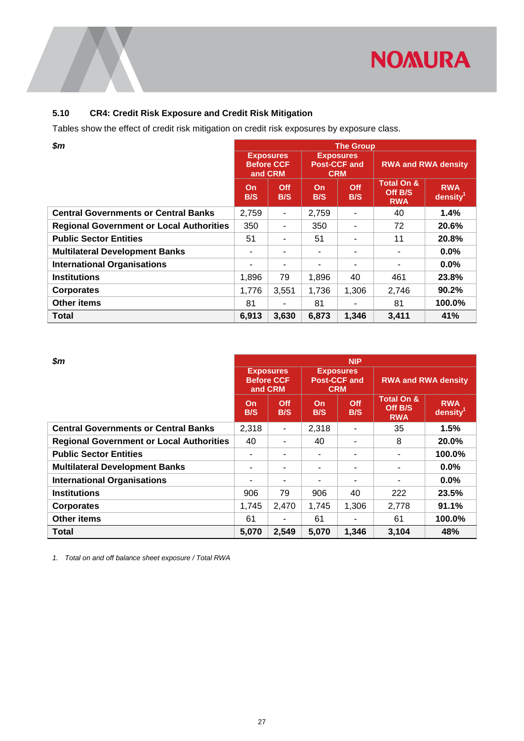### 5.10 CR4: Credit Risk Exposure and Credit Risk Mitigation

Tables show the effect of credit risk mitigation on credit risk exposures by exposure class.

| *$m* | The Group | | | | | |
|---|---|---|---|---|---|---|
| | Exposures Before CCF and CRM | | Exposures Post-CCF and CRM | | RWA and RWA density | |
| | On B/S | Off B/S | On B/S | Off B/S | Total On & Off B/S RWA | RWA density[1] |
| **Central Governments or Central Banks** | 2,759 | - | 2,759 | - | 40 | **1.4%** |
| **Regional Government or Local Authorities** | 350 | - | 350 | - | 72 | **20.6%** |
| **Public Sector Entities** | 51 | - | 51 | - | 11 | **20.8%** |
| **Multilateral Development Banks** | - | - | - | - | - | **0.0%** |
| **International Organisations** | - | - | - | - | - | **0.0%** |
| **Institutions** | 1,896 | 79 | 1,896 | 40 | 461 | **23.8%** |
| **Corporates** | 1,776 | 3,551 | 1,736 | 1,306 | 2,746 | **90.2%** |
| **Other items** | 81 | - | 81 | - | 81 | **100.0%** |
| **Total** | **6,913** | **3,630** | **6,873** | **1,346** | **3,411** | **41%** |

| *$m* | NIP | | | | | |
|---|---|---|---|---|---|---|
| | Exposures Before CCF and CRM | | Exposures Post-CCF and CRM | | RWA and RWA density | |
| | On B/S | Off B/S | On B/S | Off B/S | Total On & Off B/S RWA | RWA density[1] |
| **Central Governments or Central Banks** | 2,318 | - | 2,318 | - | 35 | **1.5%** |
| **Regional Government or Local Authorities** | 40 | - | 40 | - | 8 | **20.0%** |
| **Public Sector Entities** | - | - | - | - | - | **100.0%** |
| **Multilateral Development Banks** | - | - | - | - | - | **0.0%** |
| **International Organisations** | - | - | - | - | - | **0.0%** |
| **Institutions** | 906 | 79 | 906 | 40 | 222 | **23.5%** |
| **Corporates** | 1,745 | 2,470 | 1,745 | 1,306 | 2,778 | **91.1%** |
| **Other items** | 61 | - | 61 | - | 61 | **100.0%** |
| **Total** | **5,070** | **2,549** | **5,070** | **1,346** | **3,104** | **48%** |

*1. Total on and off balance sheet exposure / Total RWA*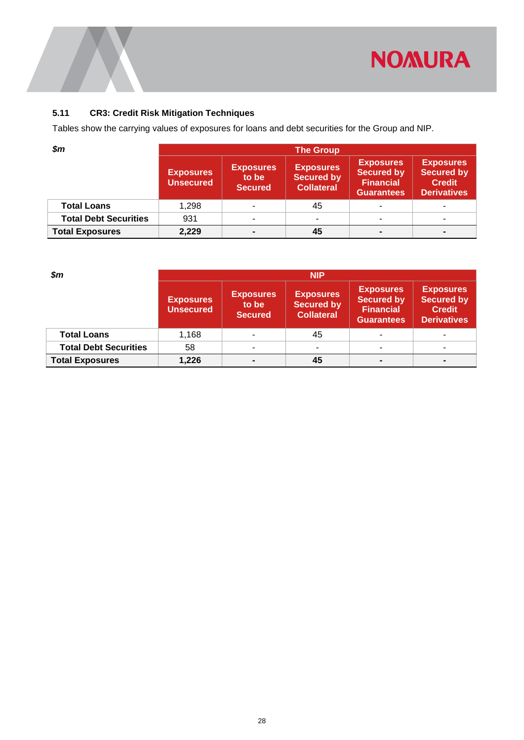### 5.11 CR3: Credit Risk Mitigation Techniques

Tables show the carrying values of exposures for loans and debt securities for the Group and NIP.

| *$m* | The Group | | | | |
|---|---|---|---|---|---|
| | **Exposures Unsecured** | **Exposures to be Secured** | **Exposures Secured by Collateral** | **Exposures Secured by Financial Guarantees** | **Exposures Secured by Credit Derivatives** |
| **Total Loans** | 1,298 | - | 45 | - | - |
| **Total Debt Securities** | 931 | - | - | - | - |
| **Total Exposures** | **2,229** | **-** | **45** | **-** | **-** |

| *$m* | NIP | | | | |
|---|---|---|---|---|---|
| | **Exposures Unsecured** | **Exposures to be Secured** | **Exposures Secured by Collateral** | **Exposures Secured by Financial Guarantees** | **Exposures Secured by Credit Derivatives** |
| **Total Loans** | 1,168 | - | 45 | - | - |
| **Total Debt Securities** | 58 | - | - | - | - |
| **Total Exposures** | **1,226** | **-** | **45** | **-** | **-** |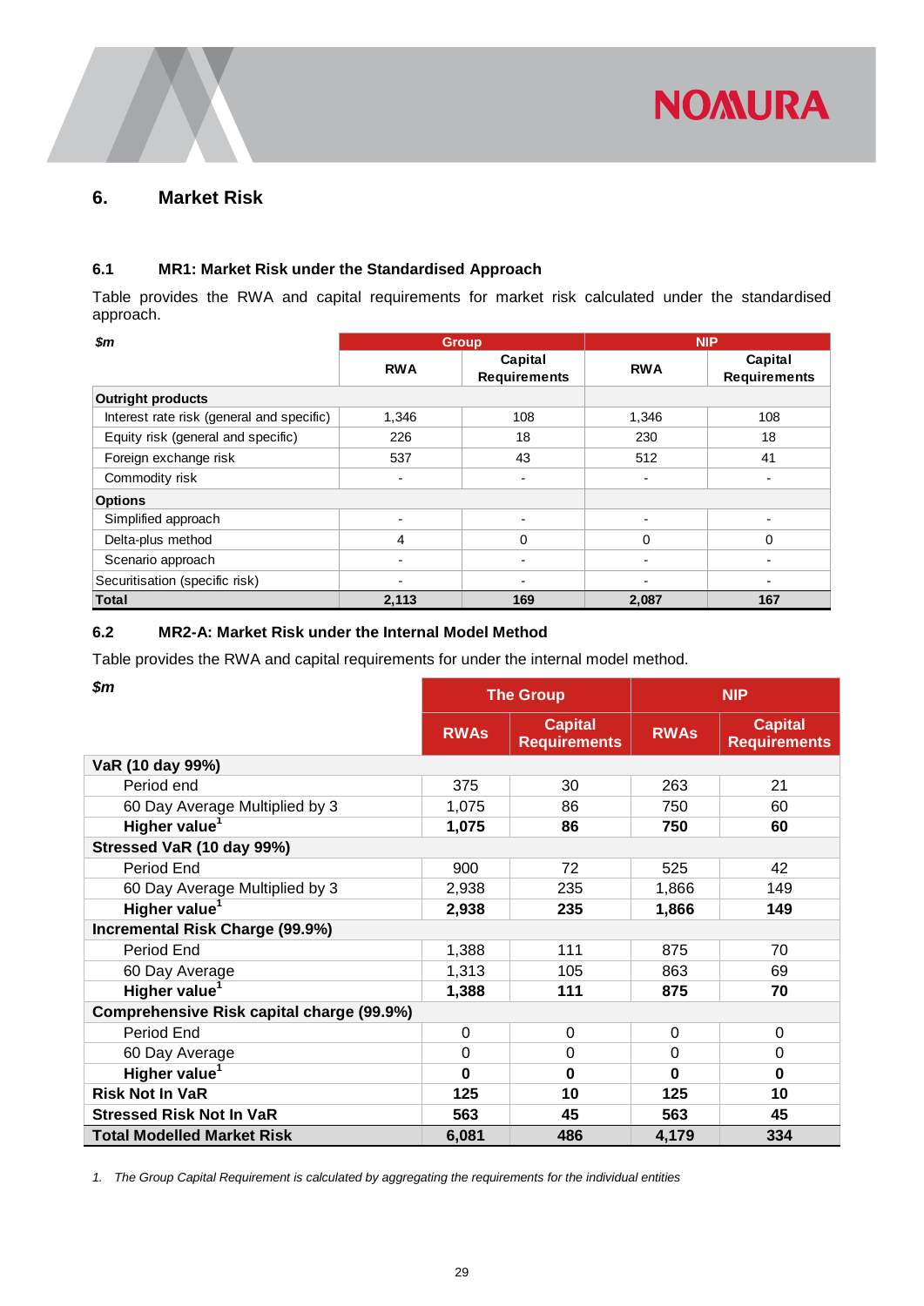## 6. Market Risk

### 6.1 MR1: Market Risk under the Standardised Approach

Table provides the RWA and capital requirements for market risk calculated under the standardised approach.

| *$m* | Group | | NIP | |
|---|---|---|---|---|
| | RWA | Capital Requirements | RWA | Capital Requirements |
| **Outright products** | | | | |
| Interest rate risk (general and specific) | 1,346 | 108 | 1,346 | 108 |
| Equity risk (general and specific) | 226 | 18 | 230 | 18 |
| Foreign exchange risk | 537 | 43 | 512 | 41 |
| Commodity risk | - | - | - | - |
| **Options** | | | | |
| Simplified approach | - | - | - | - |
| Delta-plus method | 4 | 0 | 0 | 0 |
| Scenario approach | - | - | - | - |
| Securitisation (specific risk) | - | - | - | - |
| **Total** | **2,113** | **169** | **2,087** | **167** |

### 6.2 MR2-A: Market Risk under the Internal Model Method

Table provides the RWA and capital requirements for under the internal model method.

| *$m* | The Group | | NIP | |
|---|---|---|---|---|
| | RWAs | Capital Requirements | RWAs | Capital Requirements |
| **VaR (10 day 99%)** | | | | |
| Period end | 375 | 30 | 263 | 21 |
| 60 Day Average Multiplied by 3 | 1,075 | 86 | 750 | 60 |
| **Higher value[1]** | **1,075** | **86** | **750** | **60** |
| **Stressed VaR (10 day 99%)** | | | | |
| Period End | 900 | 72 | 525 | 42 |
| 60 Day Average Multiplied by 3 | 2,938 | 235 | 1,866 | 149 |
| **Higher value[1]** | **2,938** | **235** | **1,866** | **149** |
| **Incremental Risk Charge (99.9%)** | | | | |
| Period End | 1,388 | 111 | 875 | 70 |
| 60 Day Average | 1,313 | 105 | 863 | 69 |
| **Higher value[1]** | **1,388** | **111** | **875** | **70** |
| **Comprehensive Risk capital charge (99.9%)** | | | | |
| Period End | 0 | 0 | 0 | 0 |
| 60 Day Average | 0 | 0 | 0 | 0 |
| **Higher value[1]** | **0** | **0** | **0** | **0** |
| **Risk Not In VaR** | **125** | **10** | **125** | **10** |
| **Stressed Risk Not In VaR** | **563** | **45** | **563** | **45** |
| **Total Modelled Market Risk** | **6,081** | **486** | **4,179** | **334** |

1. *The Group Capital Requirement is calculated by aggregating the requirements for the individual entities*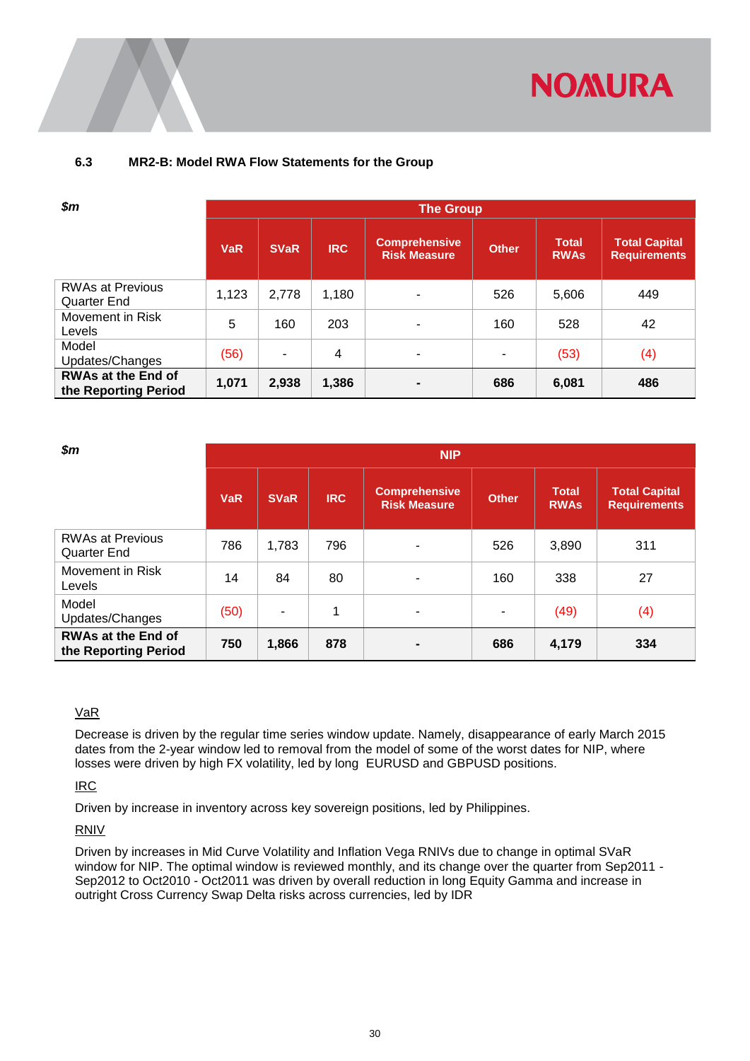### 6.3 MR2-B: Model RWA Flow Statements for the Group

| *$m* | The Group | | | | | | |
|---|---|---|---|---|---|---|---|
| | VaR | SVaR | IRC | Comprehensive Risk Measure | Other | Total RWAs | Total Capital Requirements |
| RWAs at Previous Quarter End | 1,123 | 2,778 | 1,180 | - | 526 | 5,606 | 449 |
| Movement in Risk Levels | 5 | 160 | 203 | - | 160 | 528 | 42 |
| Model Updates/Changes | (56) | - | 4 | - | - | (53) | (4) |
| **RWAs at the End of the Reporting Period** | **1,071** | **2,938** | **1,386** | **-** | **686** | **6,081** | **486** |

| *$m* | NIP | | | | | | |
|---|---|---|---|---|---|---|---|
| | VaR | SVaR | IRC | Comprehensive Risk Measure | Other | Total RWAs | Total Capital Requirements |
| RWAs at Previous Quarter End | 786 | 1,783 | 796 | - | 526 | 3,890 | 311 |
| Movement in Risk Levels | 14 | 84 | 80 | - | 160 | 338 | 27 |
| Model Updates/Changes | (50) | - | 1 | - | - | (49) | (4) |
| **RWAs at the End of the Reporting Period** | **750** | **1,866** | **878** | **-** | **686** | **4,179** | **334** |

VaR

Decrease is driven by the regular time series window update. Namely, disappearance of early March 2015 dates from the 2-year window led to removal from the model of some of the worst dates for NIP, where losses were driven by high FX volatility, led by long EURUSD and GBPUSD positions.

IRC

Driven by increase in inventory across key sovereign positions, led by Philippines.

RNIV

Driven by increases in Mid Curve Volatility and Inflation Vega RNIVs due to change in optimal SVaR window for NIP. The optimal window is reviewed monthly, and its change over the quarter from Sep2011 - Sep2012 to Oct2010 - Oct2011 was driven by overall reduction in long Equity Gamma and increase in outright Cross Currency Swap Delta risks across currencies, led by IDR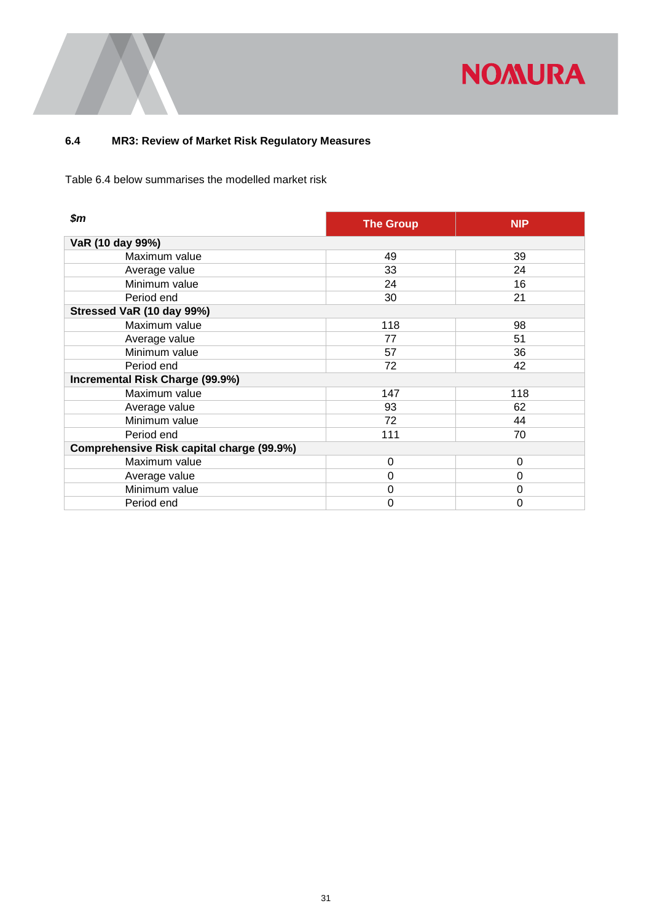### 6.4 MR3: Review of Market Risk Regulatory Measures

Table 6.4 below summarises the modelled market risk

| *$m* | The Group | NIP |
|---|---|---|
| **VaR (10 day 99%)** | | |
| Maximum value | 49 | 39 |
| Average value | 33 | 24 |
| Minimum value | 24 | 16 |
| Period end | 30 | 21 |
| **Stressed VaR (10 day 99%)** | | |
| Maximum value | 118 | 98 |
| Average value | 77 | 51 |
| Minimum value | 57 | 36 |
| Period end | 72 | 42 |
| **Incremental Risk Charge (99.9%)** | | |
| Maximum value | 147 | 118 |
| Average value | 93 | 62 |
| Minimum value | 72 | 44 |
| Period end | 111 | 70 |
| **Comprehensive Risk capital charge (99.9%)** | | |
| Maximum value | 0 | 0 |
| Average value | 0 | 0 |
| Minimum value | 0 | 0 |
| Period end | 0 | 0 |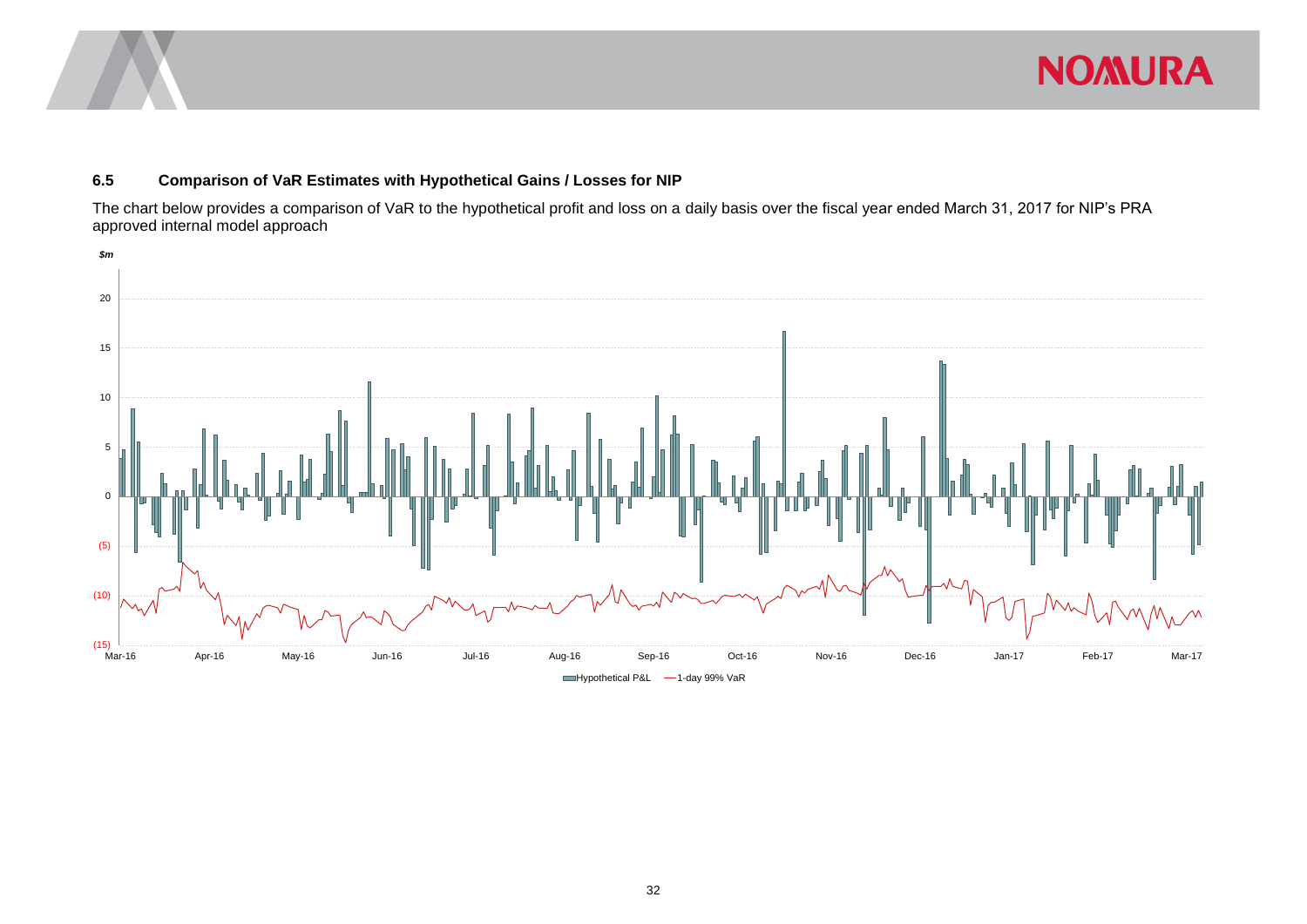### 6.5 Comparison of VaR Estimates with Hypothetical Gains / Losses for NIP

The chart below provides a comparison of VaR to the hypothetical profit and loss on a daily basis over the fiscal year ended March 31, 2017 for NIP's PRA approved internal model approach

*$m*

20

15

10

5

0

(5)

(10)

(15)

Mar-16 Apr-16 May-16 Jun-16 Jul-16 Aug-16 Sep-16 Oct-16 Nov-16 Dec-16 Jan-17 Feb-17 Mar-17

Hypothetical P&L — 1-day 99% VaR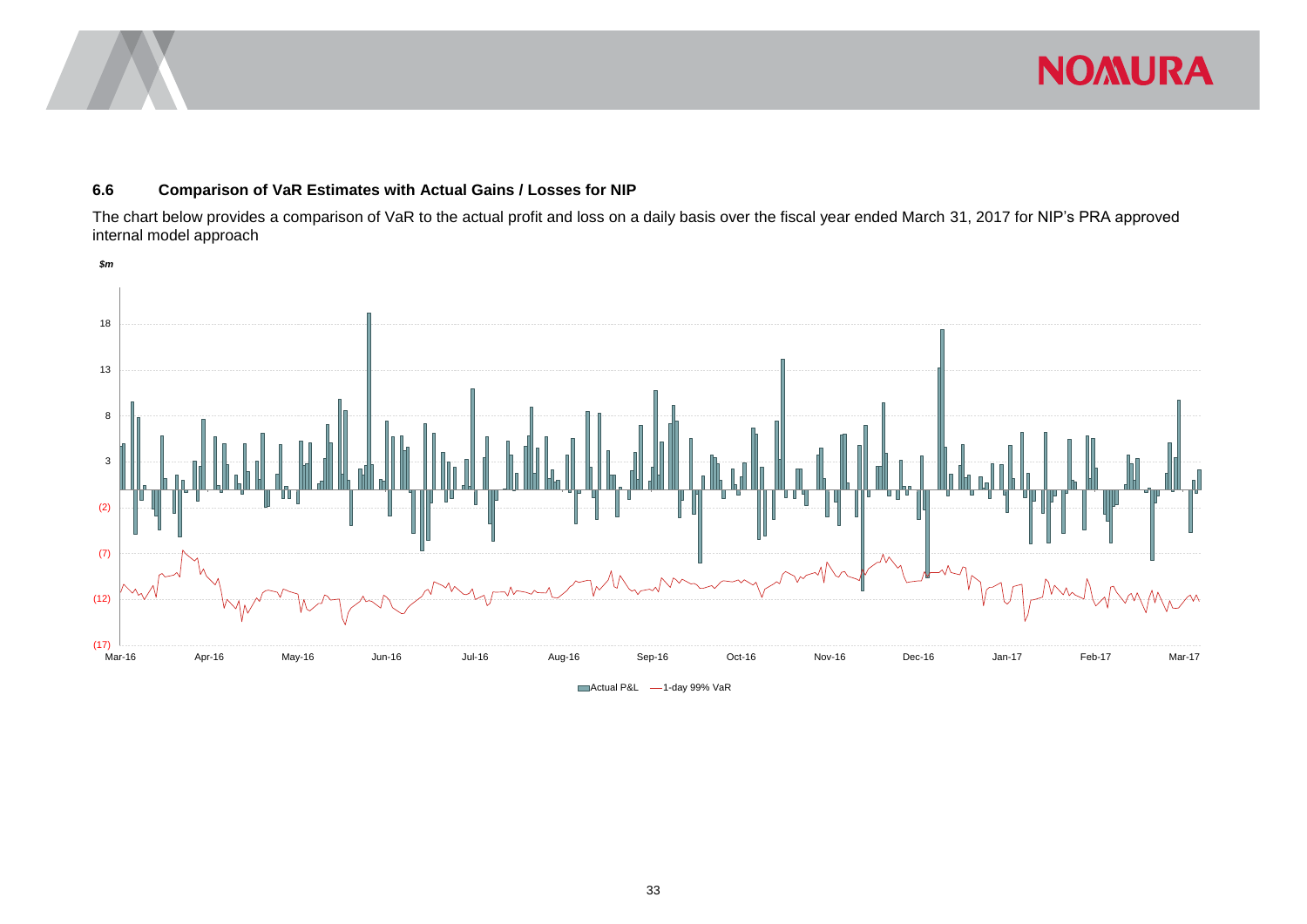### 6.6 Comparison of VaR Estimates with Actual Gains / Losses for NIP

The chart below provides a comparison of VaR to the actual profit and loss on a daily basis over the fiscal year ended March 31, 2017 for NIP's PRA approved internal model approach

*$m*

18

13

8

3

(2)

(7)

(12)

(17)

Mar-16 Apr-16 May-16 Jun-16 Jul-16 Aug-16 Sep-16 Oct-16 Nov-16 Dec-16 Jan-17 Feb-17 Mar-17

Actual P&L — 1-day 99% VaR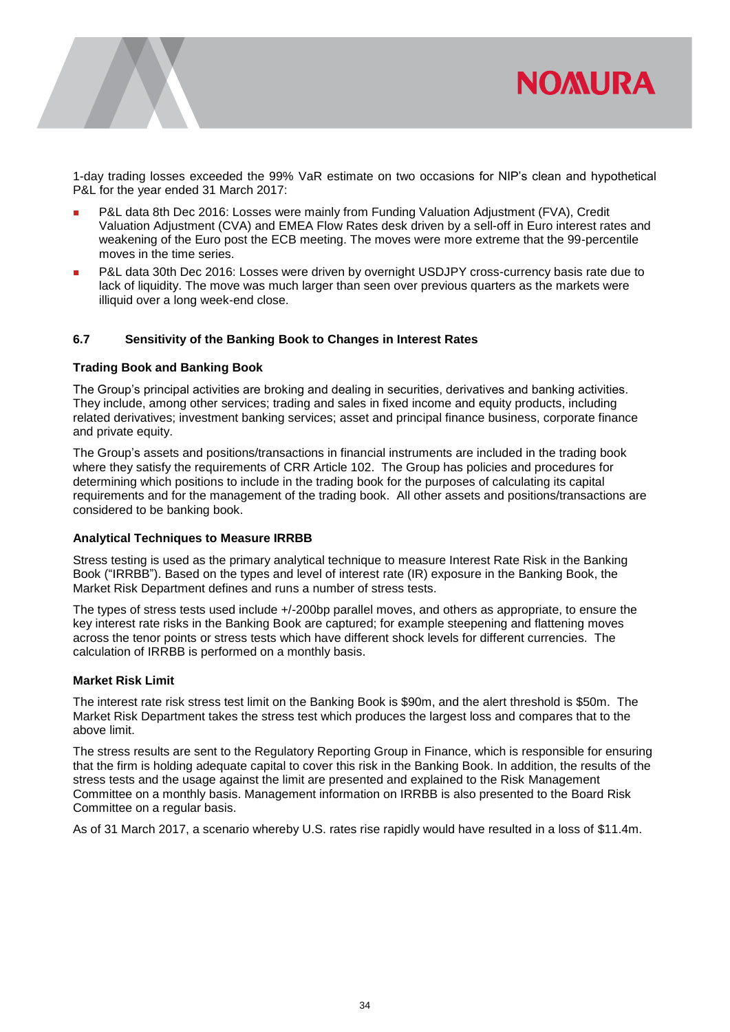1-day trading losses exceeded the 99% VaR estimate on two occasions for NIP's clean and hypothetical P&L for the year ended 31 March 2017:

- P&L data 8th Dec 2016: Losses were mainly from Funding Valuation Adjustment (FVA), Credit Valuation Adjustment (CVA) and EMEA Flow Rates desk driven by a sell-off in Euro interest rates and weakening of the Euro post the ECB meeting. The moves were more extreme that the 99-percentile moves in the time series.
- P&L data 30th Dec 2016: Losses were driven by overnight USDJPY cross-currency basis rate due to lack of liquidity. The move was much larger than seen over previous quarters as the markets were illiquid over a long week-end close.

### 6.7 Sensitivity of the Banking Book to Changes in Interest Rates

**Trading Book and Banking Book**

The Group's principal activities are broking and dealing in securities, derivatives and banking activities. They include, among other services; trading and sales in fixed income and equity products, including related derivatives; investment banking services; asset and principal finance business, corporate finance and private equity.

The Group's assets and positions/transactions in financial instruments are included in the trading book where they satisfy the requirements of CRR Article 102. The Group has policies and procedures for determining which positions to include in the trading book for the purposes of calculating its capital requirements and for the management of the trading book. All other assets and positions/transactions are considered to be banking book.

**Analytical Techniques to Measure IRRBB**

Stress testing is used as the primary analytical technique to measure Interest Rate Risk in the Banking Book ("IRRBB"). Based on the types and level of interest rate (IR) exposure in the Banking Book, the Market Risk Department defines and runs a number of stress tests.

The types of stress tests used include +/-200bp parallel moves, and others as appropriate, to ensure the key interest rate risks in the Banking Book are captured; for example steepening and flattening moves across the tenor points or stress tests which have different shock levels for different currencies. The calculation of IRRBB is performed on a monthly basis.

**Market Risk Limit**

The interest rate risk stress test limit on the Banking Book is $90m, and the alert threshold is $50m. The Market Risk Department takes the stress test which produces the largest loss and compares that to the above limit.

The stress results are sent to the Regulatory Reporting Group in Finance, which is responsible for ensuring that the firm is holding adequate capital to cover this risk in the Banking Book. In addition, the results of the stress tests and the usage against the limit are presented and explained to the Risk Management Committee on a monthly basis. Management information on IRRBB is also presented to the Board Risk Committee on a regular basis.

As of 31 March 2017, a scenario whereby U.S. rates rise rapidly would have resulted in a loss of $11.4m.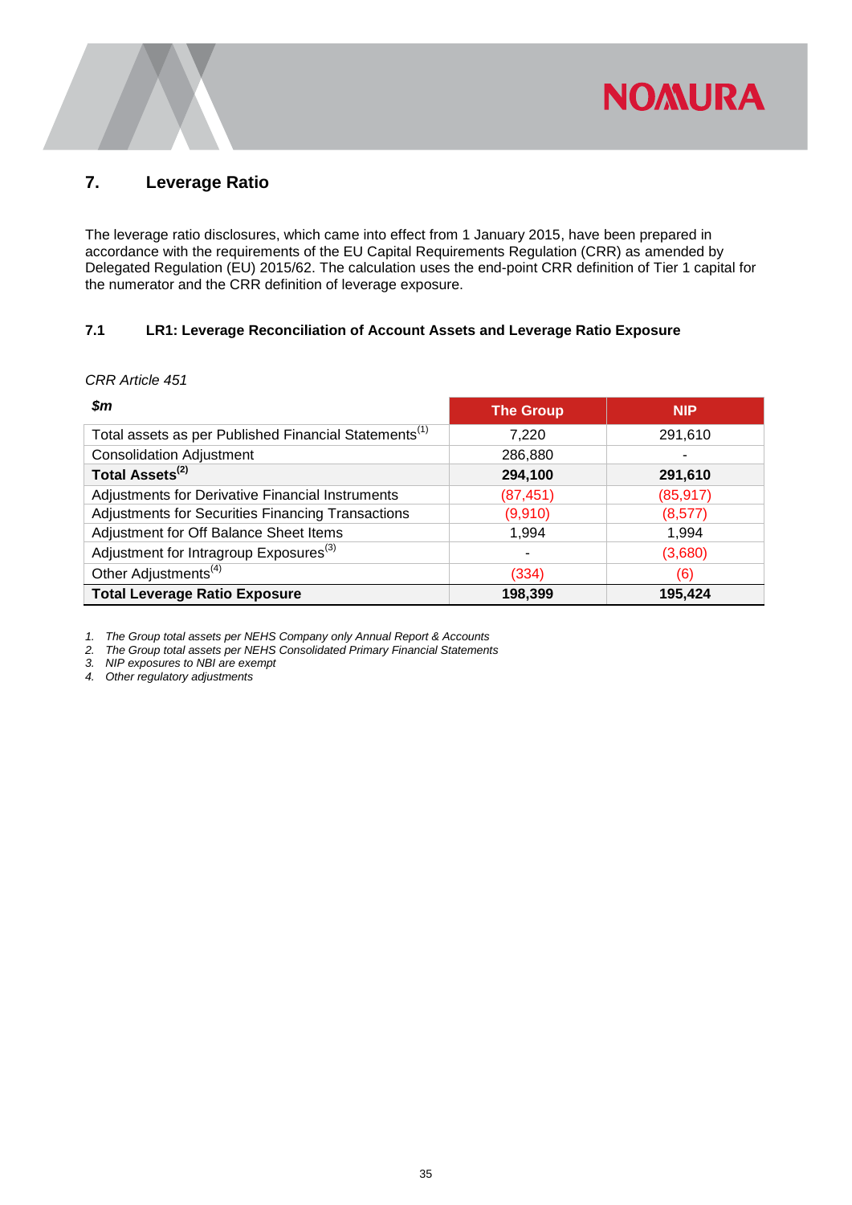## 7. Leverage Ratio

The leverage ratio disclosures, which came into effect from 1 January 2015, have been prepared in accordance with the requirements of the EU Capital Requirements Regulation (CRR) as amended by Delegated Regulation (EU) 2015/62. The calculation uses the end-point CRR definition of Tier 1 capital for the numerator and the CRR definition of leverage exposure.

### 7.1 LR1: Leverage Reconciliation of Account Assets and Leverage Ratio Exposure

*CRR Article 451*

| *$m* | The Group | NIP |
|---|---|---|
| Total assets as per Published Financial Statements[1] | 7,220 | 291,610 |
| Consolidation Adjustment | 286,880 | - |
| **Total Assets[2]** | **294,100** | **291,610** |
| Adjustments for Derivative Financial Instruments | (87,451) | (85,917) |
| Adjustments for Securities Financing Transactions | (9,910) | (8,577) |
| Adjustment for Off Balance Sheet Items | 1,994 | 1,994 |
| Adjustment for Intragroup Exposures[3] | - | (3,680) |
| Other Adjustments[4] | (334) | (6) |
| **Total Leverage Ratio Exposure** | **198,399** | **195,424** |

1. *The Group total assets per NEHS Company only Annual Report & Accounts*
2. *The Group total assets per NEHS Consolidated Primary Financial Statements*
3. *NIP exposures to NBI are exempt*
4. *Other regulatory adjustments*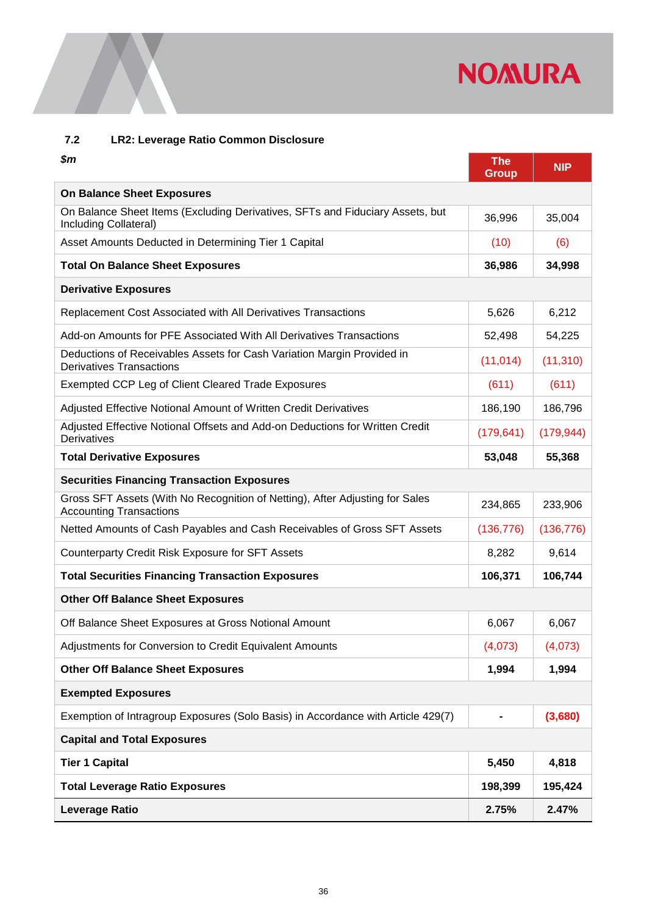### 7.2 LR2: Leverage Ratio Common Disclosure

| *$m* | The Group | NIP |
|---|---|---|
| **On Balance Sheet Exposures** | | |
| On Balance Sheet Items (Excluding Derivatives, SFTs and Fiduciary Assets, but Including Collateral) | 36,996 | 35,004 |
| Asset Amounts Deducted in Determining Tier 1 Capital | (10) | (6) |
| **Total On Balance Sheet Exposures** | **36,986** | **34,998** |
| **Derivative Exposures** | | |
| Replacement Cost Associated with All Derivatives Transactions | 5,626 | 6,212 |
| Add-on Amounts for PFE Associated With All Derivatives Transactions | 52,498 | 54,225 |
| Deductions of Receivables Assets for Cash Variation Margin Provided in Derivatives Transactions | (11,014) | (11,310) |
| Exempted CCP Leg of Client Cleared Trade Exposures | (611) | (611) |
| Adjusted Effective Notional Amount of Written Credit Derivatives | 186,190 | 186,796 |
| Adjusted Effective Notional Offsets and Add-on Deductions for Written Credit Derivatives | (179,641) | (179,944) |
| **Total Derivative Exposures** | **53,048** | **55,368** |
| **Securities Financing Transaction Exposures** | | |
| Gross SFT Assets (With No Recognition of Netting), After Adjusting for Sales Accounting Transactions | 234,865 | 233,906 |
| Netted Amounts of Cash Payables and Cash Receivables of Gross SFT Assets | (136,776) | (136,776) |
| Counterparty Credit Risk Exposure for SFT Assets | 8,282 | 9,614 |
| **Total Securities Financing Transaction Exposures** | **106,371** | **106,744** |
| **Other Off Balance Sheet Exposures** | | |
| Off Balance Sheet Exposures at Gross Notional Amount | 6,067 | 6,067 |
| Adjustments for Conversion to Credit Equivalent Amounts | (4,073) | (4,073) |
| **Other Off Balance Sheet Exposures** | **1,994** | **1,994** |
| **Exempted Exposures** | | |
| Exemption of Intragroup Exposures (Solo Basis) in Accordance with Article 429(7) | - | **(3,680)** |
| **Capital and Total Exposures** | | |
| **Tier 1 Capital** | **5,450** | **4,818** |
| **Total Leverage Ratio Exposures** | **198,399** | **195,424** |
| **Leverage Ratio** | **2.75%** | **2.47%** |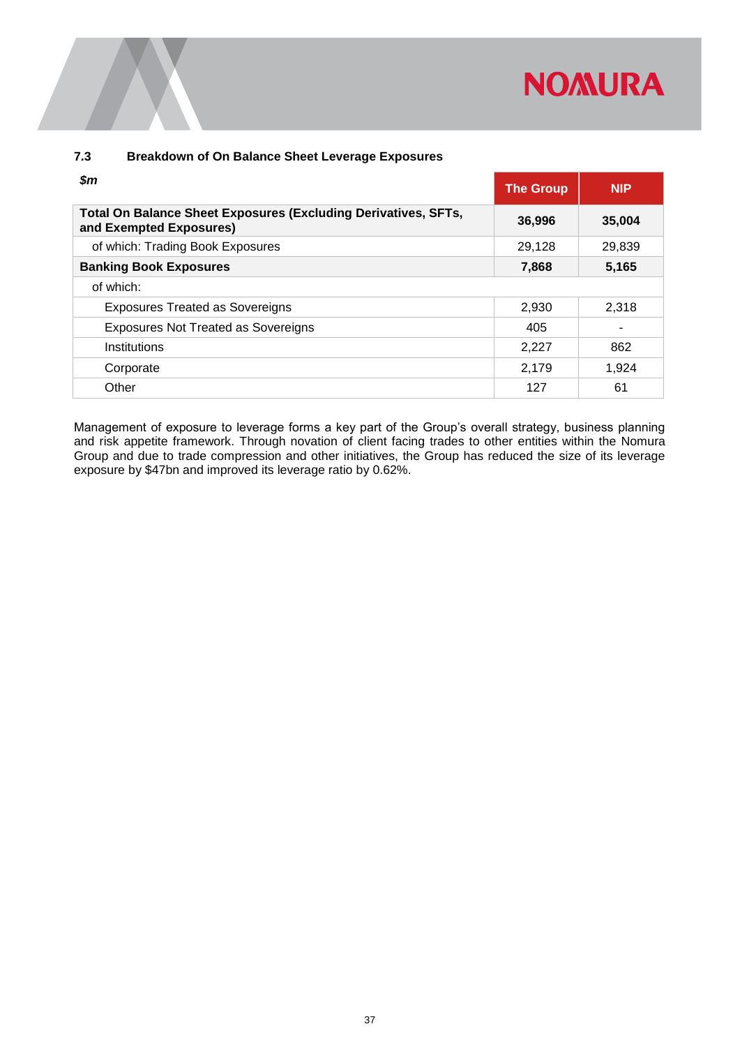### 7.3 Breakdown of On Balance Sheet Leverage Exposures

| *$m* | The Group | NIP |
|---|---|---|
| **Total On Balance Sheet Exposures (Excluding Derivatives, SFTs, and Exempted Exposures)** | **36,996** | **35,004** |
| of which: Trading Book Exposures | 29,128 | 29,839 |
| **Banking Book Exposures** | **7,868** | **5,165** |
| of which: | | |
| Exposures Treated as Sovereigns | 2,930 | 2,318 |
| Exposures Not Treated as Sovereigns | 405 | - |
| Institutions | 2,227 | 862 |
| Corporate | 2,179 | 1,924 |
| Other | 127 | 61 |

Management of exposure to leverage forms a key part of the Group's overall strategy, business planning and risk appetite framework. Through novation of client facing trades to other entities within the Nomura Group and due to trade compression and other initiatives, the Group has reduced the size of its leverage exposure by $47bn and improved its leverage ratio by 0.62%.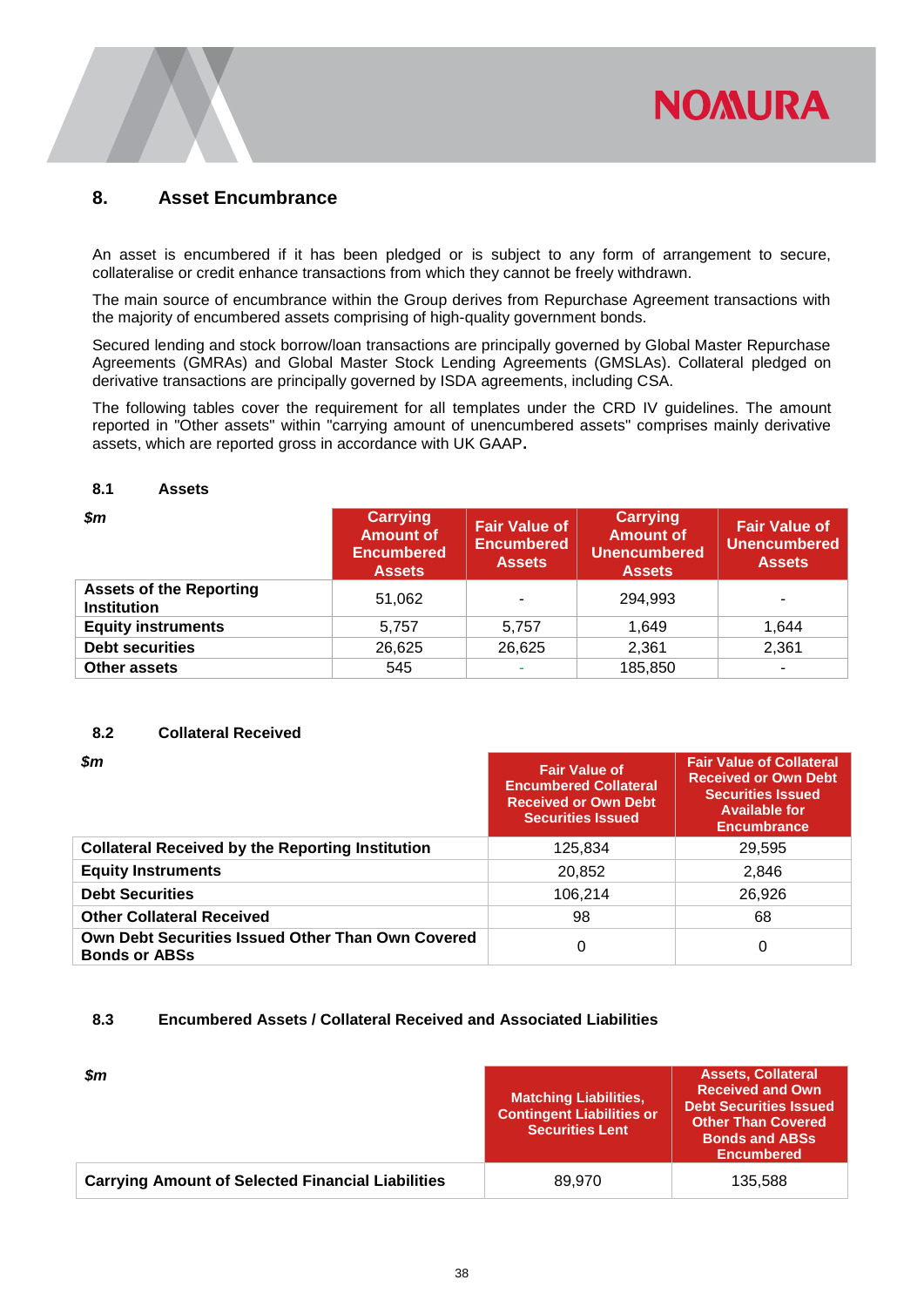## 8. Asset Encumbrance

An asset is encumbered if it has been pledged or is subject to any form of arrangement to secure, collateralise or credit enhance transactions from which they cannot be freely withdrawn.

The main source of encumbrance within the Group derives from Repurchase Agreement transactions with the majority of encumbered assets comprising of high-quality government bonds.

Secured lending and stock borrow/loan transactions are principally governed by Global Master Repurchase Agreements (GMRAs) and Global Master Stock Lending Agreements (GMSLAs). Collateral pledged on derivative transactions are principally governed by ISDA agreements, including CSA.

The following tables cover the requirement for all templates under the CRD IV guidelines. The amount reported in "Other assets" within "carrying amount of unencumbered assets" comprises mainly derivative assets, which are reported gross in accordance with UK GAAP.

### 8.1 Assets

| *$m* | Carrying Amount of Encumbered Assets | Fair Value of Encumbered Assets | Carrying Amount of Unencumbered Assets | Fair Value of Unencumbered Assets |
|---|---|---|---|---|
| **Assets of the Reporting Institution** | 51,062 | - | 294,993 | - |
| **Equity instruments** | 5,757 | 5,757 | 1,649 | 1,644 |
| **Debt securities** | 26,625 | 26,625 | 2,361 | 2,361 |
| **Other assets** | 545 | - | 185,850 | - |

### 8.2 Collateral Received

| *$m* | Fair Value of Encumbered Collateral Received or Own Debt Securities Issued | Fair Value of Collateral Received or Own Debt Securities Issued Available for Encumbrance |
|---|---|---|
| **Collateral Received by the Reporting Institution** | 125,834 | 29,595 |
| **Equity Instruments** | 20,852 | 2,846 |
| **Debt Securities** | 106,214 | 26,926 |
| **Other Collateral Received** | 98 | 68 |
| **Own Debt Securities Issued Other Than Own Covered Bonds or ABSs** | 0 | 0 |

### 8.3 Encumbered Assets / Collateral Received and Associated Liabilities

| *$m* | Matching Liabilities, Contingent Liabilities or Securities Lent | Assets, Collateral Received and Own Debt Securities Issued Other Than Covered Bonds and ABSs Encumbered |
|---|---|---|
| **Carrying Amount of Selected Financial Liabilities** | 89,970 | 135,588 |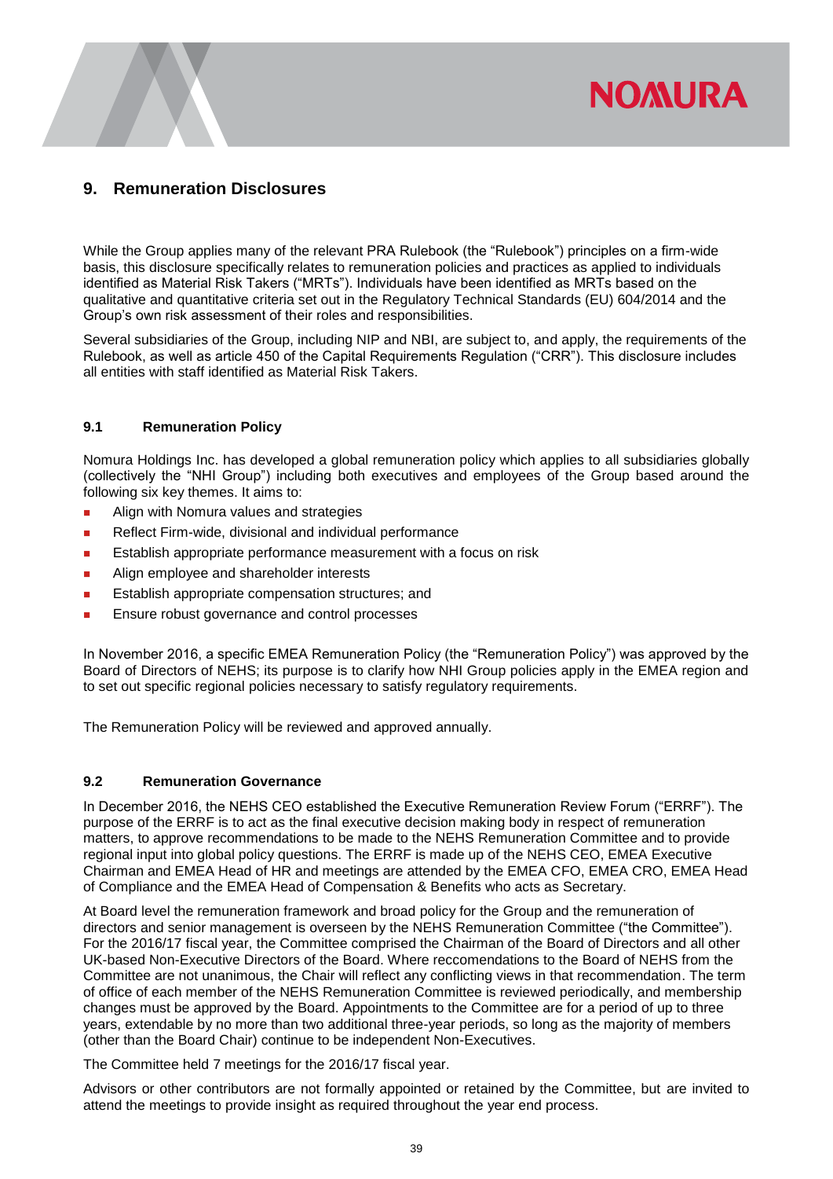## 9. Remuneration Disclosures

While the Group applies many of the relevant PRA Rulebook (the "Rulebook") principles on a firm-wide basis, this disclosure specifically relates to remuneration policies and practices as applied to individuals identified as Material Risk Takers ("MRTs"). Individuals have been identified as MRTs based on the qualitative and quantitative criteria set out in the Regulatory Technical Standards (EU) 604/2014 and the Group's own risk assessment of their roles and responsibilities.

Several subsidiaries of the Group, including NIP and NBI, are subject to, and apply, the requirements of the Rulebook, as well as article 450 of the Capital Requirements Regulation ("CRR"). This disclosure includes all entities with staff identified as Material Risk Takers.

### 9.1 Remuneration Policy

Nomura Holdings Inc. has developed a global remuneration policy which applies to all subsidiaries globally (collectively the "NHI Group") including both executives and employees of the Group based around the following six key themes. It aims to:

- Align with Nomura values and strategies
- Reflect Firm-wide, divisional and individual performance
- Establish appropriate performance measurement with a focus on risk
- Align employee and shareholder interests
- Establish appropriate compensation structures; and
- Ensure robust governance and control processes

In November 2016, a specific EMEA Remuneration Policy (the "Remuneration Policy") was approved by the Board of Directors of NEHS; its purpose is to clarify how NHI Group policies apply in the EMEA region and to set out specific regional policies necessary to satisfy regulatory requirements.

The Remuneration Policy will be reviewed and approved annually.

### 9.2 Remuneration Governance

In December 2016, the NEHS CEO established the Executive Remuneration Review Forum ("ERRF"). The purpose of the ERRF is to act as the final executive decision making body in respect of remuneration matters, to approve recommendations to be made to the NEHS Remuneration Committee and to provide regional input into global policy questions. The ERRF is made up of the NEHS CEO, EMEA Executive Chairman and EMEA Head of HR and meetings are attended by the EMEA CFO, EMEA CRO, EMEA Head of Compliance and the EMEA Head of Compensation & Benefits who acts as Secretary.

At Board level the remuneration framework and broad policy for the Group and the remuneration of directors and senior management is overseen by the NEHS Remuneration Committee ("the Committee"). For the 2016/17 fiscal year, the Committee comprised the Chairman of the Board of Directors and all other UK-based Non-Executive Directors of the Board. Where reccomendations to the Board of NEHS from the Committee are not unanimous, the Chair will reflect any conflicting views in that recommendation. The term of office of each member of the NEHS Remuneration Committee is reviewed periodically, and membership changes must be approved by the Board. Appointments to the Committee are for a period of up to three years, extendable by no more than two additional three-year periods, so long as the majority of members (other than the Board Chair) continue to be independent Non-Executives.

The Committee held 7 meetings for the 2016/17 fiscal year.

Advisors or other contributors are not formally appointed or retained by the Committee, but are invited to attend the meetings to provide insight as required throughout the year end process.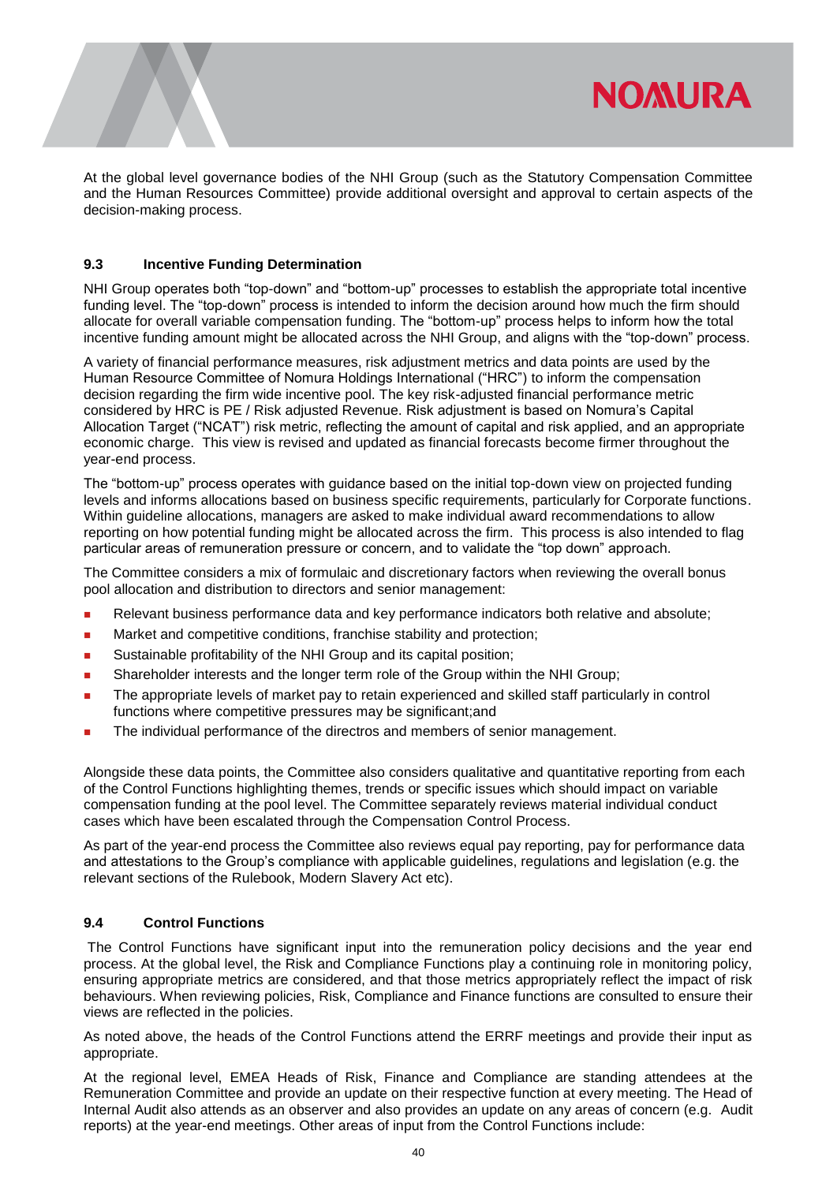At the global level governance bodies of the NHI Group (such as the Statutory Compensation Committee and the Human Resources Committee) provide additional oversight and approval to certain aspects of the decision-making process.

### 9.3 Incentive Funding Determination

NHI Group operates both "top-down" and "bottom-up" processes to establish the appropriate total incentive funding level. The "top-down" process is intended to inform the decision around how much the firm should allocate for overall variable compensation funding. The "bottom-up" process helps to inform how the total incentive funding amount might be allocated across the NHI Group, and aligns with the "top-down" process.

A variety of financial performance measures, risk adjustment metrics and data points are used by the Human Resource Committee of Nomura Holdings International ("HRC") to inform the compensation decision regarding the firm wide incentive pool. The key risk-adjusted financial performance metric considered by HRC is PE / Risk adjusted Revenue. Risk adjustment is based on Nomura's Capital Allocation Target ("NCAT") risk metric, reflecting the amount of capital and risk applied, and an appropriate economic charge. This view is revised and updated as financial forecasts become firmer throughout the year-end process.

The "bottom-up" process operates with guidance based on the initial top-down view on projected funding levels and informs allocations based on business specific requirements, particularly for Corporate functions. Within guideline allocations, managers are asked to make individual award recommendations to allow reporting on how potential funding might be allocated across the firm. This process is also intended to flag particular areas of remuneration pressure or concern, and to validate the "top down" approach.

The Committee considers a mix of formulaic and discretionary factors when reviewing the overall bonus pool allocation and distribution to directors and senior management:

- Relevant business performance data and key performance indicators both relative and absolute;
- Market and competitive conditions, franchise stability and protection;
- Sustainable profitability of the NHI Group and its capital position;
- Shareholder interests and the longer term role of the Group within the NHI Group;
- The appropriate levels of market pay to retain experienced and skilled staff particularly in control functions where competitive pressures may be significant;and
- The individual performance of the directros and members of senior management.

Alongside these data points, the Committee also considers qualitative and quantitative reporting from each of the Control Functions highlighting themes, trends or specific issues which should impact on variable compensation funding at the pool level. The Committee separately reviews material individual conduct cases which have been escalated through the Compensation Control Process.

As part of the year-end process the Committee also reviews equal pay reporting, pay for performance data and attestations to the Group's compliance with applicable guidelines, regulations and legislation (e.g. the relevant sections of the Rulebook, Modern Slavery Act etc).

### 9.4 Control Functions

The Control Functions have significant input into the remuneration policy decisions and the year end process. At the global level, the Risk and Compliance Functions play a continuing role in monitoring policy, ensuring appropriate metrics are considered, and that those metrics appropriately reflect the impact of risk behaviours. When reviewing policies, Risk, Compliance and Finance functions are consulted to ensure their views are reflected in the policies.

As noted above, the heads of the Control Functions attend the ERRF meetings and provide their input as appropriate.

At the regional level, EMEA Heads of Risk, Finance and Compliance are standing attendees at the Remuneration Committee and provide an update on their respective function at every meeting. The Head of Internal Audit also attends as an observer and also provides an update on any areas of concern (e.g. Audit reports) at the year-end meetings. Other areas of input from the Control Functions include: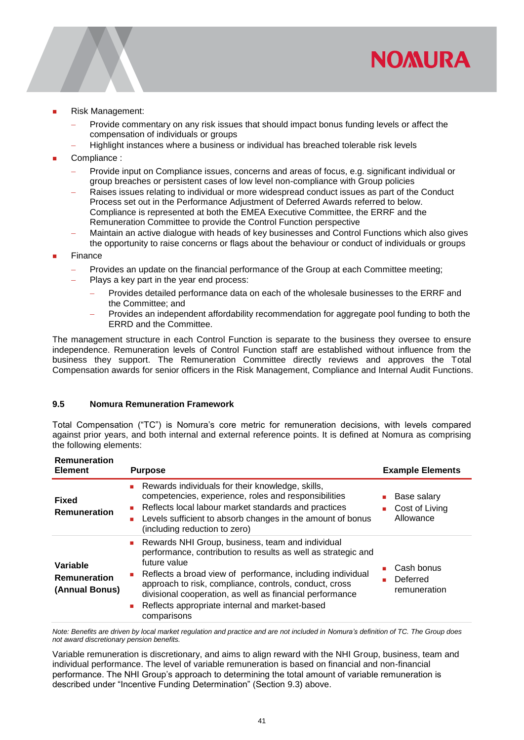- Risk Management:
  - Provide commentary on any risk issues that should impact bonus funding levels or affect the compensation of individuals or groups
  - Highlight instances where a business or individual has breached tolerable risk levels
- Compliance :
  - Provide input on Compliance issues, concerns and areas of focus, e.g. significant individual or group breaches or persistent cases of low level non-compliance with Group policies
  - Raises issues relating to individual or more widespread conduct issues as part of the Conduct Process set out in the Performance Adjustment of Deferred Awards referred to below. Compliance is represented at both the EMEA Executive Committee, the ERRF and the Remuneration Committee to provide the Control Function perspective
  - Maintain an active dialogue with heads of key businesses and Control Functions which also gives the opportunity to raise concerns or flags about the behaviour or conduct of individuals or groups
- Finance
  - Provides an update on the financial performance of the Group at each Committee meeting;
  - Plays a key part in the year end process:
    - Provides detailed performance data on each of the wholesale businesses to the ERRF and the Committee; and
    - Provides an independent affordability recommendation for aggregate pool funding to both the ERRD and the Committee.

The management structure in each Control Function is separate to the business they oversee to ensure independence. Remuneration levels of Control Function staff are established without influence from the business they support. The Remuneration Committee directly reviews and approves the Total Compensation awards for senior officers in the Risk Management, Compliance and Internal Audit Functions.

### 9.5 Nomura Remuneration Framework

Total Compensation ("TC") is Nomura's core metric for remuneration decisions, with levels compared against prior years, and both internal and external reference points. It is defined at Nomura as comprising the following elements:

| Remuneration Element | Purpose | Example Elements |
|---|---|---|
| **Fixed Remuneration** | • Rewards individuals for their knowledge, skills, competencies, experience, roles and responsibilities<br>• Reflects local labour market standards and practices<br>• Levels sufficient to absorb changes in the amount of bonus (including reduction to zero) | • Base salary<br>• Cost of Living Allowance |
| **Variable Remuneration (Annual Bonus)** | • Rewards NHI Group, business, team and individual performance, contribution to results as well as strategic and future value<br>• Reflects a broad view of performance, including individual approach to risk, compliance, controls, conduct, cross divisional cooperation, as well as financial performance<br>• Reflects appropriate internal and market-based comparisons | • Cash bonus<br>• Deferred remuneration |

*Note: Benefits are driven by local market regulation and practice and are not included in Nomura's definition of TC. The Group does not award discretionary pension benefits.*

Variable remuneration is discretionary, and aims to align reward with the NHI Group, business, team and individual performance. The level of variable remuneration is based on financial and non-financial performance. The NHI Group's approach to determining the total amount of variable remuneration is described under "Incentive Funding Determination" (Section 9.3) above.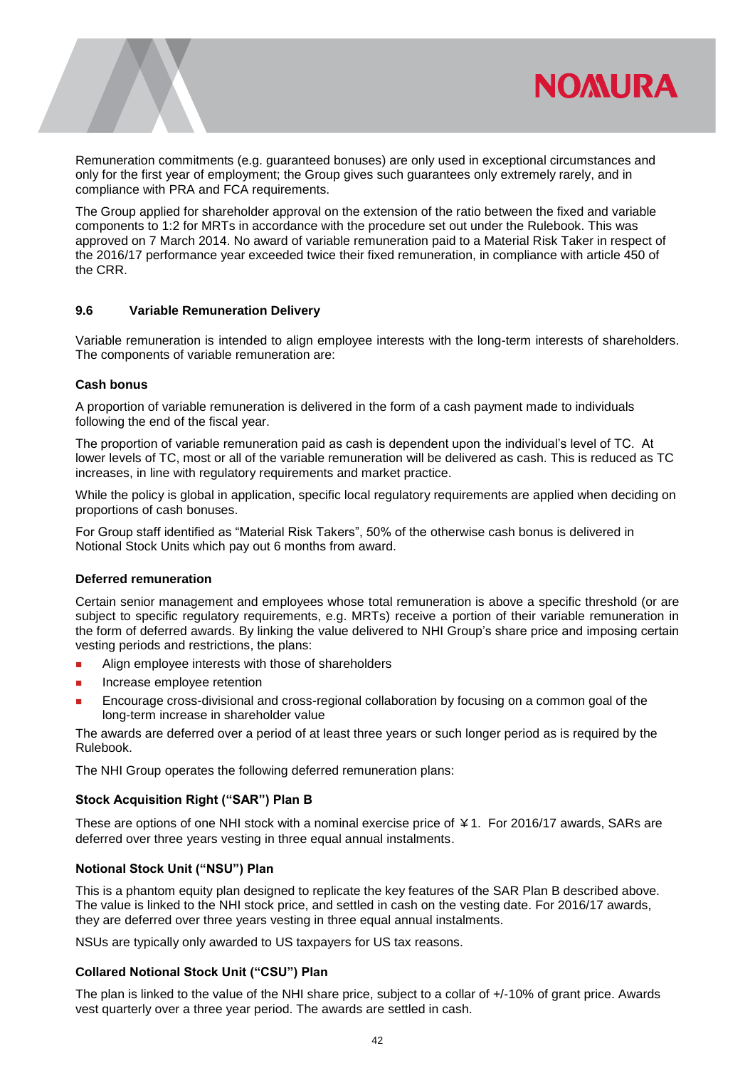Remuneration commitments (e.g. guaranteed bonuses) are only used in exceptional circumstances and only for the first year of employment; the Group gives such guarantees only extremely rarely, and in compliance with PRA and FCA requirements.

The Group applied for shareholder approval on the extension of the ratio between the fixed and variable components to 1:2 for MRTs in accordance with the procedure set out under the Rulebook. This was approved on 7 March 2014. No award of variable remuneration paid to a Material Risk Taker in respect of the 2016/17 performance year exceeded twice their fixed remuneration, in compliance with article 450 of the CRR.

### 9.6 Variable Remuneration Delivery

Variable remuneration is intended to align employee interests with the long-term interests of shareholders. The components of variable remuneration are:

**Cash bonus**

A proportion of variable remuneration is delivered in the form of a cash payment made to individuals following the end of the fiscal year.

The proportion of variable remuneration paid as cash is dependent upon the individual's level of TC. At lower levels of TC, most or all of the variable remuneration will be delivered as cash. This is reduced as TC increases, in line with regulatory requirements and market practice.

While the policy is global in application, specific local regulatory requirements are applied when deciding on proportions of cash bonuses.

For Group staff identified as "Material Risk Takers", 50% of the otherwise cash bonus is delivered in Notional Stock Units which pay out 6 months from award.

**Deferred remuneration**

Certain senior management and employees whose total remuneration is above a specific threshold (or are subject to specific regulatory requirements, e.g. MRTs) receive a portion of their variable remuneration in the form of deferred awards. By linking the value delivered to NHI Group's share price and imposing certain vesting periods and restrictions, the plans:

- Align employee interests with those of shareholders
- Increase employee retention
- Encourage cross-divisional and cross-regional collaboration by focusing on a common goal of the long-term increase in shareholder value

The awards are deferred over a period of at least three years or such longer period as is required by the Rulebook.

The NHI Group operates the following deferred remuneration plans:

**Stock Acquisition Right ("SAR") Plan B**

These are options of one NHI stock with a nominal exercise price of ￥1. For 2016/17 awards, SARs are deferred over three years vesting in three equal annual instalments.

**Notional Stock Unit ("NSU") Plan**

This is a phantom equity plan designed to replicate the key features of the SAR Plan B described above. The value is linked to the NHI stock price, and settled in cash on the vesting date. For 2016/17 awards, they are deferred over three years vesting in three equal annual instalments.

NSUs are typically only awarded to US taxpayers for US tax reasons.

**Collared Notional Stock Unit ("CSU") Plan**

The plan is linked to the value of the NHI share price, subject to a collar of +/-10% of grant price. Awards vest quarterly over a three year period. The awards are settled in cash.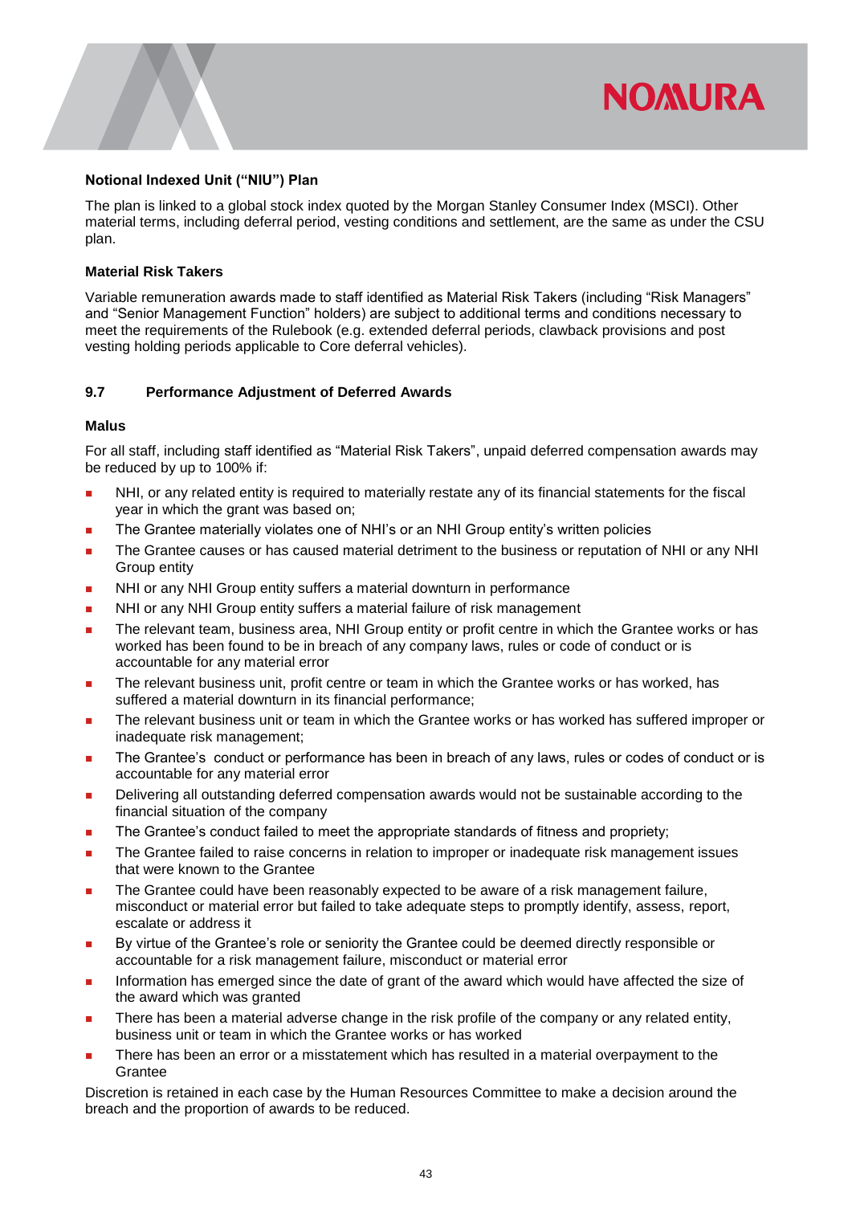**Notional Indexed Unit ("NIU") Plan**

The plan is linked to a global stock index quoted by the Morgan Stanley Consumer Index (MSCI). Other material terms, including deferral period, vesting conditions and settlement, are the same as under the CSU plan.

**Material Risk Takers**

Variable remuneration awards made to staff identified as Material Risk Takers (including "Risk Managers" and "Senior Management Function" holders) are subject to additional terms and conditions necessary to meet the requirements of the Rulebook (e.g. extended deferral periods, clawback provisions and post vesting holding periods applicable to Core deferral vehicles).

### 9.7 Performance Adjustment of Deferred Awards

**Malus**

For all staff, including staff identified as "Material Risk Takers", unpaid deferred compensation awards may be reduced by up to 100% if:

- NHI, or any related entity is required to materially restate any of its financial statements for the fiscal year in which the grant was based on;
- The Grantee materially violates one of NHI's or an NHI Group entity's written policies
- The Grantee causes or has caused material detriment to the business or reputation of NHI or any NHI Group entity
- NHI or any NHI Group entity suffers a material downturn in performance
- NHI or any NHI Group entity suffers a material failure of risk management
- The relevant team, business area, NHI Group entity or profit centre in which the Grantee works or has worked has been found to be in breach of any company laws, rules or code of conduct or is accountable for any material error
- The relevant business unit, profit centre or team in which the Grantee works or has worked, has suffered a material downturn in its financial performance;
- The relevant business unit or team in which the Grantee works or has worked has suffered improper or inadequate risk management;
- The Grantee's conduct or performance has been in breach of any laws, rules or codes of conduct or is accountable for any material error
- Delivering all outstanding deferred compensation awards would not be sustainable according to the financial situation of the company
- The Grantee's conduct failed to meet the appropriate standards of fitness and propriety;
- The Grantee failed to raise concerns in relation to improper or inadequate risk management issues that were known to the Grantee
- The Grantee could have been reasonably expected to be aware of a risk management failure, misconduct or material error but failed to take adequate steps to promptly identify, assess, report, escalate or address it
- By virtue of the Grantee's role or seniority the Grantee could be deemed directly responsible or accountable for a risk management failure, misconduct or material error
- Information has emerged since the date of grant of the award which would have affected the size of the award which was granted
- There has been a material adverse change in the risk profile of the company or any related entity, business unit or team in which the Grantee works or has worked
- There has been an error or a misstatement which has resulted in a material overpayment to the Grantee

Discretion is retained in each case by the Human Resources Committee to make a decision around the breach and the proportion of awards to be reduced.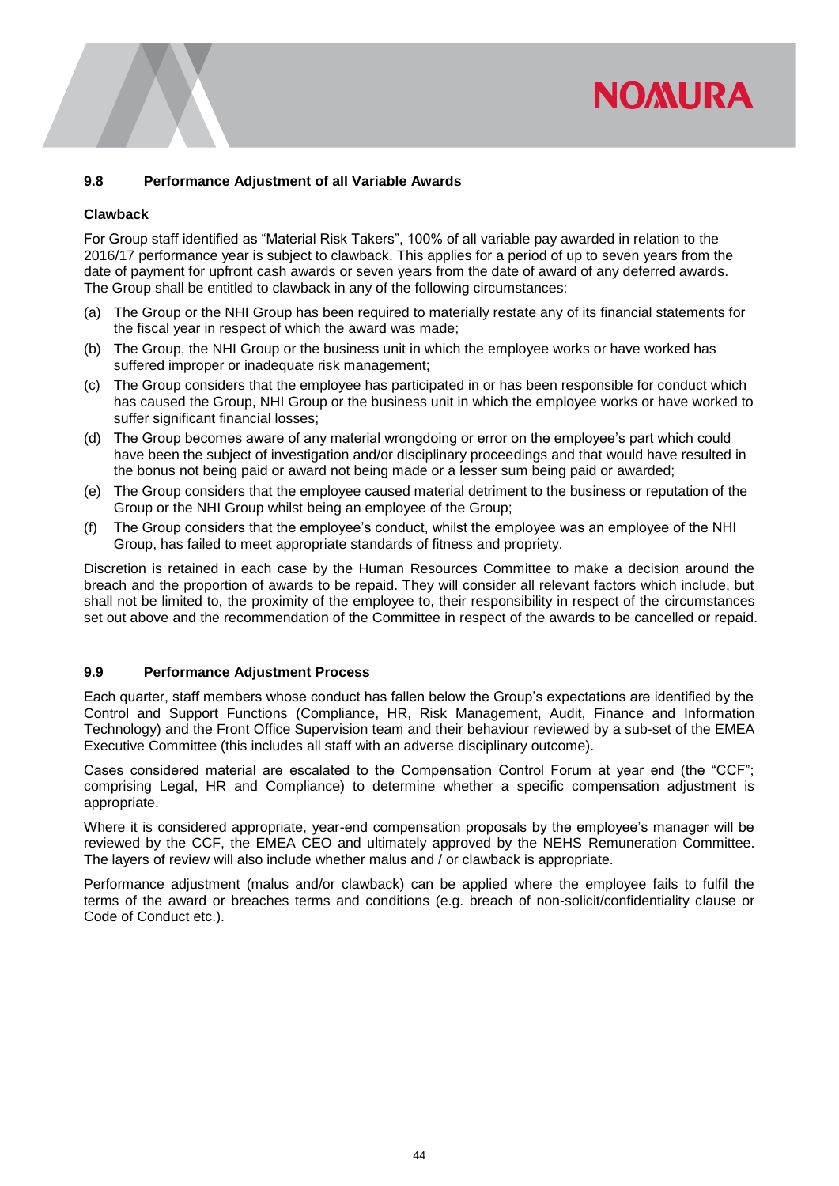### 9.8 Performance Adjustment of all Variable Awards

**Clawback**

For Group staff identified as "Material Risk Takers", 100% of all variable pay awarded in relation to the 2016/17 performance year is subject to clawback. This applies for a period of up to seven years from the date of payment for upfront cash awards or seven years from the date of award of any deferred awards. The Group shall be entitled to clawback in any of the following circumstances:

(a) The Group or the NHI Group has been required to materially restate any of its financial statements for the fiscal year in respect of which the award was made;

(b) The Group, the NHI Group or the business unit in which the employee works or have worked has suffered improper or inadequate risk management;

(c) The Group considers that the employee has participated in or has been responsible for conduct which has caused the Group, NHI Group or the business unit in which the employee works or have worked to suffer significant financial losses;

(d) The Group becomes aware of any material wrongdoing or error on the employee's part which could have been the subject of investigation and/or disciplinary proceedings and that would have resulted in the bonus not being paid or award not being made or a lesser sum being paid or awarded;

(e) The Group considers that the employee caused material detriment to the business or reputation of the Group or the NHI Group whilst being an employee of the Group;

(f) The Group considers that the employee's conduct, whilst the employee was an employee of the NHI Group, has failed to meet appropriate standards of fitness and propriety.

Discretion is retained in each case by the Human Resources Committee to make a decision around the breach and the proportion of awards to be repaid. They will consider all relevant factors which include, but shall not be limited to, the proximity of the employee to, their responsibility in respect of the circumstances set out above and the recommendation of the Committee in respect of the awards to be cancelled or repaid.

### 9.9 Performance Adjustment Process

Each quarter, staff members whose conduct has fallen below the Group's expectations are identified by the Control and Support Functions (Compliance, HR, Risk Management, Audit, Finance and Information Technology) and the Front Office Supervision team and their behaviour reviewed by a sub-set of the EMEA Executive Committee (this includes all staff with an adverse disciplinary outcome).

Cases considered material are escalated to the Compensation Control Forum at year end (the "CCF"; comprising Legal, HR and Compliance) to determine whether a specific compensation adjustment is appropriate.

Where it is considered appropriate, year-end compensation proposals by the employee's manager will be reviewed by the CCF, the EMEA CEO and ultimately approved by the NEHS Remuneration Committee. The layers of review will also include whether malus and / or clawback is appropriate.

Performance adjustment (malus and/or clawback) can be applied where the employee fails to fulfil the terms of the award or breaches terms and conditions (e.g. breach of non-solicit/confidentiality clause or Code of Conduct etc.).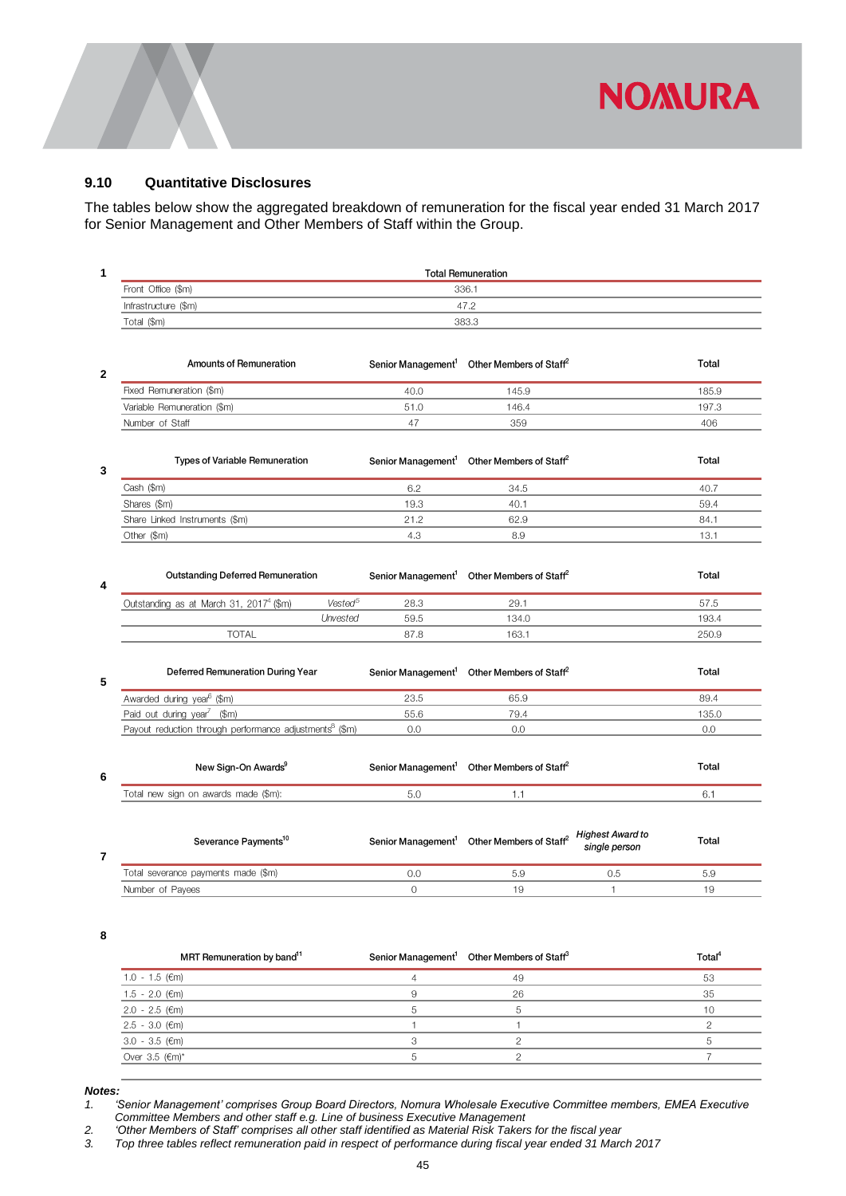## 9.10 Quantitative Disclosures

The tables below show the aggregated breakdown of remuneration for the fiscal year ended 31 March 2017 for Senior Management and Other Members of Staff within the Group.

**1**

| | Total Remuneration |
|---|---|
| Front Office ($m) | 336.1 |
| Infrastructure ($m) | 47.2 |
| Total ($m) | 383.3 |

**2**

| Amounts of Remuneration | Senior Management[1] | Other Members of Staff[2] | Total |
|---|---|---|---|
| Fixed Remuneration ($m) | 40.0 | 145.9 | 185.9 |
| Variable Remuneration ($m) | 51.0 | 146.4 | 197.3 |
| Number of Staff | 47 | 359 | 406 |

**3**

| Types of Variable Remuneration | Senior Management[1] | Other Members of Staff[2] | Total |
|---|---|---|---|
| Cash ($m) | 6.2 | 34.5 | 40.7 |
| Shares ($m) | 19.3 | 40.1 | 59.4 |
| Share Linked Instruments ($m) | 21.2 | 62.9 | 84.1 |
| Other ($m) | 4.3 | 8.9 | 13.1 |

**4**

| Outstanding Deferred Remuneration | | Senior Management[1] | Other Members of Staff[2] | Total |
|---|---|---|---|---|
| Outstanding as at March 31, 2017[4] ($m) | *Vested*[5] | 28.3 | 29.1 | 57.5 |
| | *Unvested* | 59.5 | 134.0 | 193.4 |
| TOTAL | | 87.8 | 163.1 | 250.9 |

**5**

| Deferred Remuneration During Year | Senior Management[1] | Other Members of Staff[2] | Total |
|---|---|---|---|
| Awarded during year[6] ($m) | 23.5 | 65.9 | 89.4 |
| Paid out during year[7] ($m) | 55.6 | 79.4 | 135.0 |
| Payout reduction through performance adjustments[8] ($m) | 0.0 | 0.0 | 0.0 |

**6**

| New Sign-On Awards[9] | Senior Management[1] | Other Members of Staff[2] | Total |
|---|---|---|---|
| Total new sign on awards made ($m): | 5.0 | 1.1 | 6.1 |

**7**

| Severance Payments[10] | Senior Management[1] | Other Members of Staff[2] | *Highest Award to single person* | Total |
|---|---|---|---|---|
| Total severance payments made ($m) | 0.0 | 5.9 | 0.5 | 5.9 |
| Number of Payees | 0 | 19 | 1 | 19 |

**8**

| MRT Remuneration by band[11] | Senior Management[1] | Other Members of Staff[3] | Total[4] |
|---|---|---|---|
| 1.0 - 1.5 (€m) | 4 | 49 | 53 |
| 1.5 - 2.0 (€m) | 9 | 26 | 35 |
| 2.0 - 2.5 (€m) | 5 | 5 | 10 |
| 2.5 - 3.0 (€m) | 1 | 1 | 2 |
| 3.0 - 3.5 (€m) | 3 | 2 | 5 |
| Over 3.5 (€m)* | 5 | 2 | 7 |

***Notes:***

1. *'Senior Management' comprises Group Board Directors, Nomura Wholesale Executive Committee members, EMEA Executive Committee Members and other staff e.g. Line of business Executive Management*
2. *'Other Members of Staff' comprises all other staff identified as Material Risk Takers for the fiscal year*
3. *Top three tables reflect remuneration paid in respect of performance during fiscal year ended 31 March 2017*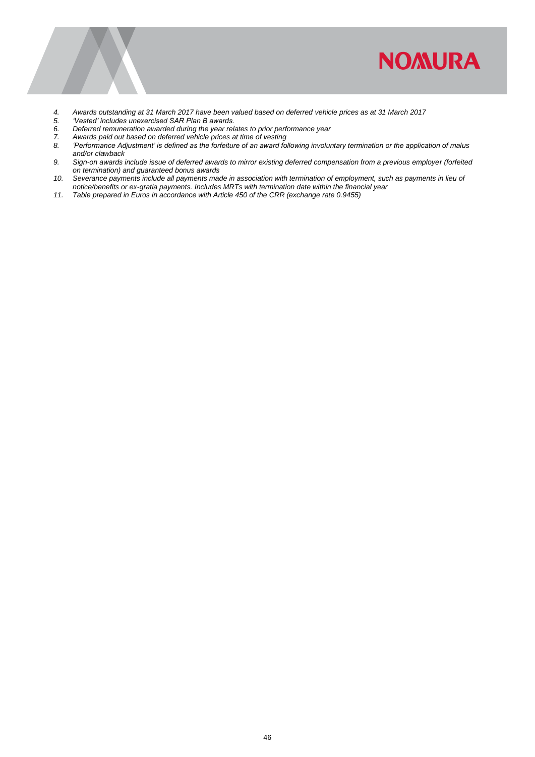4. *Awards outstanding at 31 March 2017 have been valued based on deferred vehicle prices as at 31 March 2017*
5. *'Vested' includes unexercised SAR Plan B awards.*
6. *Deferred remuneration awarded during the year relates to prior performance year*
7. *Awards paid out based on deferred vehicle prices at time of vesting*
8. *'Performance Adjustment' is defined as the forfeiture of an award following involuntary termination or the application of malus and/or clawback*
9. *Sign-on awards include issue of deferred awards to mirror existing deferred compensation from a previous employer (forfeited on termination) and guaranteed bonus awards*
10. *Severance payments include all payments made in association with termination of employment, such as payments in lieu of notice/benefits or ex-gratia payments. Includes MRTs with termination date within the financial year*
11. *Table prepared in Euros in accordance with Article 450 of the CRR (exchange rate 0.9455)*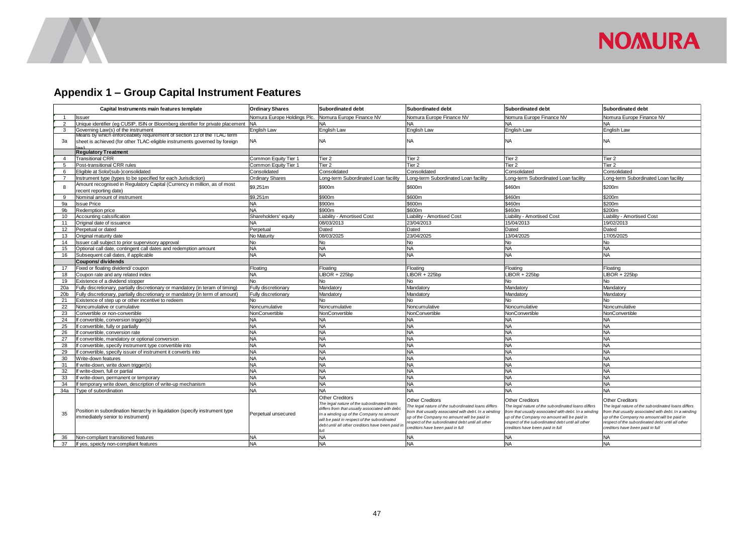## Appendix 1 – Group Capital Instrument Features

| | Capital Instruments main features template | Ordinary Shares | Subordinated debt | Subordinated debt | Subordinated debt | Subordinated debt |
|---|---|---|---|---|---|---|
| 1 | Issuer | Nomura Europe Holdings Plc. | Nomura Europe Finance NV | Nomura Europe Finance NV | Nomura Europe Finance NV | Nomura Europe Finance NV |
| 2 | Unique identifier (eg CUSIP, ISIN or Bloomberg identifier for private placement | NA | NA | NA | NA | NA |
| 3 | Governing Law(s) of the instrument | English Law | English Law | English Law | English Law | English Law |
| 3a | Means by which enforceability requirement of section 13 of the TLAC term sheet is achieved (for other TLAC-eligible instruments governed by foreign law) | NA | NA | NA | NA | NA |
| | **Regulatory Treatment** | | | | | |
| 4 | Transitional CRR | Common Equity Tier 1 | Tier 2 | Tier 2 | Tier 2 | Tier 2 |
| 5 | Post-transitional CRR rules | Common Equity Tier 1 | Tier 2 | Tier 2 | Tier 2 | Tier 2 |
| 6 | Eligible at Solo/(sub-)consolidated | Consolidated | Consolidated | Consolidated | Consolidated | Consolidated |
| 7 | Instrument type (types to be specified for each Jurisdiction) | Ordinary Shares | Long-term Subordinated Loan facility | Long-term Subordinated Loan facility | Long-term Subordinated Loan facility | Long-term Subordinated Loan facility |
| 8 | Amount recognised in Regulatory Capital (Currency in million, as of most recent reporting date) | $9,251m | $900m | $600m | $460m | $200m |
| 9 | Nominal amount of instrument | $9,251m | $900m | $600m | $460m | $200m |
| 9a | Issue Price | NA | $900m | $600m | $460m | $200m |
| 9b | Redemption price | NA | $900m | $600m | $460m | $200m |
| 10 | Accounting calssification | Shareholders' equity | Liability - Amortised Cost | Liability - Amortised Cost | Liability - Amortised Cost | Liability - Amortised Cost |
| 11 | Original date of issuance | NA | 08/03/2013 | 23/04/2013 | 15/04/2013 | 19/02/2013 |
| 12 | Perpetual or dated | Perpetual | Dated | Dated | Dated | Dated |
| 13 | Original maturity date | No Maturity | 08/03/2025 | 23/04/2025 | 13/04/2025 | 17/05/2025 |
| 14 | Issuer call subject to prior supervisory approval | No | No | No | No | No |
| 15 | Optional call date, contingent call dates and redemption amount | NA | NA | NA | NA | NA |
| 16 | Subsequent call dates, if applicable | NA | NA | NA | NA | NA |
| | **Coupons/ dividends** | | | | | |
| 17 | Fixed or floating dividend/ coupon | Floating | Floating | Floating | Floating | Floating |
| 18 | Coupon rate and any related index | NA | LIBOR + 225bp | LIBOR + 225bp | LIBOR + 225bp | LIBOR + 225bp |
| 19 | Existence of a dividend stopper | No | No | No | No | No |
| 20a | Fully discretionary, partially discretionary or mandatory (in teram of timing) | Fully discretionary | Mandatory | Mandatory | Mandatory | Mandatory |
| 20b | Fully discretionary, partially discretionary or mandatory (in term of amount) | Fully discretionary | Mandatory | Mandatory | Mandatory | Mandatory |
| 21 | Existence of step up or other incentive to redeem | No | No | No | No | No |
| 22 | Noncumulative or cumulative | Noncumulative | Noncumulative | Noncumulative | Noncumulative | Noncumulative |
| 23 | Convertible or non-convertible | NonConvertible | NonConvertible | NonConvertible | NonConvertible | NonConvertible |
| 24 | If convertible, conversion trigger(s) | NA | NA | NA | NA | NA |
| 25 | If convertible, fully or partially | NA | NA | NA | NA | NA |
| 26 | If convertible, conversion rate | NA | NA | NA | NA | NA |
| 27 | If convertible, mandatory or optional conversion | NA | NA | NA | NA | NA |
| 28 | If convertible, specify instrument type convertible into | NA | NA | NA | NA | NA |
| 29 | If convertible, specify issuer of instrument it converts into | NA | NA | NA | NA | NA |
| 30 | Write-down features | NA | NA | NA | NA | NA |
| 31 | If write-down, write down trigger(s) | NA | NA | NA | NA | NA |
| 32 | If write-down, full or partial | NA | NA | NA | NA | NA |
| 33 | If write-down, permanent or temporary | NA | NA | NA | NA | NA |
| 34 | If temporary write down, description of write-up mechanism | NA | NA | NA | NA | NA |
| 34a | Type of subordination | NA | NA | NA | NA | NA |
| 35 | Position in subordination hierarchy in liquidation (specify instrument type immediately senior to instrument) | Perpetual unsecured | Other Creditors *The legal nature of the subordinated loans differs from that usually associated with debt. In a winding up of the Company no amount will be paid in respect of the subordinated debt until all other creditors have been paid in full* | Other Creditors *The legal nature of the subordinated loans differs from that usually associated with debt. In a winding up of the Company no amount will be paid in respect of the subordinated debt until all other creditors have been paid in full* | Other Creditors *The legal nature of the subordinated loans differs from that usually associated with debt. In a winding up of the Company no amount will be paid in respect of the subordinated debt until all other creditors have been paid in full* | Other Creditors *The legal nature of the subordinated loans differs from that usually associated with debt. In a winding up of the Company no amount will be paid in respect of the subordinated debt until all other creditors have been paid in full* |
| 36 | Non-compliant transitioned features | NA | NA | NA | NA | NA |
| 37 | If yes, speicfy non-compliant features | NA | NA | NA | NA | NA |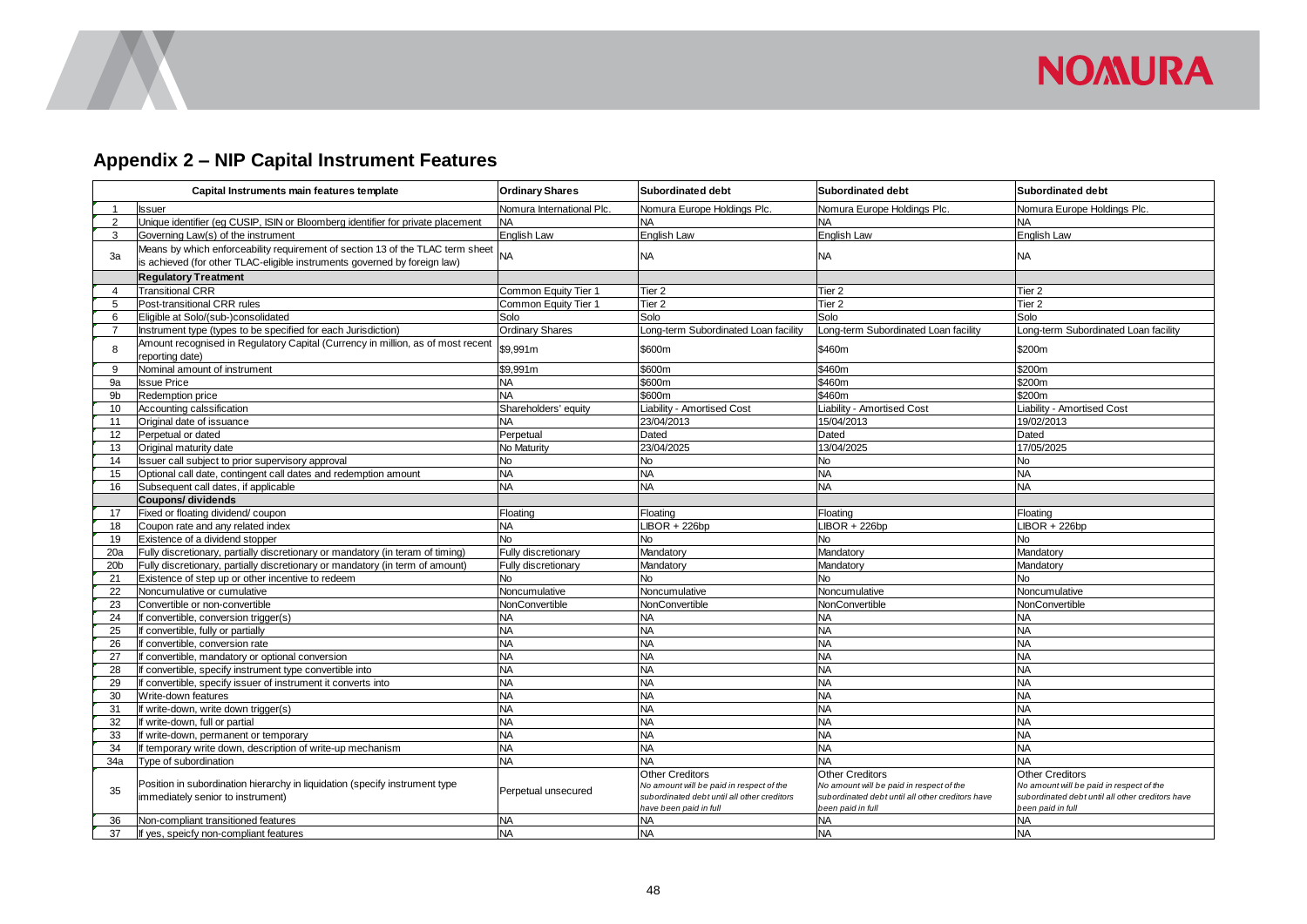## Appendix 2 – NIP Capital Instrument Features

| | Capital Instruments main features template | Ordinary Shares | Subordinated debt | Subordinated debt | Subordinated debt |
|---|---|---|---|---|---|
| 1 | Issuer | Nomura International Plc. | Nomura Europe Holdings Plc. | Nomura Europe Holdings Plc. | Nomura Europe Holdings Plc. |
| 2 | Unique identifier (eg CUSIP, ISIN or Bloomberg identifier for private placement | NA | NA | NA | NA |
| 3 | Governing Law(s) of the instrument | English Law | English Law | English Law | English Law |
| 3a | Means by which enforceability requirement of section 13 of the TLAC term sheet is achieved (for other TLAC-eligible instruments governed by foreign law) | NA | NA | NA | NA |
| | **Regulatory Treatment** | | | | |
| 4 | Transitional CRR | Common Equity Tier 1 | Tier 2 | Tier 2 | Tier 2 |
| 5 | Post-transitional CRR rules | Common Equity Tier 1 | Tier 2 | Tier 2 | Tier 2 |
| 6 | Eligible at Solo/(sub-)consolidated | Solo | Solo | Solo | Solo |
| 7 | Instrument type (types to be specified for each Jurisdiction) | Ordinary Shares | Long-term Subordinated Loan facility | Long-term Subordinated Loan facility | Long-term Subordinated Loan facility |
| 8 | Amount recognised in Regulatory Capital (Currency in million, as of most recent reporting date) | $9,991m | $600m | $460m | $200m |
| 9 | Nominal amount of instrument | $9,991m | $600m | $460m | $200m |
| 9a | Issue Price | NA | $600m | $460m | $200m |
| 9b | Redemption price | NA | $600m | $460m | $200m |
| 10 | Accounting calssification | Shareholders' equity | Liability - Amortised Cost | Liability - Amortised Cost | Liability - Amortised Cost |
| 11 | Original date of issuance | NA | 23/04/2013 | 15/04/2013 | 19/02/2013 |
| 12 | Perpetual or dated | Perpetual | Dated | Dated | Dated |
| 13 | Original maturity date | No Maturity | 23/04/2025 | 13/04/2025 | 17/05/2025 |
| 14 | Issuer call subject to prior supervisory approval | No | No | No | No |
| 15 | Optional call date, contingent call dates and redemption amount | NA | NA | NA | NA |
| 16 | Subsequent call dates, if applicable | NA | NA | NA | NA |
| | **Coupons/ dividends** | | | | |
| 17 | Fixed or floating dividend/ coupon | Floating | Floating | Floating | Floating |
| 18 | Coupon rate and any related index | NA | LIBOR + 226bp | LIBOR + 226bp | LIBOR + 226bp |
| 19 | Existence of a dividend stopper | No | No | No | No |
| 20a | Fully discretionary, partially discretionary or mandatory (in teram of timing) | Fully discretionary | Mandatory | Mandatory | Mandatory |
| 20b | Fully discretionary, partially discretionary or mandatory (in term of amount) | Fully discretionary | Mandatory | Mandatory | Mandatory |
| 21 | Existence of step up or other incentive to redeem | No | No | No | No |
| 22 | Noncumulative or cumulative | Noncumulative | Noncumulative | Noncumulative | Noncumulative |
| 23 | Convertible or non-convertible | NonConvertible | NonConvertible | NonConvertible | NonConvertible |
| 24 | If convertible, conversion trigger(s) | NA | NA | NA | NA |
| 25 | If convertible, fully or partially | NA | NA | NA | NA |
| 26 | If convertible, conversion rate | NA | NA | NA | NA |
| 27 | If convertible, mandatory or optional conversion | NA | NA | NA | NA |
| 28 | If convertible, specify instrument type convertible into | NA | NA | NA | NA |
| 29 | If convertible, specify issuer of instrument it converts into | NA | NA | NA | NA |
| 30 | Write-down features | NA | NA | NA | NA |
| 31 | If write-down, write down trigger(s) | NA | NA | NA | NA |
| 32 | If write-down, full or partial | NA | NA | NA | NA |
| 33 | If write-down, permanent or temporary | NA | NA | NA | NA |
| 34 | If temporary write down, description of write-up mechanism | NA | NA | NA | NA |
| 34a | Type of subordination | NA | NA | NA | NA |
| 35 | Position in subordination hierarchy in liquidation (specify instrument type immediately senior to instrument) | Perpetual unsecured | Other Creditors *No amount will be paid in respect of the subordinated debt until all other creditors have been paid in full* | Other Creditors *No amount will be paid in respect of the subordinated debt until all other creditors have been paid in full* | Other Creditors *No amount will be paid in respect of the subordinated debt until all other creditors have been paid in full* |
| 36 | Non-compliant transitioned features | NA | NA | NA | NA |
| 37 | If yes, speicfy non-compliant features | NA | NA | NA | NA |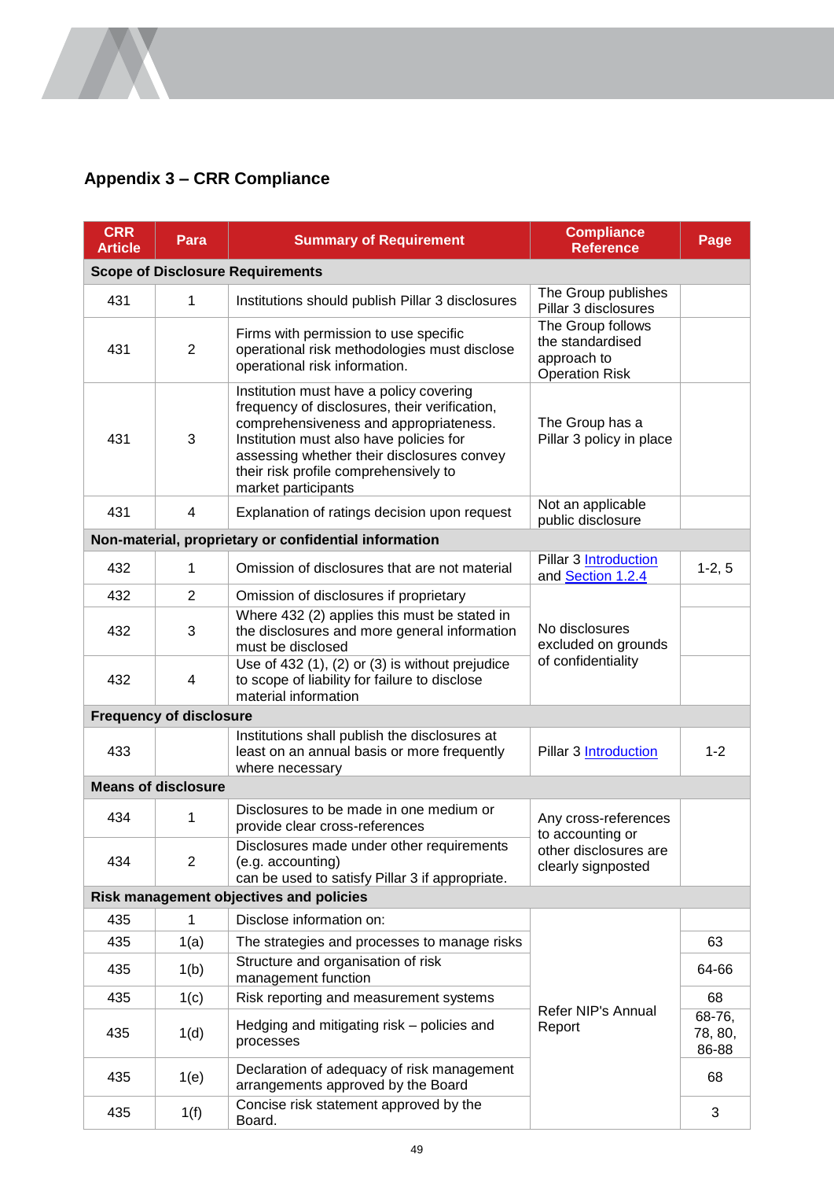## Appendix 3 – CRR Compliance

| CRR Article | Para | Summary of Requirement | Compliance Reference | Page |
|---|---|---|---|---|
| **Scope of Disclosure Requirements** | | | | |
| 431 | 1 | Institutions should publish Pillar 3 disclosures | The Group publishes Pillar 3 disclosures | |
| 431 | 2 | Firms with permission to use specific operational risk methodologies must disclose operational risk information. | The Group follows the standardised approach to Operation Risk | |
| 431 | 3 | Institution must have a policy covering frequency of disclosures, their verification, comprehensiveness and appropriateness. Institution must also have policies for assessing whether their disclosures convey their risk profile comprehensively to market participants | The Group has a Pillar 3 policy in place | |
| 431 | 4 | Explanation of ratings decision upon request | Not an applicable public disclosure | |
| **Non-material, proprietary or confidential information** | | | | |
| 432 | 1 | Omission of disclosures that are not material | Pillar 3 Introduction and Section 1.2.4 | 1-2, 5 |
| 432 | 2 | Omission of disclosures if proprietary | No disclosures excluded on grounds of confidentiality | |
| 432 | 3 | Where 432 (2) applies this must be stated in the disclosures and more general information must be disclosed | | |
| 432 | 4 | Use of 432 (1), (2) or (3) is without prejudice to scope of liability for failure to disclose material information | | |
| **Frequency of disclosure** | | | | |
| 433 | | Institutions shall publish the disclosures at least on an annual basis or more frequently where necessary | Pillar 3 Introduction | 1-2 |
| **Means of disclosure** | | | | |
| 434 | 1 | Disclosures to be made in one medium or provide clear cross-references | Any cross-references to accounting or other disclosures are clearly signposted | |
| 434 | 2 | Disclosures made under other requirements (e.g. accounting) can be used to satisfy Pillar 3 if appropriate. | | |
| **Risk management objectives and policies** | | | | |
| 435 | 1 | Disclose information on: | Refer NIP's Annual Report | |
| 435 | 1(a) | The strategies and processes to manage risks | | 63 |
| 435 | 1(b) | Structure and organisation of risk management function | | 64-66 |
| 435 | 1(c) | Risk reporting and measurement systems | | 68 |
| 435 | 1(d) | Hedging and mitigating risk – policies and processes | | 68-76, 78, 80, 86-88 |
| 435 | 1(e) | Declaration of adequacy of risk management arrangements approved by the Board | | 68 |
| 435 | 1(f) | Concise risk statement approved by the Board. | | 3 |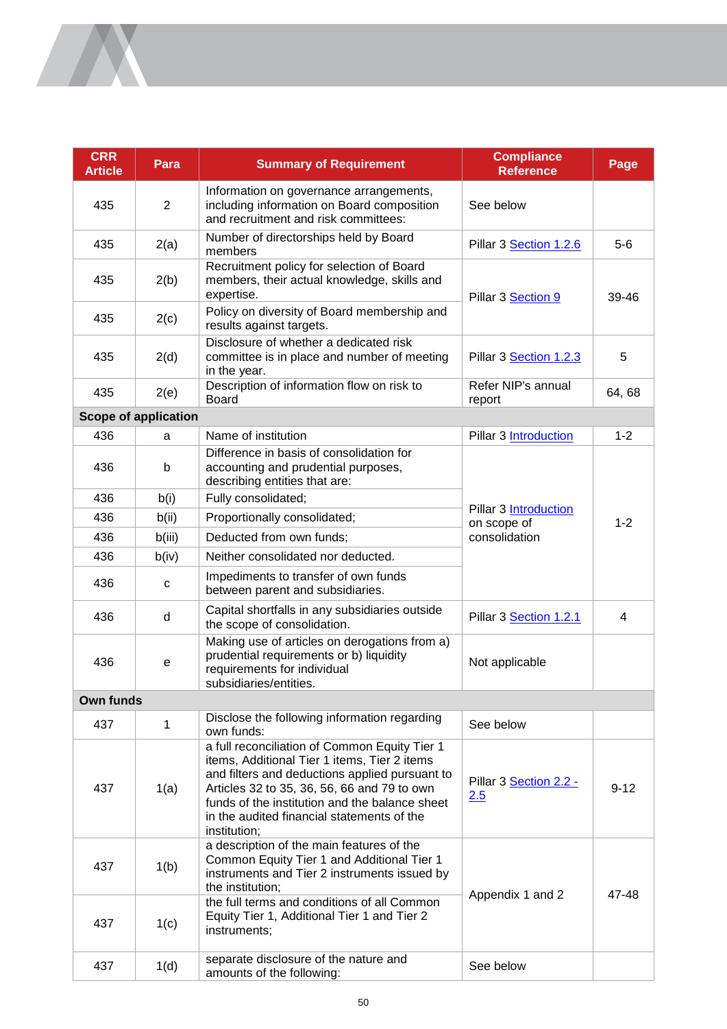| CRR Article | Para | Summary of Requirement | Compliance Reference | Page |
|---|---|---|---|---|
| 435 | 2 | Information on governance arrangements, including information on Board composition and recruitment and risk committees: | See below | |
| 435 | 2(a) | Number of directorships held by Board members | Pillar 3 Section 1.2.6 | 5-6 |
| 435 | 2(b) | Recruitment policy for selection of Board members, their actual knowledge, skills and expertise. | Pillar 3 Section 9 | 39-46 |
| 435 | 2(c) | Policy on diversity of Board membership and results against targets. | | |
| 435 | 2(d) | Disclosure of whether a dedicated risk committee is in place and number of meeting in the year. | Pillar 3 Section 1.2.3 | 5 |
| 435 | 2(e) | Description of information flow on risk to Board | Refer NIP's annual report | 64, 68 |
| **Scope of application** | | | | |
| 436 | a | Name of institution | Pillar 3 Introduction | 1-2 |
| 436 | b | Difference in basis of consolidation for accounting and prudential purposes, describing entities that are: | Pillar 3 Introduction on scope of consolidation | 1-2 |
| 436 | b(i) | Fully consolidated; | | |
| 436 | b(ii) | Proportionally consolidated; | | |
| 436 | b(iii) | Deducted from own funds; | | |
| 436 | b(iv) | Neither consolidated nor deducted. | | |
| 436 | c | Impediments to transfer of own funds between parent and subsidiaries. | | |
| 436 | d | Capital shortfalls in any subsidiaries outside the scope of consolidation. | Pillar 3 Section 1.2.1 | 4 |
| 436 | e | Making use of articles on derogations from a) prudential requirements or b) liquidity requirements for individual subsidiaries/entities. | Not applicable | |
| **Own funds** | | | | |
| 437 | 1 | Disclose the following information regarding own funds: | See below | |
| 437 | 1(a) | a full reconciliation of Common Equity Tier 1 items, Additional Tier 1 items, Tier 2 items and filters and deductions applied pursuant to Articles 32 to 35, 36, 56, 66 and 79 to own funds of the institution and the balance sheet in the audited financial statements of the institution; | Pillar 3 Section 2.2 - 2.5 | 9-12 |
| 437 | 1(b) | a description of the main features of the Common Equity Tier 1 and Additional Tier 1 instruments and Tier 2 instruments issued by the institution; | Appendix 1 and 2 | 47-48 |
| 437 | 1(c) | the full terms and conditions of all Common Equity Tier 1, Additional Tier 1 and Tier 2 instruments; | | |
| 437 | 1(d) | separate disclosure of the nature and amounts of the following: | See below | |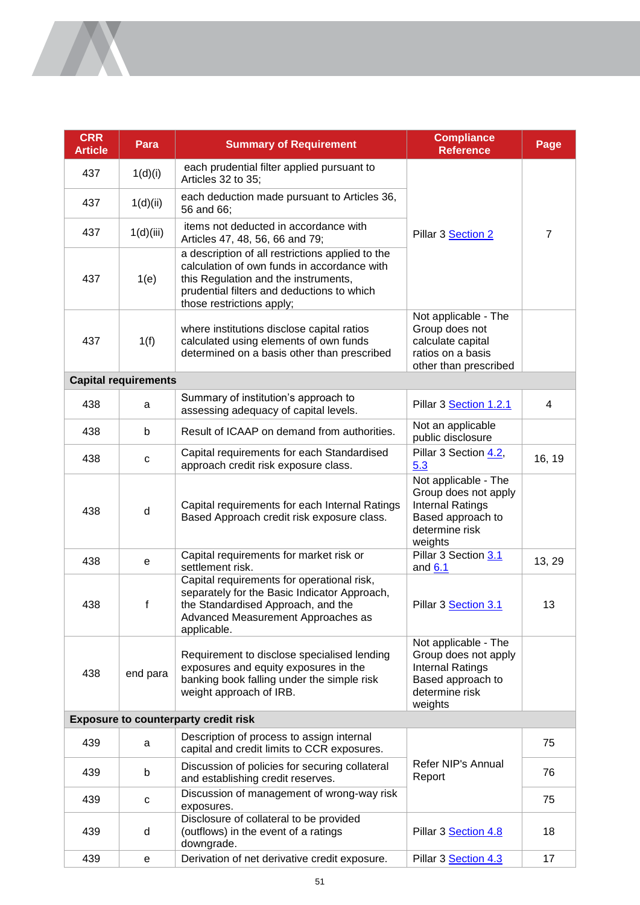| CRR Article | Para | Summary of Requirement | Compliance Reference | Page |
|---|---|---|---|---|
| 437 | 1(d)(i) | each prudential filter applied pursuant to Articles 32 to 35; | Pillar 3 Section 2 | 7 |
| 437 | 1(d)(ii) | each deduction made pursuant to Articles 36, 56 and 66; | | |
| 437 | 1(d)(iii) | items not deducted in accordance with Articles 47, 48, 56, 66 and 79; | | |
| 437 | 1(e) | a description of all restrictions applied to the calculation of own funds in accordance with this Regulation and the instruments, prudential filters and deductions to which those restrictions apply; | | |
| 437 | 1(f) | where institutions disclose capital ratios calculated using elements of own funds determined on a basis other than prescribed | Not applicable - The Group does not calculate capital ratios on a basis other than prescribed | |
| **Capital requirements** | | | | |
| 438 | a | Summary of institution's approach to assessing adequacy of capital levels. | Pillar 3 Section 1.2.1 | 4 |
| 438 | b | Result of ICAAP on demand from authorities. | Not an applicable public disclosure | |
| 438 | c | Capital requirements for each Standardised approach credit risk exposure class. | Pillar 3 Section 4.2, 5.3 | 16, 19 |
| 438 | d | Capital requirements for each Internal Ratings Based Approach credit risk exposure class. | Not applicable - The Group does not apply Internal Ratings Based approach to determine risk weights | |
| 438 | e | Capital requirements for market risk or settlement risk. | Pillar 3 Section 3.1 and 6.1 | 13, 29 |
| 438 | f | Capital requirements for operational risk, separately for the Basic Indicator Approach, the Standardised Approach, and the Advanced Measurement Approaches as applicable. | Pillar 3 Section 3.1 | 13 |
| 438 | end para | Requirement to disclose specialised lending exposures and equity exposures in the banking book falling under the simple risk weight approach of IRB. | Not applicable - The Group does not apply Internal Ratings Based approach to determine risk weights | |
| **Exposure to counterparty credit risk** | | | | |
| 439 | a | Description of process to assign internal capital and credit limits to CCR exposures. | Refer NIP's Annual Report | 75 |
| 439 | b | Discussion of policies for securing collateral and establishing credit reserves. | | 76 |
| 439 | c | Discussion of management of wrong-way risk exposures. | | 75 |
| 439 | d | Disclosure of collateral to be provided (outflows) in the event of a ratings downgrade. | Pillar 3 Section 4.8 | 18 |
| 439 | e | Derivation of net derivative credit exposure. | Pillar 3 Section 4.3 | 17 |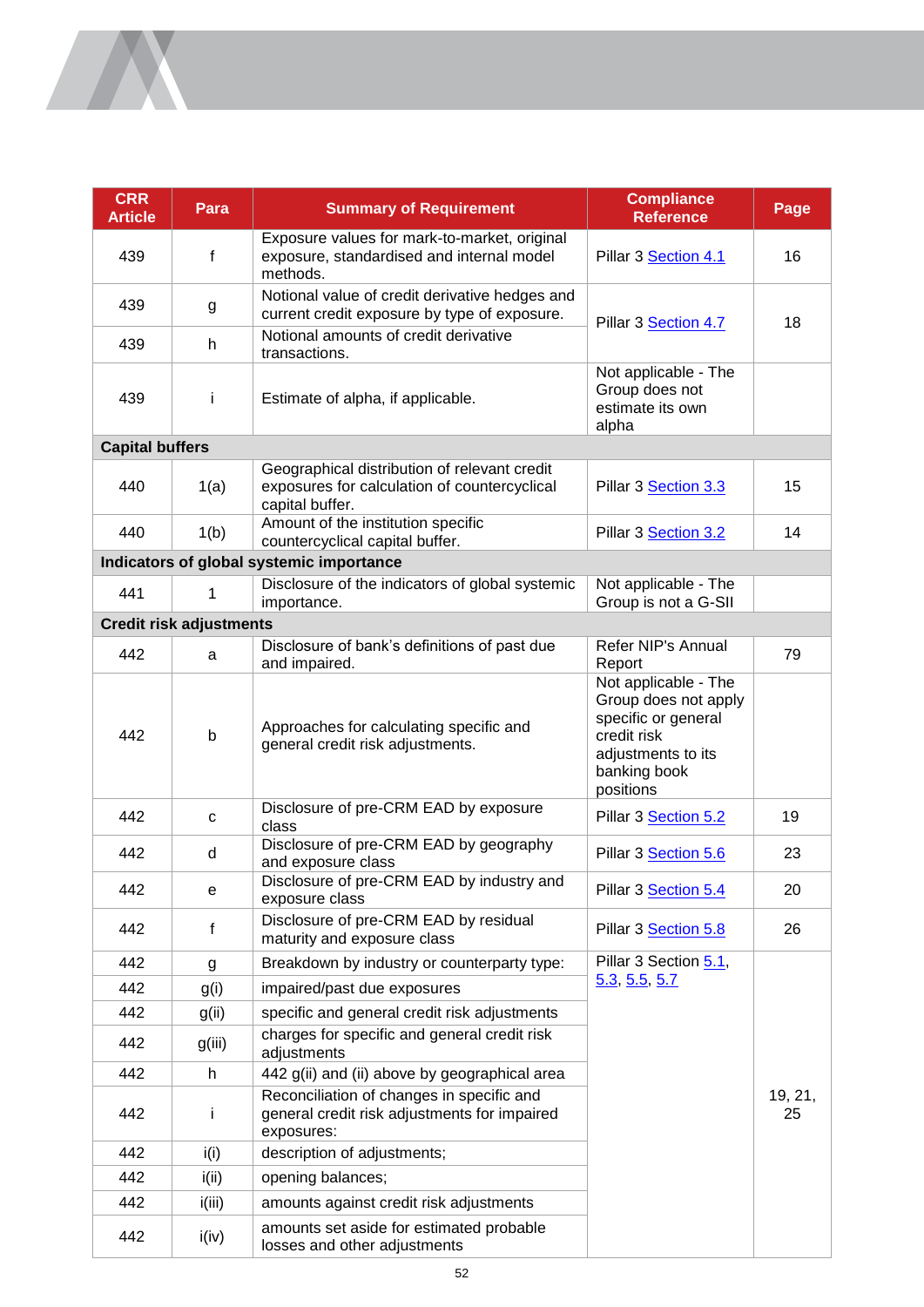| CRR Article | Para | Summary of Requirement | Compliance Reference | Page |
|---|---|---|---|---|
| 439 | f | Exposure values for mark-to-market, original exposure, standardised and internal model methods. | Pillar 3 Section 4.1 | 16 |
| 439 | g | Notional value of credit derivative hedges and current credit exposure by type of exposure. | Pillar 3 Section 4.7 | 18 |
| 439 | h | Notional amounts of credit derivative transactions. | | |
| 439 | i | Estimate of alpha, if applicable. | Not applicable - The Group does not estimate its own alpha | |
| **Capital buffers** | | | | |
| 440 | 1(a) | Geographical distribution of relevant credit exposures for calculation of countercyclical capital buffer. | Pillar 3 Section 3.3 | 15 |
| 440 | 1(b) | Amount of the institution specific countercyclical capital buffer. | Pillar 3 Section 3.2 | 14 |
| **Indicators of global systemic importance** | | | | |
| 441 | 1 | Disclosure of the indicators of global systemic importance. | Not applicable - The Group is not a G-SII | |
| **Credit risk adjustments** | | | | |
| 442 | a | Disclosure of bank's definitions of past due and impaired. | Refer NIP's Annual Report | 79 |
| 442 | b | Approaches for calculating specific and general credit risk adjustments. | Not applicable - The Group does not apply specific or general credit risk adjustments to its banking book positions | |
| 442 | c | Disclosure of pre-CRM EAD by exposure class | Pillar 3 Section 5.2 | 19 |
| 442 | d | Disclosure of pre-CRM EAD by geography and exposure class | Pillar 3 Section 5.6 | 23 |
| 442 | e | Disclosure of pre-CRM EAD by industry and exposure class | Pillar 3 Section 5.4 | 20 |
| 442 | f | Disclosure of pre-CRM EAD by residual maturity and exposure class | Pillar 3 Section 5.8 | 26 |
| 442 | g | Breakdown by industry or counterparty type: | Pillar 3 Section 5.1, 5.3, 5.5, 5.7 | 19, 21, 25 |
| 442 | g(i) | impaired/past due exposures | | |
| 442 | g(ii) | specific and general credit risk adjustments | | |
| 442 | g(iii) | charges for specific and general credit risk adjustments | | |
| 442 | h | 442 g(ii) and (ii) above by geographical area | | |
| 442 | i | Reconciliation of changes in specific and general credit risk adjustments for impaired exposures: | | |
| 442 | i(i) | description of adjustments; | | |
| 442 | i(ii) | opening balances; | | |
| 442 | i(iii) | amounts against credit risk adjustments | | |
| 442 | i(iv) | amounts set aside for estimated probable losses and other adjustments | | |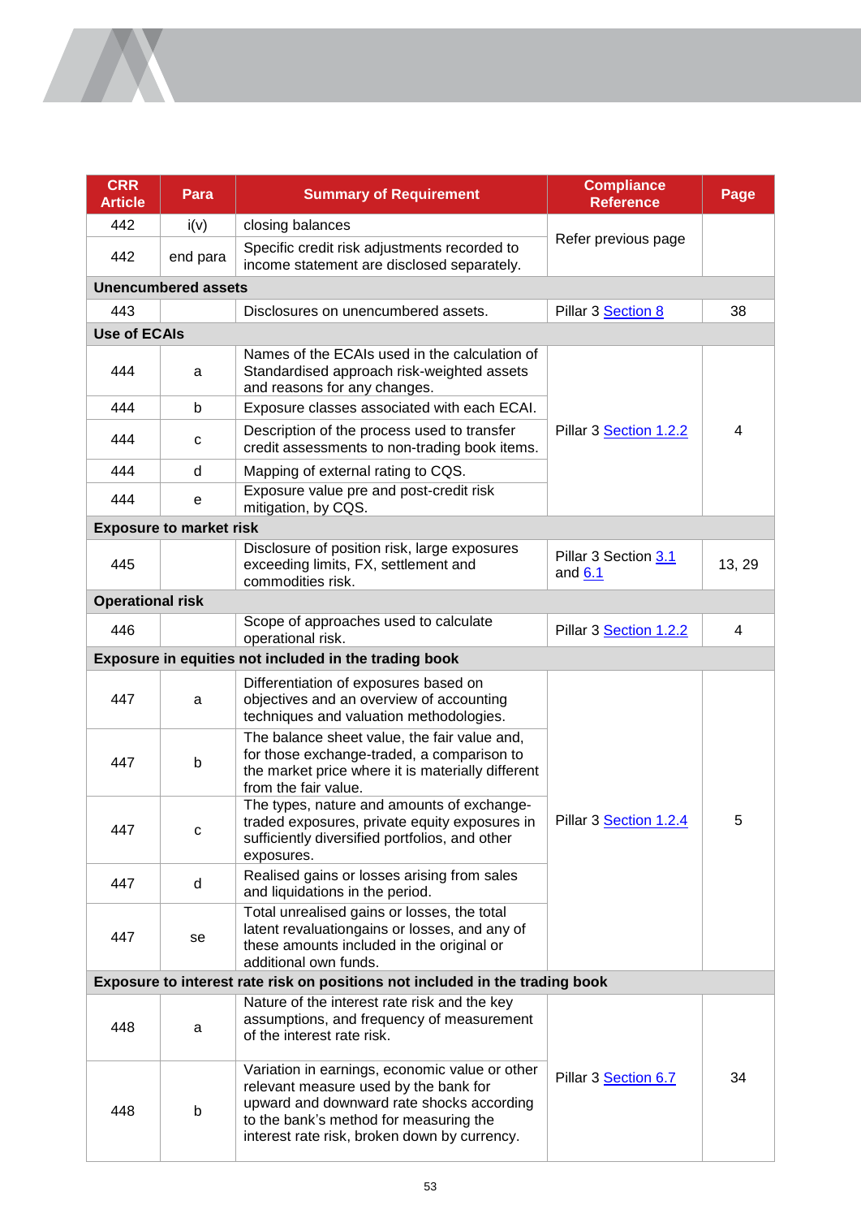| CRR Article | Para | Summary of Requirement | Compliance Reference | Page |
|---|---|---|---|---|
| 442 | i(v) | closing balances | Refer previous page | |
| 442 | end para | Specific credit risk adjustments recorded to income statement are disclosed separately. | | |
| **Unencumbered assets** | | | | |
| 443 | | Disclosures on unencumbered assets. | Pillar 3 Section 8 | 38 |
| **Use of ECAIs** | | | | |
| 444 | a | Names of the ECAIs used in the calculation of Standardised approach risk-weighted assets and reasons for any changes. | Pillar 3 Section 1.2.2 | 4 |
| 444 | b | Exposure classes associated with each ECAI. | | |
| 444 | c | Description of the process used to transfer credit assessments to non-trading book items. | | |
| 444 | d | Mapping of external rating to CQS. | | |
| 444 | e | Exposure value pre and post-credit risk mitigation, by CQS. | | |
| **Exposure to market risk** | | | | |
| 445 | | Disclosure of position risk, large exposures exceeding limits, FX, settlement and commodities risk. | Pillar 3 Section 3.1 and 6.1 | 13, 29 |
| **Operational risk** | | | | |
| 446 | | Scope of approaches used to calculate operational risk. | Pillar 3 Section 1.2.2 | 4 |
| **Exposure in equities not included in the trading book** | | | | |
| 447 | a | Differentiation of exposures based on objectives and an overview of accounting techniques and valuation methodologies. | Pillar 3 Section 1.2.4 | 5 |
| 447 | b | The balance sheet value, the fair value and, for those exchange-traded, a comparison to the market price where it is materially different from the fair value. | | |
| 447 | c | The types, nature and amounts of exchange-traded exposures, private equity exposures in sufficiently diversified portfolios, and other exposures. | | |
| 447 | d | Realised gains or losses arising from sales and liquidations in the period. | | |
| 447 | se | Total unrealised gains or losses, the total latent revaluationgains or losses, and any of these amounts included in the original or additional own funds. | | |
| **Exposure to interest rate risk on positions not included in the trading book** | | | | |
| 448 | a | Nature of the interest rate risk and the key assumptions, and frequency of measurement of the interest rate risk. | Pillar 3 Section 6.7 | 34 |
| 448 | b | Variation in earnings, economic value or other relevant measure used by the bank for upward and downward rate shocks according to the bank's method for measuring the interest rate risk, broken down by currency. | | |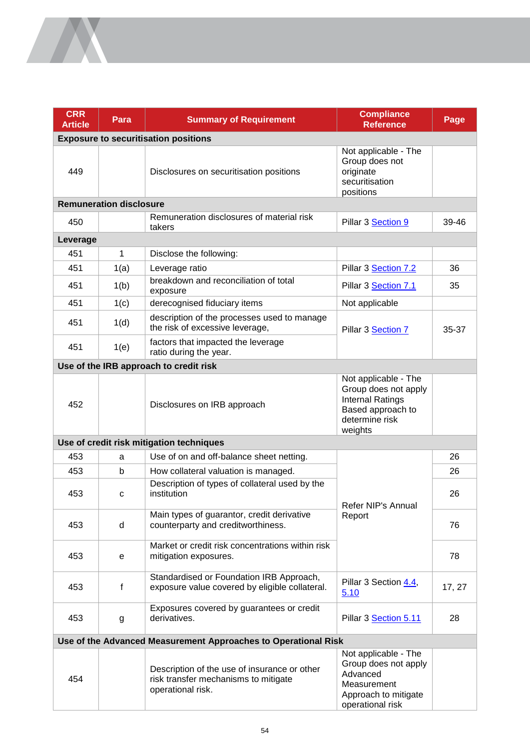| CRR Article | Para | Summary of Requirement | Compliance Reference | Page |
|---|---|---|---|---|
| **Exposure to securitisation positions** | | | | |
| 449 | | Disclosures on securitisation positions | Not applicable - The Group does not originate securitisation positions | |
| **Remuneration disclosure** | | | | |
| 450 | | Remuneration disclosures of material risk takers | Pillar 3 Section 9 | 39-46 |
| **Leverage** | | | | |
| 451 | 1 | Disclose the following: | | |
| 451 | 1(a) | Leverage ratio | Pillar 3 Section 7.2 | 36 |
| 451 | 1(b) | breakdown and reconciliation of total exposure | Pillar 3 Section 7.1 | 35 |
| 451 | 1(c) | derecognised fiduciary items | Not applicable | |
| 451 | 1(d) | description of the processes used to manage the risk of excessive leverage, | Pillar 3 Section 7 | 35-37 |
| 451 | 1(e) | factors that impacted the leverage ratio during the year. | Pillar 3 Section 7 | 35-37 |
| **Use of the IRB approach to credit risk** | | | | |
| 452 | | Disclosures on IRB approach | Not applicable - The Group does not apply Internal Ratings Based approach to determine risk weights | |
| **Use of credit risk mitigation techniques** | | | | |
| 453 | a | Use of on and off-balance sheet netting. | Refer NIP's Annual Report | 26 |
| 453 | b | How collateral valuation is managed. | Refer NIP's Annual Report | 26 |
| 453 | c | Description of types of collateral used by the institution | Refer NIP's Annual Report | 26 |
| 453 | d | Main types of guarantor, credit derivative counterparty and creditworthiness. | Refer NIP's Annual Report | 76 |
| 453 | e | Market or credit risk concentrations within risk mitigation exposures. | Refer NIP's Annual Report | 78 |
| 453 | f | Standardised or Foundation IRB Approach, exposure value covered by eligible collateral. | Pillar 3 Section 4.4, 5.10 | 17, 27 |
| 453 | g | Exposures covered by guarantees or credit derivatives. | Pillar 3 Section 5.11 | 28 |
| **Use of the Advanced Measurement Approaches to Operational Risk** | | | | |
| 454 | | Description of the use of insurance or other risk transfer mechanisms to mitigate operational risk. | Not applicable - The Group does not apply Advanced Measurement Approach to mitigate operational risk | |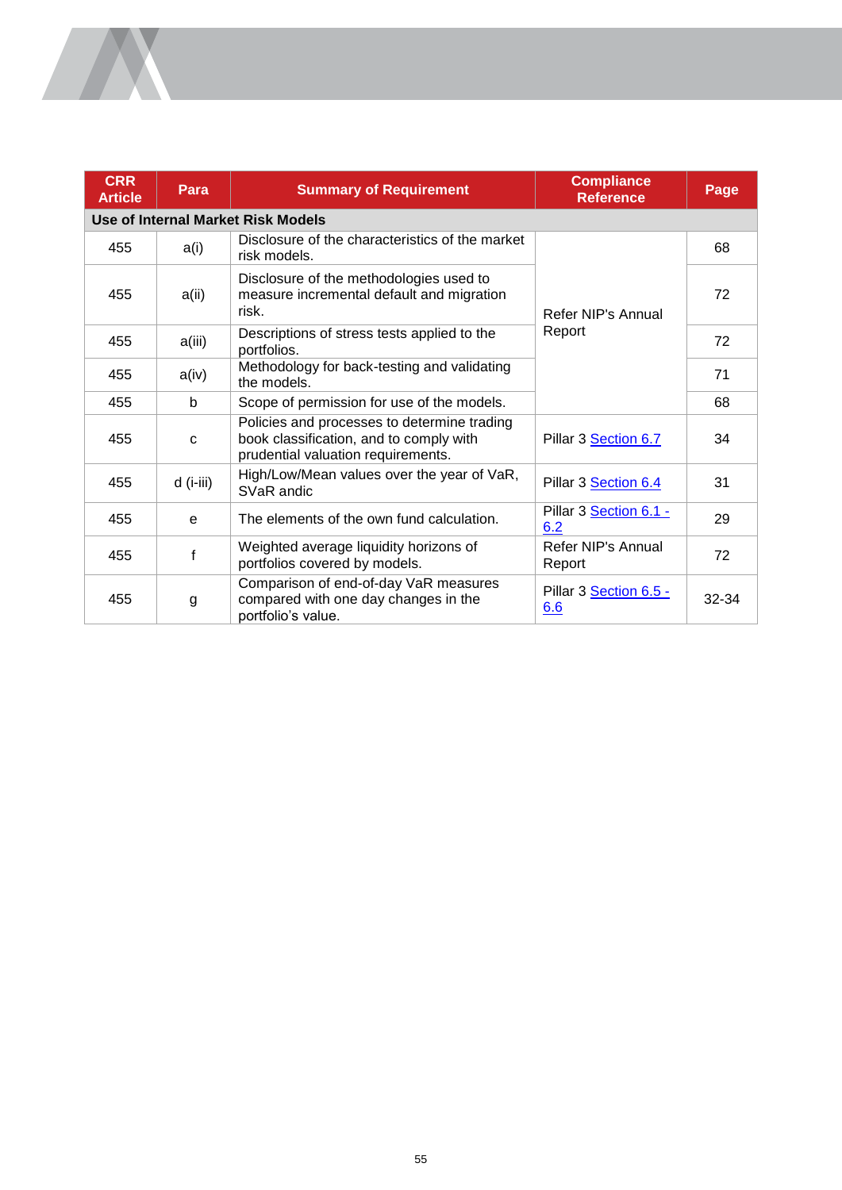| CRR Article | Para | Summary of Requirement | Compliance Reference | Page |
|---|---|---|---|---|
| **Use of Internal Market Risk Models** | | | | |
| 455 | a(i) | Disclosure of the characteristics of the market risk models. | Refer NIP's Annual Report | 68 |
| 455 | a(ii) | Disclosure of the methodologies used to measure incremental default and migration risk. | | 72 |
| 455 | a(iii) | Descriptions of stress tests applied to the portfolios. | | 72 |
| 455 | a(iv) | Methodology for back-testing and validating the models. | | 71 |
| 455 | b | Scope of permission for use of the models. | | 68 |
| 455 | c | Policies and processes to determine trading book classification, and to comply with prudential valuation requirements. | Pillar 3 Section 6.7 | 34 |
| 455 | d (i-iii) | High/Low/Mean values over the year of VaR, SVaR andic | Pillar 3 Section 6.4 | 31 |
| 455 | e | The elements of the own fund calculation. | Pillar 3 Section 6.1 - 6.2 | 29 |
| 455 | f | Weighted average liquidity horizons of portfolios covered by models. | Refer NIP's Annual Report | 72 |
| 455 | g | Comparison of end-of-day VaR measures compared with one day changes in the portfolio's value. | Pillar 3 Section 6.5 - 6.6 | 32-34 |